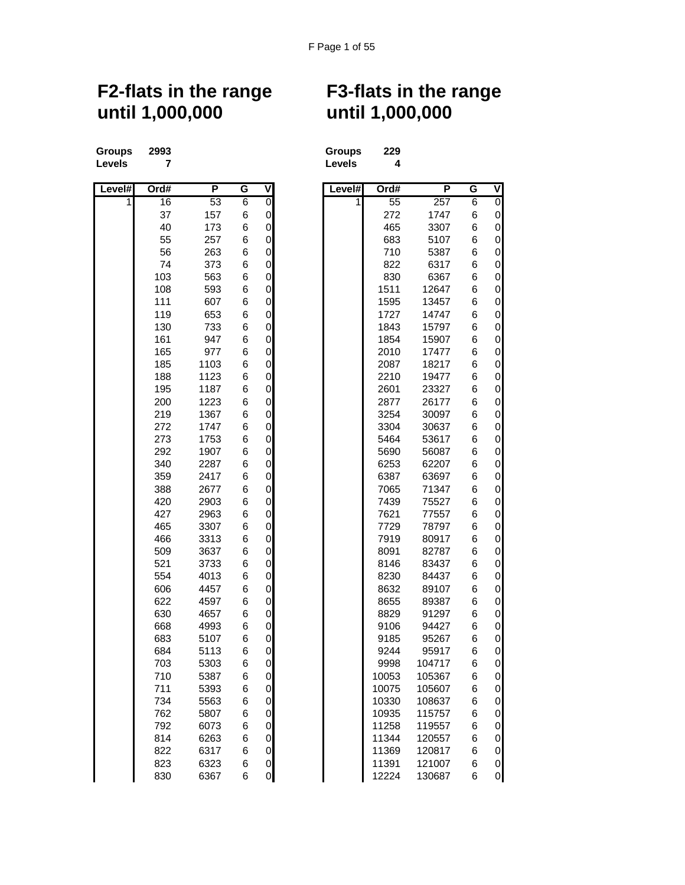## F2-flats in the range until 1,000,000

**Groups** 2993
**Levels** 7

| Level# | Ord# | P | G | V |
|---|---|---|---|---|
| 1 | 16 | 53 | 6 | 0 |
| | 37 | 157 | 6 | 0 |
| | 40 | 173 | 6 | 0 |
| | 55 | 257 | 6 | 0 |
| | 56 | 263 | 6 | 0 |
| | 74 | 373 | 6 | 0 |
| | 103 | 563 | 6 | 0 |
| | 108 | 593 | 6 | 0 |
| | 111 | 607 | 6 | 0 |
| | 119 | 653 | 6 | 0 |
| | 130 | 733 | 6 | 0 |
| | 161 | 947 | 6 | 0 |
| | 165 | 977 | 6 | 0 |
| | 185 | 1103 | 6 | 0 |
| | 188 | 1123 | 6 | 0 |
| | 195 | 1187 | 6 | 0 |
| | 200 | 1223 | 6 | 0 |
| | 219 | 1367 | 6 | 0 |
| | 272 | 1747 | 6 | 0 |
| | 273 | 1753 | 6 | 0 |
| | 292 | 1907 | 6 | 0 |
| | 340 | 2287 | 6 | 0 |
| | 359 | 2417 | 6 | 0 |
| | 388 | 2677 | 6 | 0 |
| | 420 | 2903 | 6 | 0 |
| | 427 | 2963 | 6 | 0 |
| | 465 | 3307 | 6 | 0 |
| | 466 | 3313 | 6 | 0 |
| | 509 | 3637 | 6 | 0 |
| | 521 | 3733 | 6 | 0 |
| | 554 | 4013 | 6 | 0 |
| | 606 | 4457 | 6 | 0 |
| | 622 | 4597 | 6 | 0 |
| | 630 | 4657 | 6 | 0 |
| | 668 | 4993 | 6 | 0 |
| | 683 | 5107 | 6 | 0 |
| | 684 | 5113 | 6 | 0 |
| | 703 | 5303 | 6 | 0 |
| | 710 | 5387 | 6 | 0 |
| | 711 | 5393 | 6 | 0 |
| | 734 | 5563 | 6 | 0 |
| | 762 | 5807 | 6 | 0 |
| | 792 | 6073 | 6 | 0 |
| | 814 | 6263 | 6 | 0 |
| | 822 | 6317 | 6 | 0 |
| | 823 | 6323 | 6 | 0 |
| | 830 | 6367 | 6 | 0 |

## F3-flats in the range until 1,000,000

**Groups** 229
**Levels** 4

| Level# | Ord# | P | G | V |
|---|---|---|---|---|
| 1 | 55 | 257 | 6 | 0 |
| | 272 | 1747 | 6 | 0 |
| | 465 | 3307 | 6 | 0 |
| | 683 | 5107 | 6 | 0 |
| | 710 | 5387 | 6 | 0 |
| | 822 | 6317 | 6 | 0 |
| | 830 | 6367 | 6 | 0 |
| | 1511 | 12647 | 6 | 0 |
| | 1595 | 13457 | 6 | 0 |
| | 1727 | 14747 | 6 | 0 |
| | 1843 | 15797 | 6 | 0 |
| | 1854 | 15907 | 6 | 0 |
| | 2010 | 17477 | 6 | 0 |
| | 2087 | 18217 | 6 | 0 |
| | 2210 | 19477 | 6 | 0 |
| | 2601 | 23327 | 6 | 0 |
| | 2877 | 26177 | 6 | 0 |
| | 3254 | 30097 | 6 | 0 |
| | 3304 | 30637 | 6 | 0 |
| | 5464 | 53617 | 6 | 0 |
| | 5690 | 56087 | 6 | 0 |
| | 6253 | 62207 | 6 | 0 |
| | 6387 | 63697 | 6 | 0 |
| | 7065 | 71347 | 6 | 0 |
| | 7439 | 75527 | 6 | 0 |
| | 7621 | 77557 | 6 | 0 |
| | 7729 | 78797 | 6 | 0 |
| | 7919 | 80917 | 6 | 0 |
| | 8091 | 82787 | 6 | 0 |
| | 8146 | 83437 | 6 | 0 |
| | 8230 | 84437 | 6 | 0 |
| | 8632 | 89107 | 6 | 0 |
| | 8655 | 89387 | 6 | 0 |
| | 8829 | 91297 | 6 | 0 |
| | 9106 | 94427 | 6 | 0 |
| | 9185 | 95267 | 6 | 0 |
| | 9244 | 95917 | 6 | 0 |
| | 9998 | 104717 | 6 | 0 |
| | 10053 | 105367 | 6 | 0 |
| | 10075 | 105607 | 6 | 0 |
| | 10330 | 108637 | 6 | 0 |
| | 10935 | 115757 | 6 | 0 |
| | 11258 | 119557 | 6 | 0 |
| | 11344 | 120557 | 6 | 0 |
| | 11369 | 120817 | 6 | 0 |
| | 11391 | 121007 | 6 | 0 |
| | 12224 | 130687 | 6 | 0 |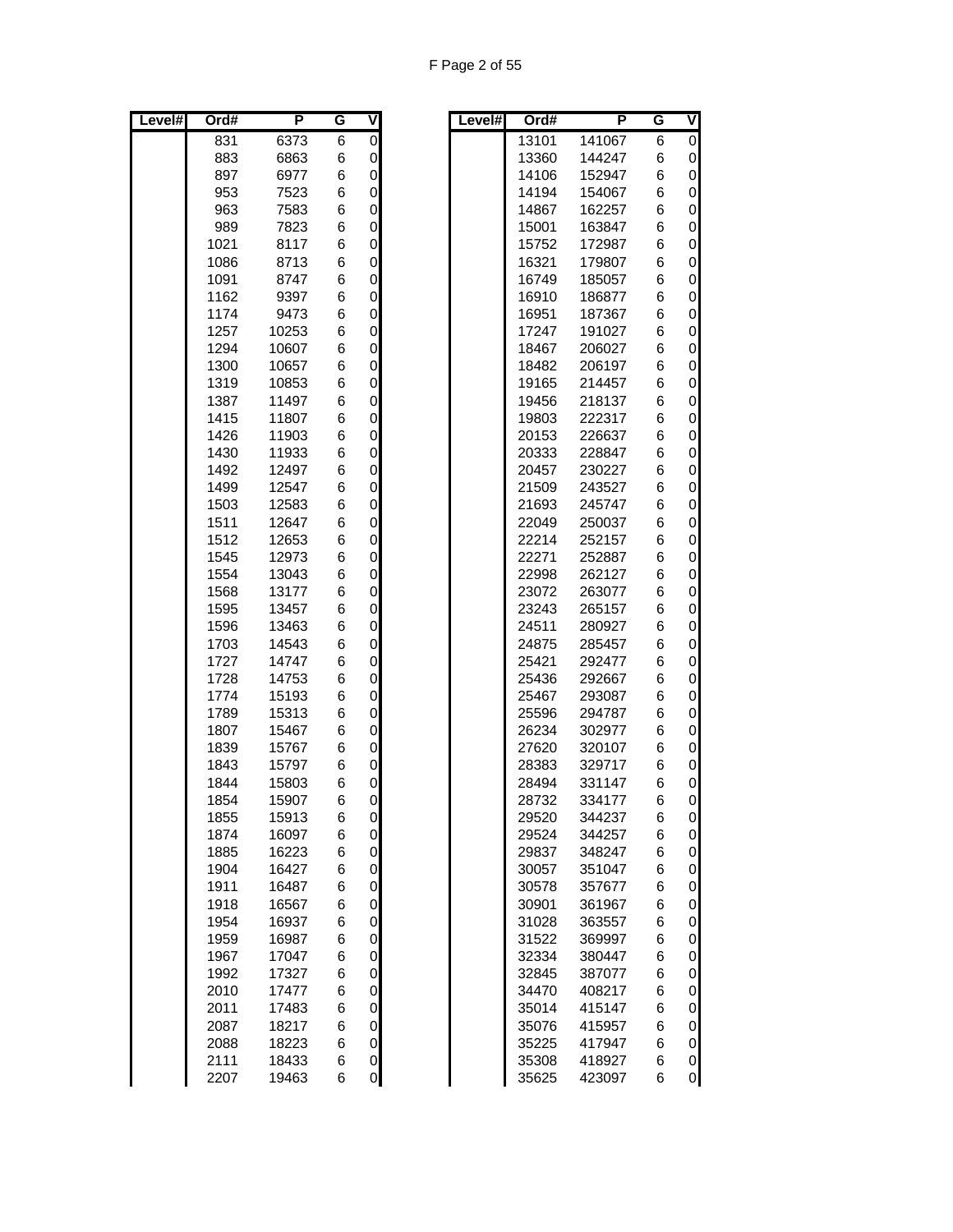| Level# | Ord# | P | G | V |
|---|---|---|---|---|
| | 831 | 6373 | 6 | 0 |
| | 883 | 6863 | 6 | 0 |
| | 897 | 6977 | 6 | 0 |
| | 953 | 7523 | 6 | 0 |
| | 963 | 7583 | 6 | 0 |
| | 989 | 7823 | 6 | 0 |
| | 1021 | 8117 | 6 | 0 |
| | 1086 | 8713 | 6 | 0 |
| | 1091 | 8747 | 6 | 0 |
| | 1162 | 9397 | 6 | 0 |
| | 1174 | 9473 | 6 | 0 |
| | 1257 | 10253 | 6 | 0 |
| | 1294 | 10607 | 6 | 0 |
| | 1300 | 10657 | 6 | 0 |
| | 1319 | 10853 | 6 | 0 |
| | 1387 | 11497 | 6 | 0 |
| | 1415 | 11807 | 6 | 0 |
| | 1426 | 11903 | 6 | 0 |
| | 1430 | 11933 | 6 | 0 |
| | 1492 | 12497 | 6 | 0 |
| | 1499 | 12547 | 6 | 0 |
| | 1503 | 12583 | 6 | 0 |
| | 1511 | 12647 | 6 | 0 |
| | 1512 | 12653 | 6 | 0 |
| | 1545 | 12973 | 6 | 0 |
| | 1554 | 13043 | 6 | 0 |
| | 1568 | 13177 | 6 | 0 |
| | 1595 | 13457 | 6 | 0 |
| | 1596 | 13463 | 6 | 0 |
| | 1703 | 14543 | 6 | 0 |
| | 1727 | 14747 | 6 | 0 |
| | 1728 | 14753 | 6 | 0 |
| | 1774 | 15193 | 6 | 0 |
| | 1789 | 15313 | 6 | 0 |
| | 1807 | 15467 | 6 | 0 |
| | 1839 | 15767 | 6 | 0 |
| | 1843 | 15797 | 6 | 0 |
| | 1844 | 15803 | 6 | 0 |
| | 1854 | 15907 | 6 | 0 |
| | 1855 | 15913 | 6 | 0 |
| | 1874 | 16097 | 6 | 0 |
| | 1885 | 16223 | 6 | 0 |
| | 1904 | 16427 | 6 | 0 |
| | 1911 | 16487 | 6 | 0 |
| | 1918 | 16567 | 6 | 0 |
| | 1954 | 16937 | 6 | 0 |
| | 1959 | 16987 | 6 | 0 |
| | 1967 | 17047 | 6 | 0 |
| | 1992 | 17327 | 6 | 0 |
| | 2010 | 17477 | 6 | 0 |
| | 2011 | 17483 | 6 | 0 |
| | 2087 | 18217 | 6 | 0 |
| | 2088 | 18223 | 6 | 0 |
| | 2111 | 18433 | 6 | 0 |
| | 2207 | 19463 | 6 | 0 |
| | 13101 | 141067 | 6 | 0 |
| | 13360 | 144247 | 6 | 0 |
| | 14106 | 152947 | 6 | 0 |
| | 14194 | 154067 | 6 | 0 |
| | 14867 | 162257 | 6 | 0 |
| | 15001 | 163847 | 6 | 0 |
| | 15752 | 172987 | 6 | 0 |
| | 16321 | 179807 | 6 | 0 |
| | 16749 | 185057 | 6 | 0 |
| | 16910 | 186877 | 6 | 0 |
| | 16951 | 187367 | 6 | 0 |
| | 17247 | 191027 | 6 | 0 |
| | 18467 | 206027 | 6 | 0 |
| | 18482 | 206197 | 6 | 0 |
| | 19165 | 214457 | 6 | 0 |
| | 19456 | 218137 | 6 | 0 |
| | 19803 | 222317 | 6 | 0 |
| | 20153 | 226637 | 6 | 0 |
| | 20333 | 228847 | 6 | 0 |
| | 20457 | 230227 | 6 | 0 |
| | 21509 | 243527 | 6 | 0 |
| | 21693 | 245747 | 6 | 0 |
| | 22049 | 250037 | 6 | 0 |
| | 22214 | 252157 | 6 | 0 |
| | 22271 | 252887 | 6 | 0 |
| | 22998 | 262127 | 6 | 0 |
| | 23072 | 263077 | 6 | 0 |
| | 23243 | 265157 | 6 | 0 |
| | 24511 | 280927 | 6 | 0 |
| | 24875 | 285457 | 6 | 0 |
| | 25421 | 292477 | 6 | 0 |
| | 25436 | 292667 | 6 | 0 |
| | 25467 | 293087 | 6 | 0 |
| | 25596 | 294787 | 6 | 0 |
| | 26234 | 302977 | 6 | 0 |
| | 27620 | 320107 | 6 | 0 |
| | 28383 | 329717 | 6 | 0 |
| | 28494 | 331147 | 6 | 0 |
| | 28732 | 334177 | 6 | 0 |
| | 29520 | 344237 | 6 | 0 |
| | 29524 | 344257 | 6 | 0 |
| | 29837 | 348247 | 6 | 0 |
| | 30057 | 351047 | 6 | 0 |
| | 30578 | 357677 | 6 | 0 |
| | 30901 | 361967 | 6 | 0 |
| | 31028 | 363557 | 6 | 0 |
| | 31522 | 369997 | 6 | 0 |
| | 32334 | 380447 | 6 | 0 |
| | 32845 | 387077 | 6 | 0 |
| | 34470 | 408217 | 6 | 0 |
| | 35014 | 415147 | 6 | 0 |
| | 35076 | 415957 | 6 | 0 |
| | 35225 | 417947 | 6 | 0 |
| | 35308 | 418927 | 6 | 0 |
| | 35625 | 423097 | 6 | 0 |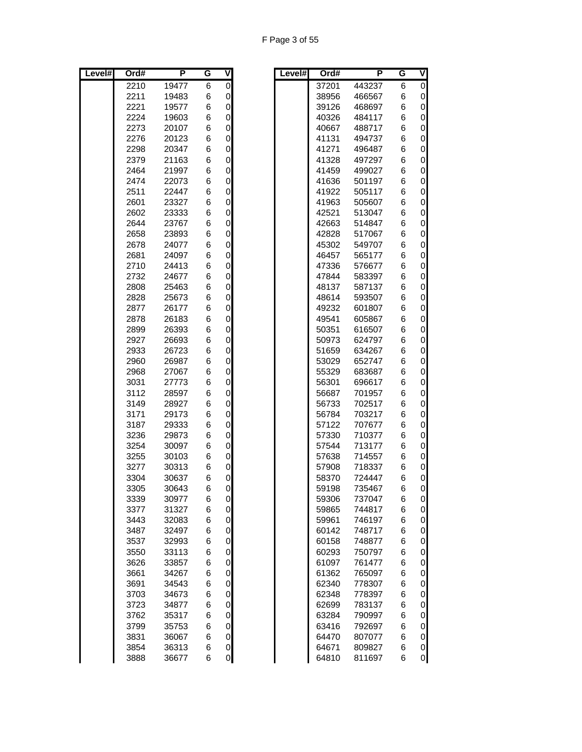| Level# | Ord# | P | G | V |
|---|---|---|---|---|
| | 2210 | 19477 | 6 | 0 |
| | 2211 | 19483 | 6 | 0 |
| | 2221 | 19577 | 6 | 0 |
| | 2224 | 19603 | 6 | 0 |
| | 2273 | 20107 | 6 | 0 |
| | 2276 | 20123 | 6 | 0 |
| | 2298 | 20347 | 6 | 0 |
| | 2379 | 21163 | 6 | 0 |
| | 2464 | 21997 | 6 | 0 |
| | 2474 | 22073 | 6 | 0 |
| | 2511 | 22447 | 6 | 0 |
| | 2601 | 23327 | 6 | 0 |
| | 2602 | 23333 | 6 | 0 |
| | 2644 | 23767 | 6 | 0 |
| | 2658 | 23893 | 6 | 0 |
| | 2678 | 24077 | 6 | 0 |
| | 2681 | 24097 | 6 | 0 |
| | 2710 | 24413 | 6 | 0 |
| | 2732 | 24677 | 6 | 0 |
| | 2808 | 25463 | 6 | 0 |
| | 2828 | 25673 | 6 | 0 |
| | 2877 | 26177 | 6 | 0 |
| | 2878 | 26183 | 6 | 0 |
| | 2899 | 26393 | 6 | 0 |
| | 2927 | 26693 | 6 | 0 |
| | 2933 | 26723 | 6 | 0 |
| | 2960 | 26987 | 6 | 0 |
| | 2968 | 27067 | 6 | 0 |
| | 3031 | 27773 | 6 | 0 |
| | 3112 | 28597 | 6 | 0 |
| | 3149 | 28927 | 6 | 0 |
| | 3171 | 29173 | 6 | 0 |
| | 3187 | 29333 | 6 | 0 |
| | 3236 | 29873 | 6 | 0 |
| | 3254 | 30097 | 6 | 0 |
| | 3255 | 30103 | 6 | 0 |
| | 3277 | 30313 | 6 | 0 |
| | 3304 | 30637 | 6 | 0 |
| | 3305 | 30643 | 6 | 0 |
| | 3339 | 30977 | 6 | 0 |
| | 3377 | 31327 | 6 | 0 |
| | 3443 | 32083 | 6 | 0 |
| | 3487 | 32497 | 6 | 0 |
| | 3537 | 32993 | 6 | 0 |
| | 3550 | 33113 | 6 | 0 |
| | 3626 | 33857 | 6 | 0 |
| | 3661 | 34267 | 6 | 0 |
| | 3691 | 34543 | 6 | 0 |
| | 3703 | 34673 | 6 | 0 |
| | 3723 | 34877 | 6 | 0 |
| | 3762 | 35317 | 6 | 0 |
| | 3799 | 35753 | 6 | 0 |
| | 3831 | 36067 | 6 | 0 |
| | 3854 | 36313 | 6 | 0 |
| | 3888 | 36677 | 6 | 0 |
| | 37201 | 443237 | 6 | 0 |
| | 38956 | 466567 | 6 | 0 |
| | 39126 | 468697 | 6 | 0 |
| | 40326 | 484117 | 6 | 0 |
| | 40667 | 488717 | 6 | 0 |
| | 41131 | 494737 | 6 | 0 |
| | 41271 | 496487 | 6 | 0 |
| | 41328 | 497297 | 6 | 0 |
| | 41459 | 499027 | 6 | 0 |
| | 41636 | 501197 | 6 | 0 |
| | 41922 | 505117 | 6 | 0 |
| | 41963 | 505607 | 6 | 0 |
| | 42521 | 513047 | 6 | 0 |
| | 42663 | 514847 | 6 | 0 |
| | 42828 | 517067 | 6 | 0 |
| | 45302 | 549707 | 6 | 0 |
| | 46457 | 565177 | 6 | 0 |
| | 47336 | 576677 | 6 | 0 |
| | 47844 | 583397 | 6 | 0 |
| | 48137 | 587137 | 6 | 0 |
| | 48614 | 593507 | 6 | 0 |
| | 49232 | 601807 | 6 | 0 |
| | 49541 | 605867 | 6 | 0 |
| | 50351 | 616507 | 6 | 0 |
| | 50973 | 624797 | 6 | 0 |
| | 51659 | 634267 | 6 | 0 |
| | 53029 | 652747 | 6 | 0 |
| | 55329 | 683687 | 6 | 0 |
| | 56301 | 696617 | 6 | 0 |
| | 56687 | 701957 | 6 | 0 |
| | 56733 | 702517 | 6 | 0 |
| | 56784 | 703217 | 6 | 0 |
| | 57122 | 707677 | 6 | 0 |
| | 57330 | 710377 | 6 | 0 |
| | 57544 | 713177 | 6 | 0 |
| | 57638 | 714557 | 6 | 0 |
| | 57908 | 718337 | 6 | 0 |
| | 58370 | 724447 | 6 | 0 |
| | 59198 | 735467 | 6 | 0 |
| | 59306 | 737047 | 6 | 0 |
| | 59865 | 744817 | 6 | 0 |
| | 59961 | 746197 | 6 | 0 |
| | 60142 | 748717 | 6 | 0 |
| | 60158 | 748877 | 6 | 0 |
| | 60293 | 750797 | 6 | 0 |
| | 61097 | 761477 | 6 | 0 |
| | 61362 | 765097 | 6 | 0 |
| | 62340 | 778307 | 6 | 0 |
| | 62348 | 778397 | 6 | 0 |
| | 62699 | 783137 | 6 | 0 |
| | 63284 | 790997 | 6 | 0 |
| | 63416 | 792697 | 6 | 0 |
| | 64470 | 807077 | 6 | 0 |
| | 64671 | 809827 | 6 | 0 |
| | 64810 | 811697 | 6 | 0 |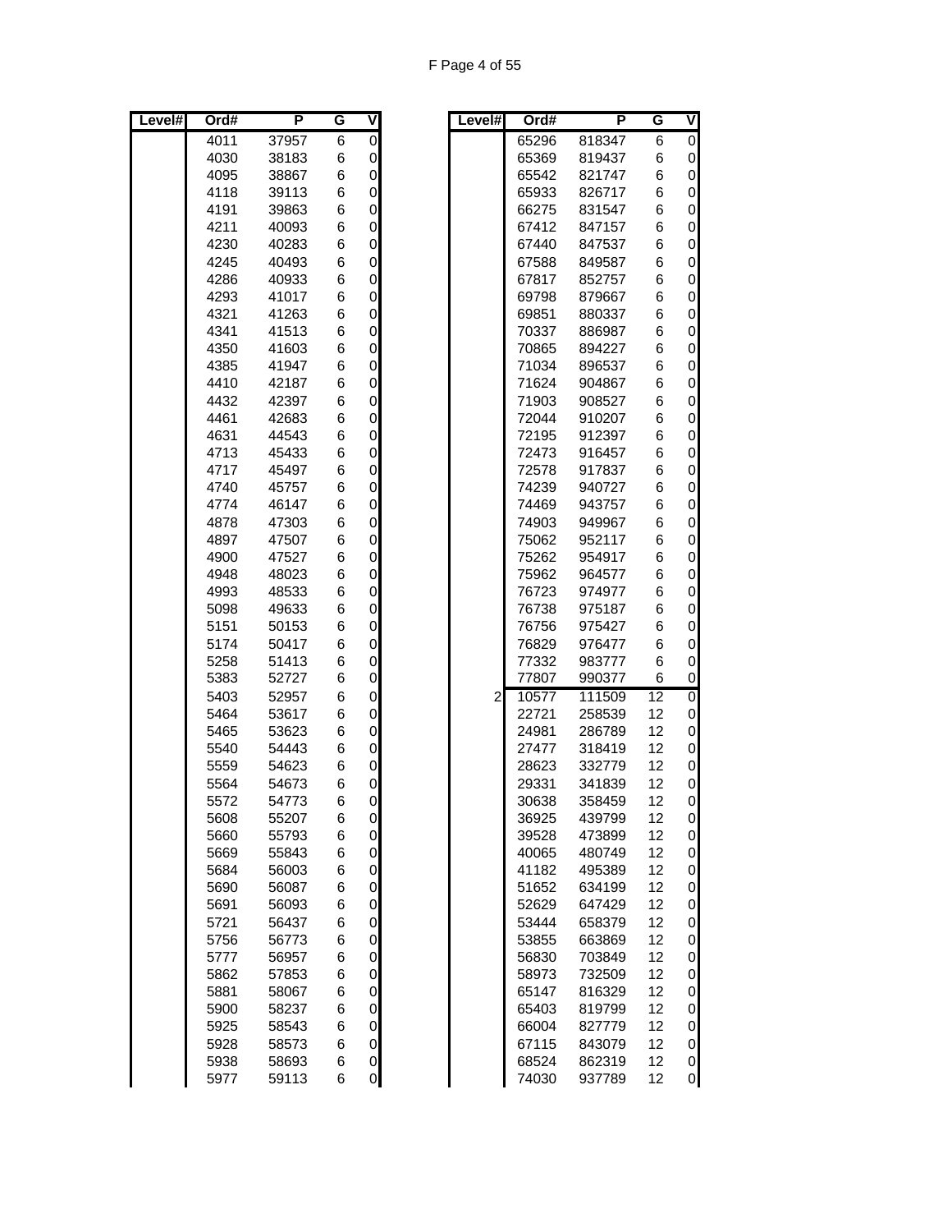| Level# | Ord# | P | G | V |
|---|---|---|---|---|
| | 4011 | 37957 | 6 | 0 |
| | 4030 | 38183 | 6 | 0 |
| | 4095 | 38867 | 6 | 0 |
| | 4118 | 39113 | 6 | 0 |
| | 4191 | 39863 | 6 | 0 |
| | 4211 | 40093 | 6 | 0 |
| | 4230 | 40283 | 6 | 0 |
| | 4245 | 40493 | 6 | 0 |
| | 4286 | 40933 | 6 | 0 |
| | 4293 | 41017 | 6 | 0 |
| | 4321 | 41263 | 6 | 0 |
| | 4341 | 41513 | 6 | 0 |
| | 4350 | 41603 | 6 | 0 |
| | 4385 | 41947 | 6 | 0 |
| | 4410 | 42187 | 6 | 0 |
| | 4432 | 42397 | 6 | 0 |
| | 4461 | 42683 | 6 | 0 |
| | 4631 | 44543 | 6 | 0 |
| | 4713 | 45433 | 6 | 0 |
| | 4717 | 45497 | 6 | 0 |
| | 4740 | 45757 | 6 | 0 |
| | 4774 | 46147 | 6 | 0 |
| | 4878 | 47303 | 6 | 0 |
| | 4897 | 47507 | 6 | 0 |
| | 4900 | 47527 | 6 | 0 |
| | 4948 | 48023 | 6 | 0 |
| | 4993 | 48533 | 6 | 0 |
| | 5098 | 49633 | 6 | 0 |
| | 5151 | 50153 | 6 | 0 |
| | 5174 | 50417 | 6 | 0 |
| | 5258 | 51413 | 6 | 0 |
| | 5383 | 52727 | 6 | 0 |
| | 5403 | 52957 | 6 | 0 |
| | 5464 | 53617 | 6 | 0 |
| | 5465 | 53623 | 6 | 0 |
| | 5540 | 54443 | 6 | 0 |
| | 5559 | 54623 | 6 | 0 |
| | 5564 | 54673 | 6 | 0 |
| | 5572 | 54773 | 6 | 0 |
| | 5608 | 55207 | 6 | 0 |
| | 5660 | 55793 | 6 | 0 |
| | 5669 | 55843 | 6 | 0 |
| | 5684 | 56003 | 6 | 0 |
| | 5690 | 56087 | 6 | 0 |
| | 5691 | 56093 | 6 | 0 |
| | 5721 | 56437 | 6 | 0 |
| | 5756 | 56773 | 6 | 0 |
| | 5777 | 56957 | 6 | 0 |
| | 5862 | 57853 | 6 | 0 |
| | 5881 | 58067 | 6 | 0 |
| | 5900 | 58237 | 6 | 0 |
| | 5925 | 58543 | 6 | 0 |
| | 5928 | 58573 | 6 | 0 |
| | 5938 | 58693 | 6 | 0 |
| | 5977 | 59113 | 6 | 0 |
| | 65296 | 818347 | 6 | 0 |
| | 65369 | 819437 | 6 | 0 |
| | 65542 | 821747 | 6 | 0 |
| | 65933 | 826717 | 6 | 0 |
| | 66275 | 831547 | 6 | 0 |
| | 67412 | 847157 | 6 | 0 |
| | 67440 | 847537 | 6 | 0 |
| | 67588 | 849587 | 6 | 0 |
| | 67817 | 852757 | 6 | 0 |
| | 69798 | 879667 | 6 | 0 |
| | 69851 | 880337 | 6 | 0 |
| | 70337 | 886987 | 6 | 0 |
| | 70865 | 894227 | 6 | 0 |
| | 71034 | 896537 | 6 | 0 |
| | 71624 | 904867 | 6 | 0 |
| | 71903 | 908527 | 6 | 0 |
| | 72044 | 910207 | 6 | 0 |
| | 72195 | 912397 | 6 | 0 |
| | 72473 | 916457 | 6 | 0 |
| | 72578 | 917837 | 6 | 0 |
| | 74239 | 940727 | 6 | 0 |
| | 74469 | 943757 | 6 | 0 |
| | 74903 | 949967 | 6 | 0 |
| | 75062 | 952117 | 6 | 0 |
| | 75262 | 954917 | 6 | 0 |
| | 75962 | 964577 | 6 | 0 |
| | 76723 | 974977 | 6 | 0 |
| | 76738 | 975187 | 6 | 0 |
| | 76756 | 975427 | 6 | 0 |
| | 76829 | 976477 | 6 | 0 |
| | 77332 | 983777 | 6 | 0 |
| | 77807 | 990377 | 6 | 0 |
| 2 | 10577 | 111509 | 12 | 0 |
| | 22721 | 258539 | 12 | 0 |
| | 24981 | 286789 | 12 | 0 |
| | 27477 | 318419 | 12 | 0 |
| | 28623 | 332779 | 12 | 0 |
| | 29331 | 341839 | 12 | 0 |
| | 30638 | 358459 | 12 | 0 |
| | 36925 | 439799 | 12 | 0 |
| | 39528 | 473899 | 12 | 0 |
| | 40065 | 480749 | 12 | 0 |
| | 41182 | 495389 | 12 | 0 |
| | 51652 | 634199 | 12 | 0 |
| | 52629 | 647429 | 12 | 0 |
| | 53444 | 658379 | 12 | 0 |
| | 53855 | 663869 | 12 | 0 |
| | 56830 | 703849 | 12 | 0 |
| | 58973 | 732509 | 12 | 0 |
| | 65147 | 816329 | 12 | 0 |
| | 65403 | 819799 | 12 | 0 |
| | 66004 | 827779 | 12 | 0 |
| | 67115 | 843079 | 12 | 0 |
| | 68524 | 862319 | 12 | 0 |
| | 74030 | 937789 | 12 | 0 |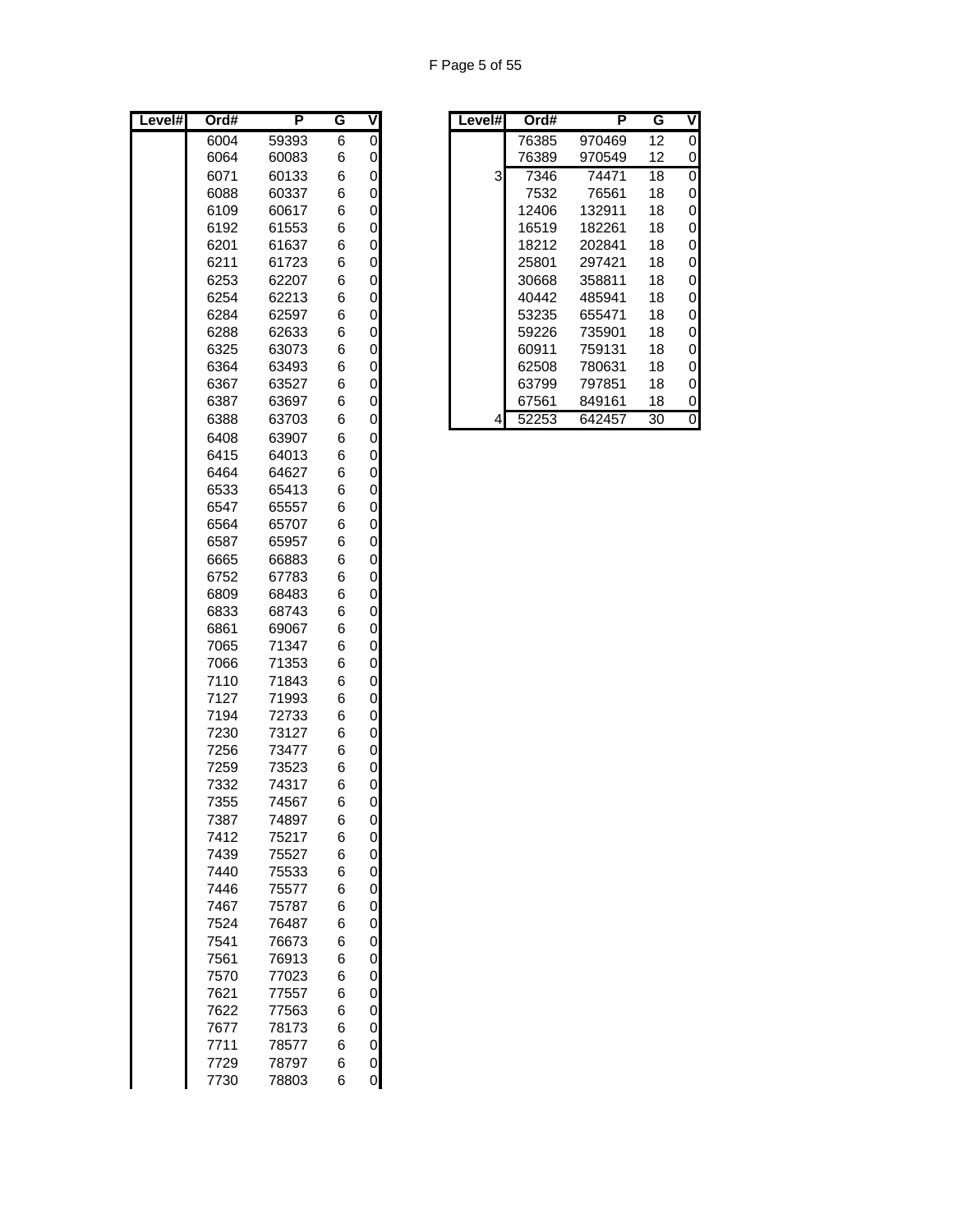| Level# | Ord# | P | G | V |
|---|---|---|---|---|
| | 6004 | 59393 | 6 | 0 |
| | 6064 | 60083 | 6 | 0 |
| | 6071 | 60133 | 6 | 0 |
| | 6088 | 60337 | 6 | 0 |
| | 6109 | 60617 | 6 | 0 |
| | 6192 | 61553 | 6 | 0 |
| | 6201 | 61637 | 6 | 0 |
| | 6211 | 61723 | 6 | 0 |
| | 6253 | 62207 | 6 | 0 |
| | 6254 | 62213 | 6 | 0 |
| | 6284 | 62597 | 6 | 0 |
| | 6288 | 62633 | 6 | 0 |
| | 6325 | 63073 | 6 | 0 |
| | 6364 | 63493 | 6 | 0 |
| | 6367 | 63527 | 6 | 0 |
| | 6387 | 63697 | 6 | 0 |
| | 6388 | 63703 | 6 | 0 |
| | 6408 | 63907 | 6 | 0 |
| | 6415 | 64013 | 6 | 0 |
| | 6464 | 64627 | 6 | 0 |
| | 6533 | 65413 | 6 | 0 |
| | 6547 | 65557 | 6 | 0 |
| | 6564 | 65707 | 6 | 0 |
| | 6587 | 65957 | 6 | 0 |
| | 6665 | 66883 | 6 | 0 |
| | 6752 | 67783 | 6 | 0 |
| | 6809 | 68483 | 6 | 0 |
| | 6833 | 68743 | 6 | 0 |
| | 6861 | 69067 | 6 | 0 |
| | 7065 | 71347 | 6 | 0 |
| | 7066 | 71353 | 6 | 0 |
| | 7110 | 71843 | 6 | 0 |
| | 7127 | 71993 | 6 | 0 |
| | 7194 | 72733 | 6 | 0 |
| | 7230 | 73127 | 6 | 0 |
| | 7256 | 73477 | 6 | 0 |
| | 7259 | 73523 | 6 | 0 |
| | 7332 | 74317 | 6 | 0 |
| | 7355 | 74567 | 6 | 0 |
| | 7387 | 74897 | 6 | 0 |
| | 7412 | 75217 | 6 | 0 |
| | 7439 | 75527 | 6 | 0 |
| | 7440 | 75533 | 6 | 0 |
| | 7446 | 75577 | 6 | 0 |
| | 7467 | 75787 | 6 | 0 |
| | 7524 | 76487 | 6 | 0 |
| | 7541 | 76673 | 6 | 0 |
| | 7561 | 76913 | 6 | 0 |
| | 7570 | 77023 | 6 | 0 |
| | 7621 | 77557 | 6 | 0 |
| | 7622 | 77563 | 6 | 0 |
| | 7677 | 78173 | 6 | 0 |
| | 7711 | 78577 | 6 | 0 |
| | 7729 | 78797 | 6 | 0 |
| | 7730 | 78803 | 6 | 0 |

| Level# | Ord# | P | G | V |
|---|---|---|---|---|
| | 76385 | 970469 | 12 | 0 |
| | 76389 | 970549 | 12 | 0 |
| 3 | 7346 | 74471 | 18 | 0 |
| | 7532 | 76561 | 18 | 0 |
| | 12406 | 132911 | 18 | 0 |
| | 16519 | 182261 | 18 | 0 |
| | 18212 | 202841 | 18 | 0 |
| | 25801 | 297421 | 18 | 0 |
| | 30668 | 358811 | 18 | 0 |
| | 40442 | 485941 | 18 | 0 |
| | 53235 | 655471 | 18 | 0 |
| | 59226 | 735901 | 18 | 0 |
| | 60911 | 759131 | 18 | 0 |
| | 62508 | 780631 | 18 | 0 |
| | 63799 | 797851 | 18 | 0 |
| | 67561 | 849161 | 18 | 0 |
| 4 | 52253 | 642457 | 30 | 0 |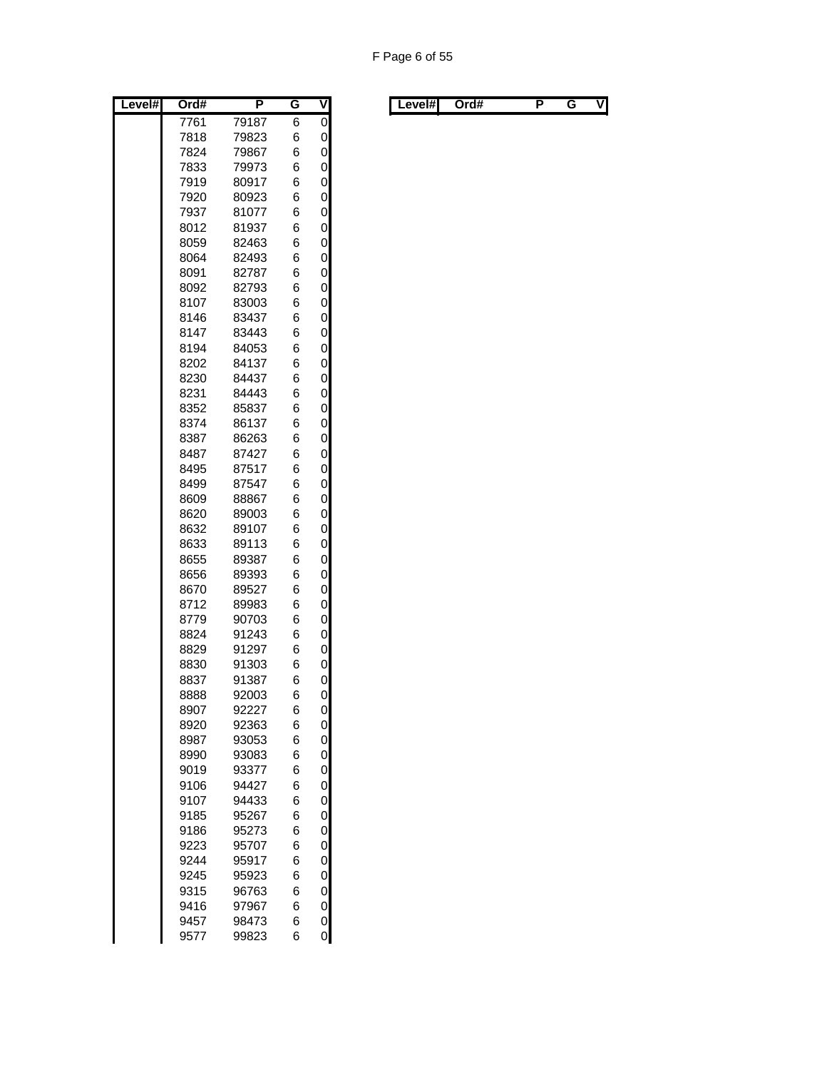| Level# | Ord# | P | G | V |
|---|---|---|---|---|
| | 7761 | 79187 | 6 | 0 |
| | 7818 | 79823 | 6 | 0 |
| | 7824 | 79867 | 6 | 0 |
| | 7833 | 79973 | 6 | 0 |
| | 7919 | 80917 | 6 | 0 |
| | 7920 | 80923 | 6 | 0 |
| | 7937 | 81077 | 6 | 0 |
| | 8012 | 81937 | 6 | 0 |
| | 8059 | 82463 | 6 | 0 |
| | 8064 | 82493 | 6 | 0 |
| | 8091 | 82787 | 6 | 0 |
| | 8092 | 82793 | 6 | 0 |
| | 8107 | 83003 | 6 | 0 |
| | 8146 | 83437 | 6 | 0 |
| | 8147 | 83443 | 6 | 0 |
| | 8194 | 84053 | 6 | 0 |
| | 8202 | 84137 | 6 | 0 |
| | 8230 | 84437 | 6 | 0 |
| | 8231 | 84443 | 6 | 0 |
| | 8352 | 85837 | 6 | 0 |
| | 8374 | 86137 | 6 | 0 |
| | 8387 | 86263 | 6 | 0 |
| | 8487 | 87427 | 6 | 0 |
| | 8495 | 87517 | 6 | 0 |
| | 8499 | 87547 | 6 | 0 |
| | 8609 | 88867 | 6 | 0 |
| | 8620 | 89003 | 6 | 0 |
| | 8632 | 89107 | 6 | 0 |
| | 8633 | 89113 | 6 | 0 |
| | 8655 | 89387 | 6 | 0 |
| | 8656 | 89393 | 6 | 0 |
| | 8670 | 89527 | 6 | 0 |
| | 8712 | 89983 | 6 | 0 |
| | 8779 | 90703 | 6 | 0 |
| | 8824 | 91243 | 6 | 0 |
| | 8829 | 91297 | 6 | 0 |
| | 8830 | 91303 | 6 | 0 |
| | 8837 | 91387 | 6 | 0 |
| | 8888 | 92003 | 6 | 0 |
| | 8907 | 92227 | 6 | 0 |
| | 8920 | 92363 | 6 | 0 |
| | 8987 | 93053 | 6 | 0 |
| | 8990 | 93083 | 6 | 0 |
| | 9019 | 93377 | 6 | 0 |
| | 9106 | 94427 | 6 | 0 |
| | 9107 | 94433 | 6 | 0 |
| | 9185 | 95267 | 6 | 0 |
| | 9186 | 95273 | 6 | 0 |
| | 9223 | 95707 | 6 | 0 |
| | 9244 | 95917 | 6 | 0 |
| | 9245 | 95923 | 6 | 0 |
| | 9315 | 96763 | 6 | 0 |
| | 9416 | 97967 | 6 | 0 |
| | 9457 | 98473 | 6 | 0 |
| | 9577 | 99823 | 6 | 0 |

| Level# | Ord# | P | G | V |
|---|---|---|---|---|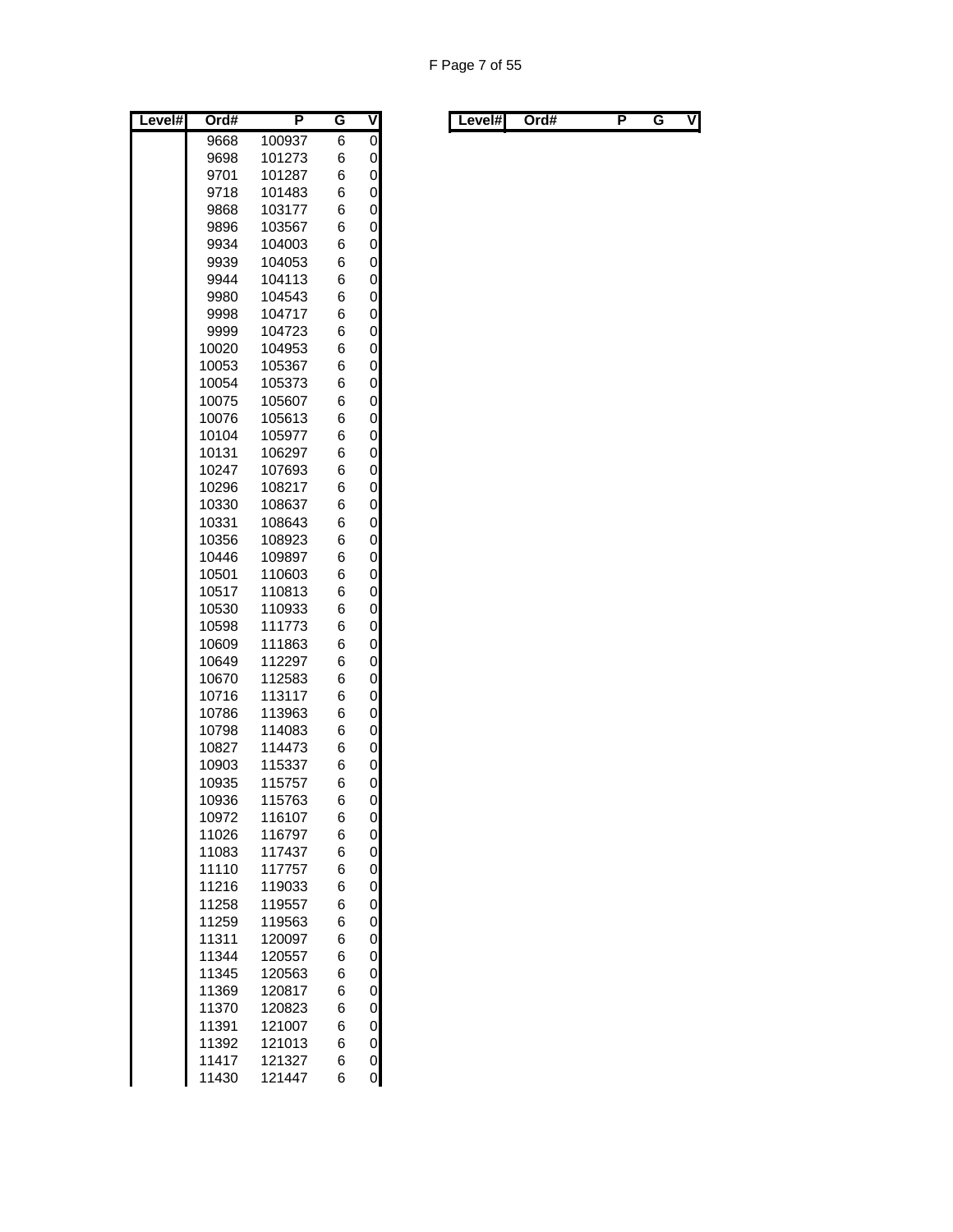| Level# | Ord# | P | G | V |
|---|---|---|---|---|
| | 9668 | 100937 | 6 | 0 |
| | 9698 | 101273 | 6 | 0 |
| | 9701 | 101287 | 6 | 0 |
| | 9718 | 101483 | 6 | 0 |
| | 9868 | 103177 | 6 | 0 |
| | 9896 | 103567 | 6 | 0 |
| | 9934 | 104003 | 6 | 0 |
| | 9939 | 104053 | 6 | 0 |
| | 9944 | 104113 | 6 | 0 |
| | 9980 | 104543 | 6 | 0 |
| | 9998 | 104717 | 6 | 0 |
| | 9999 | 104723 | 6 | 0 |
| | 10020 | 104953 | 6 | 0 |
| | 10053 | 105367 | 6 | 0 |
| | 10054 | 105373 | 6 | 0 |
| | 10075 | 105607 | 6 | 0 |
| | 10076 | 105613 | 6 | 0 |
| | 10104 | 105977 | 6 | 0 |
| | 10131 | 106297 | 6 | 0 |
| | 10247 | 107693 | 6 | 0 |
| | 10296 | 108217 | 6 | 0 |
| | 10330 | 108637 | 6 | 0 |
| | 10331 | 108643 | 6 | 0 |
| | 10356 | 108923 | 6 | 0 |
| | 10446 | 109897 | 6 | 0 |
| | 10501 | 110603 | 6 | 0 |
| | 10517 | 110813 | 6 | 0 |
| | 10530 | 110933 | 6 | 0 |
| | 10598 | 111773 | 6 | 0 |
| | 10609 | 111863 | 6 | 0 |
| | 10649 | 112297 | 6 | 0 |
| | 10670 | 112583 | 6 | 0 |
| | 10716 | 113117 | 6 | 0 |
| | 10786 | 113963 | 6 | 0 |
| | 10798 | 114083 | 6 | 0 |
| | 10827 | 114473 | 6 | 0 |
| | 10903 | 115337 | 6 | 0 |
| | 10935 | 115757 | 6 | 0 |
| | 10936 | 115763 | 6 | 0 |
| | 10972 | 116107 | 6 | 0 |
| | 11026 | 116797 | 6 | 0 |
| | 11083 | 117437 | 6 | 0 |
| | 11110 | 117757 | 6 | 0 |
| | 11216 | 119033 | 6 | 0 |
| | 11258 | 119557 | 6 | 0 |
| | 11259 | 119563 | 6 | 0 |
| | 11311 | 120097 | 6 | 0 |
| | 11344 | 120557 | 6 | 0 |
| | 11345 | 120563 | 6 | 0 |
| | 11369 | 120817 | 6 | 0 |
| | 11370 | 120823 | 6 | 0 |
| | 11391 | 121007 | 6 | 0 |
| | 11392 | 121013 | 6 | 0 |
| | 11417 | 121327 | 6 | 0 |
| | 11430 | 121447 | 6 | 0 |

| Level# | Ord# | P | G | V |
|---|---|---|---|---|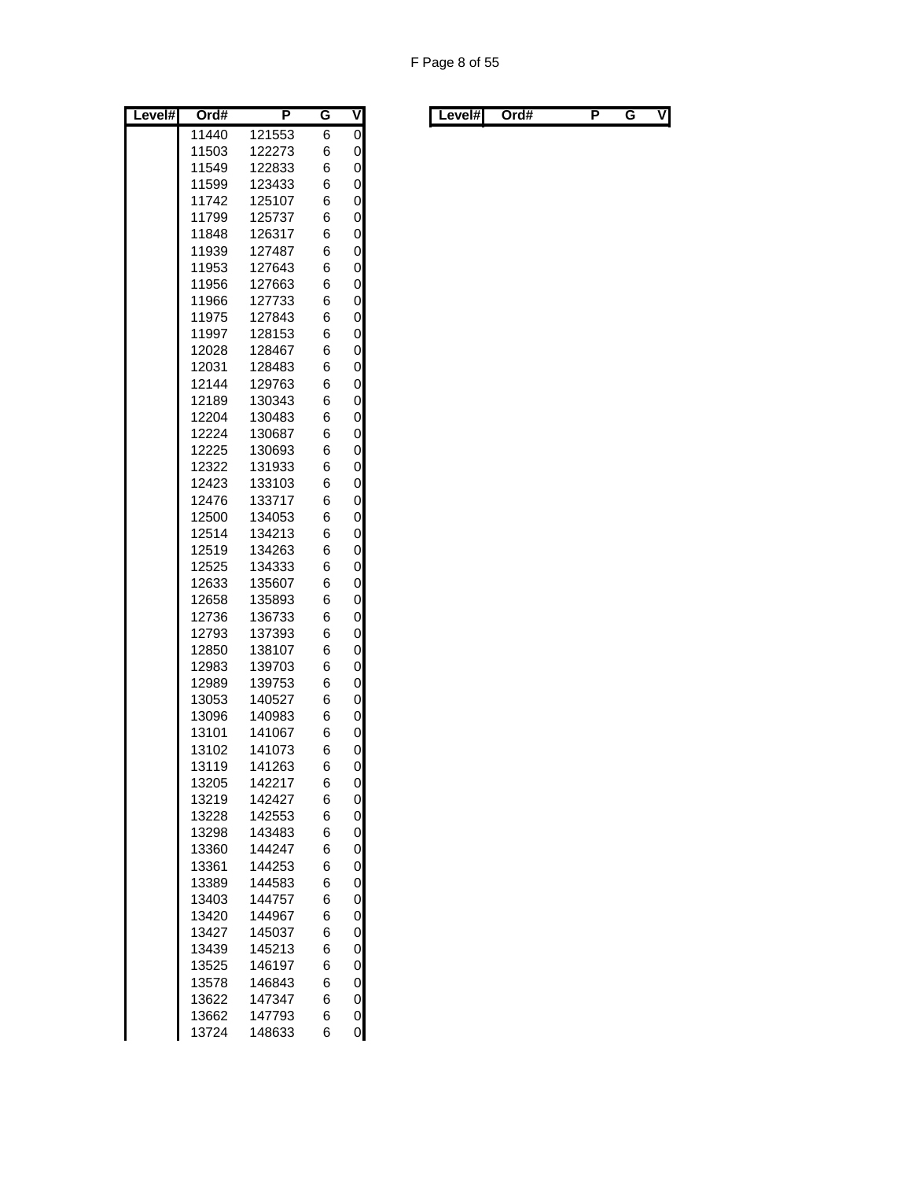| Level# | Ord# | P | G | V |
|---|---|---|---|---|
| | 11440 | 121553 | 6 | 0 |
| | 11503 | 122273 | 6 | 0 |
| | 11549 | 122833 | 6 | 0 |
| | 11599 | 123433 | 6 | 0 |
| | 11742 | 125107 | 6 | 0 |
| | 11799 | 125737 | 6 | 0 |
| | 11848 | 126317 | 6 | 0 |
| | 11939 | 127487 | 6 | 0 |
| | 11953 | 127643 | 6 | 0 |
| | 11956 | 127663 | 6 | 0 |
| | 11966 | 127733 | 6 | 0 |
| | 11975 | 127843 | 6 | 0 |
| | 11997 | 128153 | 6 | 0 |
| | 12028 | 128467 | 6 | 0 |
| | 12031 | 128483 | 6 | 0 |
| | 12144 | 129763 | 6 | 0 |
| | 12189 | 130343 | 6 | 0 |
| | 12204 | 130483 | 6 | 0 |
| | 12224 | 130687 | 6 | 0 |
| | 12225 | 130693 | 6 | 0 |
| | 12322 | 131933 | 6 | 0 |
| | 12423 | 133103 | 6 | 0 |
| | 12476 | 133717 | 6 | 0 |
| | 12500 | 134053 | 6 | 0 |
| | 12514 | 134213 | 6 | 0 |
| | 12519 | 134263 | 6 | 0 |
| | 12525 | 134333 | 6 | 0 |
| | 12633 | 135607 | 6 | 0 |
| | 12658 | 135893 | 6 | 0 |
| | 12736 | 136733 | 6 | 0 |
| | 12793 | 137393 | 6 | 0 |
| | 12850 | 138107 | 6 | 0 |
| | 12983 | 139703 | 6 | 0 |
| | 12989 | 139753 | 6 | 0 |
| | 13053 | 140527 | 6 | 0 |
| | 13096 | 140983 | 6 | 0 |
| | 13101 | 141067 | 6 | 0 |
| | 13102 | 141073 | 6 | 0 |
| | 13119 | 141263 | 6 | 0 |
| | 13205 | 142217 | 6 | 0 |
| | 13219 | 142427 | 6 | 0 |
| | 13228 | 142553 | 6 | 0 |
| | 13298 | 143483 | 6 | 0 |
| | 13360 | 144247 | 6 | 0 |
| | 13361 | 144253 | 6 | 0 |
| | 13389 | 144583 | 6 | 0 |
| | 13403 | 144757 | 6 | 0 |
| | 13420 | 144967 | 6 | 0 |
| | 13427 | 145037 | 6 | 0 |
| | 13439 | 145213 | 6 | 0 |
| | 13525 | 146197 | 6 | 0 |
| | 13578 | 146843 | 6 | 0 |
| | 13622 | 147347 | 6 | 0 |
| | 13662 | 147793 | 6 | 0 |
| | 13724 | 148633 | 6 | 0 |

| Level# | Ord# | P | G | V |
|---|---|---|---|---|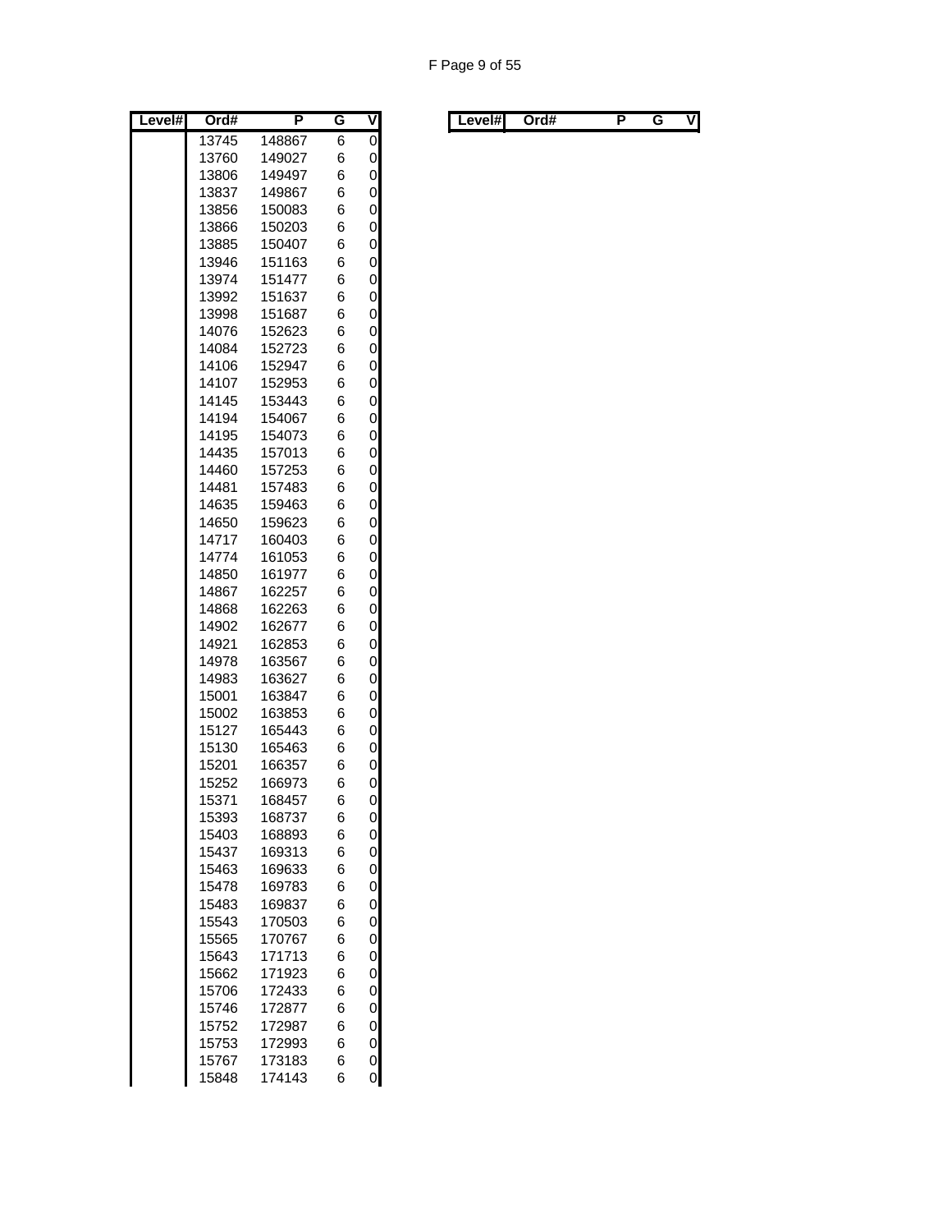| Level# | Ord# | P | G | V |
|---|---|---|---|---|
| | 13745 | 148867 | 6 | 0 |
| | 13760 | 149027 | 6 | 0 |
| | 13806 | 149497 | 6 | 0 |
| | 13837 | 149867 | 6 | 0 |
| | 13856 | 150083 | 6 | 0 |
| | 13866 | 150203 | 6 | 0 |
| | 13885 | 150407 | 6 | 0 |
| | 13946 | 151163 | 6 | 0 |
| | 13974 | 151477 | 6 | 0 |
| | 13992 | 151637 | 6 | 0 |
| | 13998 | 151687 | 6 | 0 |
| | 14076 | 152623 | 6 | 0 |
| | 14084 | 152723 | 6 | 0 |
| | 14106 | 152947 | 6 | 0 |
| | 14107 | 152953 | 6 | 0 |
| | 14145 | 153443 | 6 | 0 |
| | 14194 | 154067 | 6 | 0 |
| | 14195 | 154073 | 6 | 0 |
| | 14435 | 157013 | 6 | 0 |
| | 14460 | 157253 | 6 | 0 |
| | 14481 | 157483 | 6 | 0 |
| | 14635 | 159463 | 6 | 0 |
| | 14650 | 159623 | 6 | 0 |
| | 14717 | 160403 | 6 | 0 |
| | 14774 | 161053 | 6 | 0 |
| | 14850 | 161977 | 6 | 0 |
| | 14867 | 162257 | 6 | 0 |
| | 14868 | 162263 | 6 | 0 |
| | 14902 | 162677 | 6 | 0 |
| | 14921 | 162853 | 6 | 0 |
| | 14978 | 163567 | 6 | 0 |
| | 14983 | 163627 | 6 | 0 |
| | 15001 | 163847 | 6 | 0 |
| | 15002 | 163853 | 6 | 0 |
| | 15127 | 165443 | 6 | 0 |
| | 15130 | 165463 | 6 | 0 |
| | 15201 | 166357 | 6 | 0 |
| | 15252 | 166973 | 6 | 0 |
| | 15371 | 168457 | 6 | 0 |
| | 15393 | 168737 | 6 | 0 |
| | 15403 | 168893 | 6 | 0 |
| | 15437 | 169313 | 6 | 0 |
| | 15463 | 169633 | 6 | 0 |
| | 15478 | 169783 | 6 | 0 |
| | 15483 | 169837 | 6 | 0 |
| | 15543 | 170503 | 6 | 0 |
| | 15565 | 170767 | 6 | 0 |
| | 15643 | 171713 | 6 | 0 |
| | 15662 | 171923 | 6 | 0 |
| | 15706 | 172433 | 6 | 0 |
| | 15746 | 172877 | 6 | 0 |
| | 15752 | 172987 | 6 | 0 |
| | 15753 | 172993 | 6 | 0 |
| | 15767 | 173183 | 6 | 0 |
| | 15848 | 174143 | 6 | 0 |

| Level# | Ord# | P | G | V |
|---|---|---|---|---|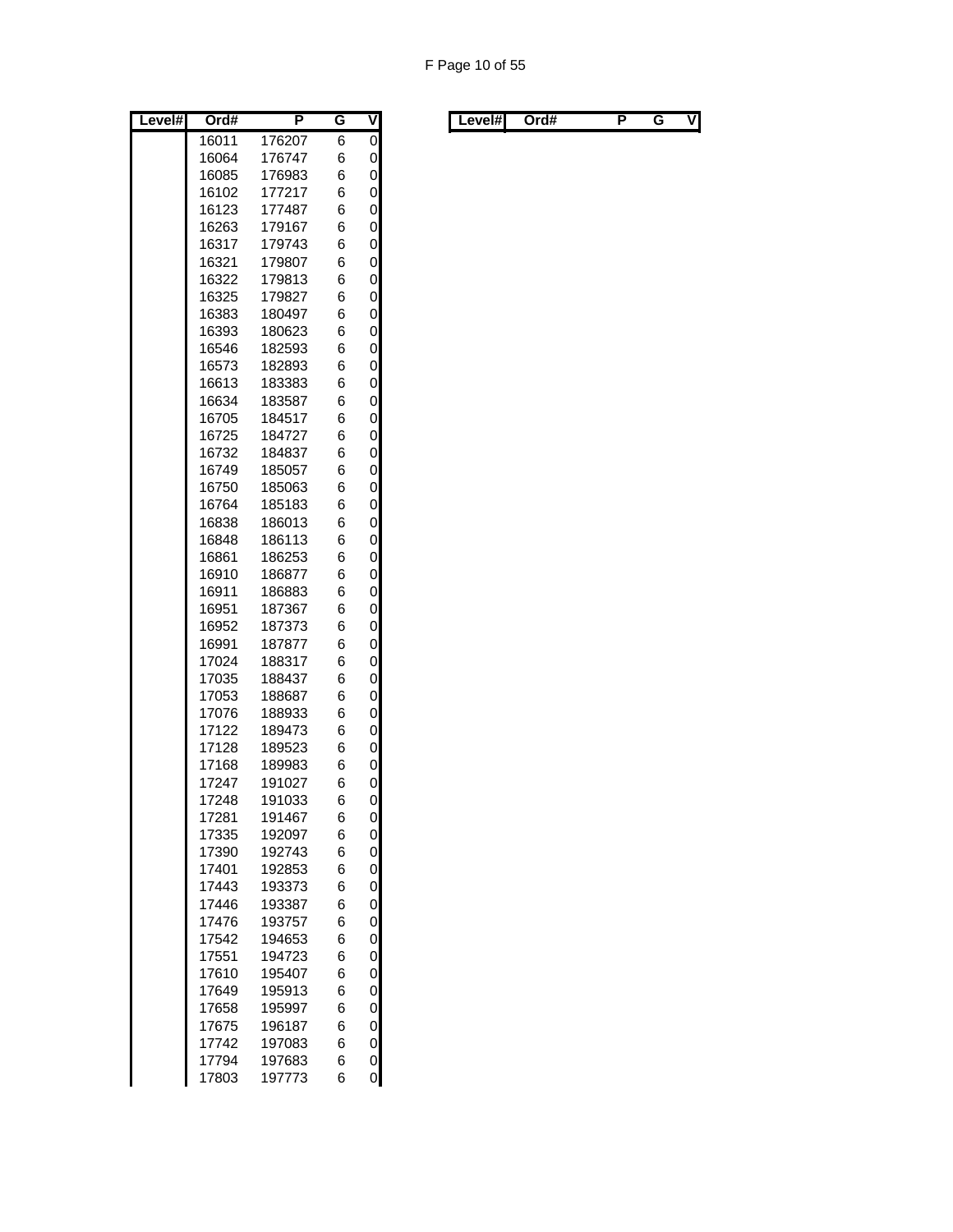| Level# | Ord# | P | G | V |
|---|---|---|---|---|
| | 16011 | 176207 | 6 | 0 |
| | 16064 | 176747 | 6 | 0 |
| | 16085 | 176983 | 6 | 0 |
| | 16102 | 177217 | 6 | 0 |
| | 16123 | 177487 | 6 | 0 |
| | 16263 | 179167 | 6 | 0 |
| | 16317 | 179743 | 6 | 0 |
| | 16321 | 179807 | 6 | 0 |
| | 16322 | 179813 | 6 | 0 |
| | 16325 | 179827 | 6 | 0 |
| | 16383 | 180497 | 6 | 0 |
| | 16393 | 180623 | 6 | 0 |
| | 16546 | 182593 | 6 | 0 |
| | 16573 | 182893 | 6 | 0 |
| | 16613 | 183383 | 6 | 0 |
| | 16634 | 183587 | 6 | 0 |
| | 16705 | 184517 | 6 | 0 |
| | 16725 | 184727 | 6 | 0 |
| | 16732 | 184837 | 6 | 0 |
| | 16749 | 185057 | 6 | 0 |
| | 16750 | 185063 | 6 | 0 |
| | 16764 | 185183 | 6 | 0 |
| | 16838 | 186013 | 6 | 0 |
| | 16848 | 186113 | 6 | 0 |
| | 16861 | 186253 | 6 | 0 |
| | 16910 | 186877 | 6 | 0 |
| | 16911 | 186883 | 6 | 0 |
| | 16951 | 187367 | 6 | 0 |
| | 16952 | 187373 | 6 | 0 |
| | 16991 | 187877 | 6 | 0 |
| | 17024 | 188317 | 6 | 0 |
| | 17035 | 188437 | 6 | 0 |
| | 17053 | 188687 | 6 | 0 |
| | 17076 | 188933 | 6 | 0 |
| | 17122 | 189473 | 6 | 0 |
| | 17128 | 189523 | 6 | 0 |
| | 17168 | 189983 | 6 | 0 |
| | 17247 | 191027 | 6 | 0 |
| | 17248 | 191033 | 6 | 0 |
| | 17281 | 191467 | 6 | 0 |
| | 17335 | 192097 | 6 | 0 |
| | 17390 | 192743 | 6 | 0 |
| | 17401 | 192853 | 6 | 0 |
| | 17443 | 193373 | 6 | 0 |
| | 17446 | 193387 | 6 | 0 |
| | 17476 | 193757 | 6 | 0 |
| | 17542 | 194653 | 6 | 0 |
| | 17551 | 194723 | 6 | 0 |
| | 17610 | 195407 | 6 | 0 |
| | 17649 | 195913 | 6 | 0 |
| | 17658 | 195997 | 6 | 0 |
| | 17675 | 196187 | 6 | 0 |
| | 17742 | 197083 | 6 | 0 |
| | 17794 | 197683 | 6 | 0 |
| | 17803 | 197773 | 6 | 0 |

| Level# | Ord# | P | G | V |
|---|---|---|---|---|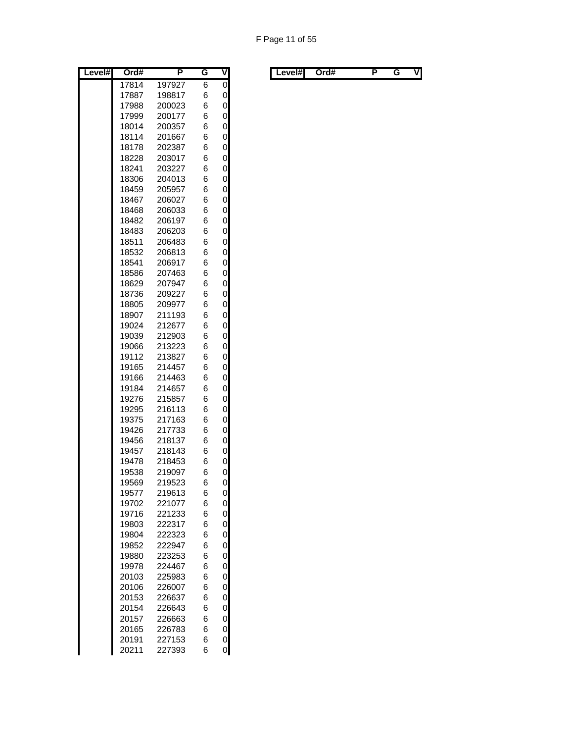| Level# | Ord# | P | G | V |
|---|---|---|---|---|
| | 17814 | 197927 | 6 | 0 |
| | 17887 | 198817 | 6 | 0 |
| | 17988 | 200023 | 6 | 0 |
| | 17999 | 200177 | 6 | 0 |
| | 18014 | 200357 | 6 | 0 |
| | 18114 | 201667 | 6 | 0 |
| | 18178 | 202387 | 6 | 0 |
| | 18228 | 203017 | 6 | 0 |
| | 18241 | 203227 | 6 | 0 |
| | 18306 | 204013 | 6 | 0 |
| | 18459 | 205957 | 6 | 0 |
| | 18467 | 206027 | 6 | 0 |
| | 18468 | 206033 | 6 | 0 |
| | 18482 | 206197 | 6 | 0 |
| | 18483 | 206203 | 6 | 0 |
| | 18511 | 206483 | 6 | 0 |
| | 18532 | 206813 | 6 | 0 |
| | 18541 | 206917 | 6 | 0 |
| | 18586 | 207463 | 6 | 0 |
| | 18629 | 207947 | 6 | 0 |
| | 18736 | 209227 | 6 | 0 |
| | 18805 | 209977 | 6 | 0 |
| | 18907 | 211193 | 6 | 0 |
| | 19024 | 212677 | 6 | 0 |
| | 19039 | 212903 | 6 | 0 |
| | 19066 | 213223 | 6 | 0 |
| | 19112 | 213827 | 6 | 0 |
| | 19165 | 214457 | 6 | 0 |
| | 19166 | 214463 | 6 | 0 |
| | 19184 | 214657 | 6 | 0 |
| | 19276 | 215857 | 6 | 0 |
| | 19295 | 216113 | 6 | 0 |
| | 19375 | 217163 | 6 | 0 |
| | 19426 | 217733 | 6 | 0 |
| | 19456 | 218137 | 6 | 0 |
| | 19457 | 218143 | 6 | 0 |
| | 19478 | 218453 | 6 | 0 |
| | 19538 | 219097 | 6 | 0 |
| | 19569 | 219523 | 6 | 0 |
| | 19577 | 219613 | 6 | 0 |
| | 19702 | 221077 | 6 | 0 |
| | 19716 | 221233 | 6 | 0 |
| | 19803 | 222317 | 6 | 0 |
| | 19804 | 222323 | 6 | 0 |
| | 19852 | 222947 | 6 | 0 |
| | 19880 | 223253 | 6 | 0 |
| | 19978 | 224467 | 6 | 0 |
| | 20103 | 225983 | 6 | 0 |
| | 20106 | 226007 | 6 | 0 |
| | 20153 | 226637 | 6 | 0 |
| | 20154 | 226643 | 6 | 0 |
| | 20157 | 226663 | 6 | 0 |
| | 20165 | 226783 | 6 | 0 |
| | 20191 | 227153 | 6 | 0 |
| | 20211 | 227393 | 6 | 0 |

| Level# | Ord# | P | G | V |
|---|---|---|---|---|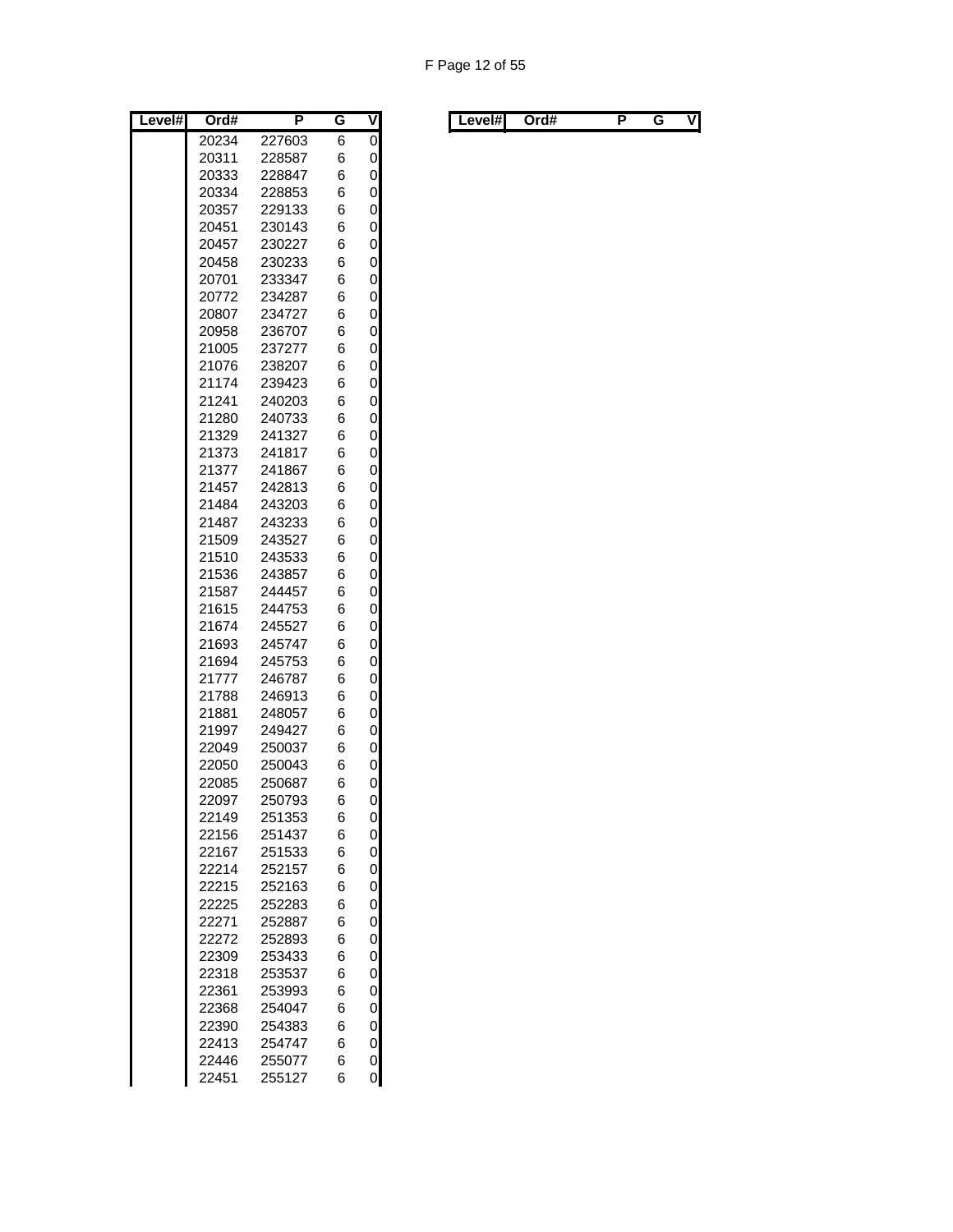| Level# | Ord# | P | G | V |
|---|---|---|---|---|
| | 20234 | 227603 | 6 | 0 |
| | 20311 | 228587 | 6 | 0 |
| | 20333 | 228847 | 6 | 0 |
| | 20334 | 228853 | 6 | 0 |
| | 20357 | 229133 | 6 | 0 |
| | 20451 | 230143 | 6 | 0 |
| | 20457 | 230227 | 6 | 0 |
| | 20458 | 230233 | 6 | 0 |
| | 20701 | 233347 | 6 | 0 |
| | 20772 | 234287 | 6 | 0 |
| | 20807 | 234727 | 6 | 0 |
| | 20958 | 236707 | 6 | 0 |
| | 21005 | 237277 | 6 | 0 |
| | 21076 | 238207 | 6 | 0 |
| | 21174 | 239423 | 6 | 0 |
| | 21241 | 240203 | 6 | 0 |
| | 21280 | 240733 | 6 | 0 |
| | 21329 | 241327 | 6 | 0 |
| | 21373 | 241817 | 6 | 0 |
| | 21377 | 241867 | 6 | 0 |
| | 21457 | 242813 | 6 | 0 |
| | 21484 | 243203 | 6 | 0 |
| | 21487 | 243233 | 6 | 0 |
| | 21509 | 243527 | 6 | 0 |
| | 21510 | 243533 | 6 | 0 |
| | 21536 | 243857 | 6 | 0 |
| | 21587 | 244457 | 6 | 0 |
| | 21615 | 244753 | 6 | 0 |
| | 21674 | 245527 | 6 | 0 |
| | 21693 | 245747 | 6 | 0 |
| | 21694 | 245753 | 6 | 0 |
| | 21777 | 246787 | 6 | 0 |
| | 21788 | 246913 | 6 | 0 |
| | 21881 | 248057 | 6 | 0 |
| | 21997 | 249427 | 6 | 0 |
| | 22049 | 250037 | 6 | 0 |
| | 22050 | 250043 | 6 | 0 |
| | 22085 | 250687 | 6 | 0 |
| | 22097 | 250793 | 6 | 0 |
| | 22149 | 251353 | 6 | 0 |
| | 22156 | 251437 | 6 | 0 |
| | 22167 | 251533 | 6 | 0 |
| | 22214 | 252157 | 6 | 0 |
| | 22215 | 252163 | 6 | 0 |
| | 22225 | 252283 | 6 | 0 |
| | 22271 | 252887 | 6 | 0 |
| | 22272 | 252893 | 6 | 0 |
| | 22309 | 253433 | 6 | 0 |
| | 22318 | 253537 | 6 | 0 |
| | 22361 | 253993 | 6 | 0 |
| | 22368 | 254047 | 6 | 0 |
| | 22390 | 254383 | 6 | 0 |
| | 22413 | 254747 | 6 | 0 |
| | 22446 | 255077 | 6 | 0 |
| | 22451 | 255127 | 6 | 0 |

| Level# | Ord# | P | G | V |
|---|---|---|---|---|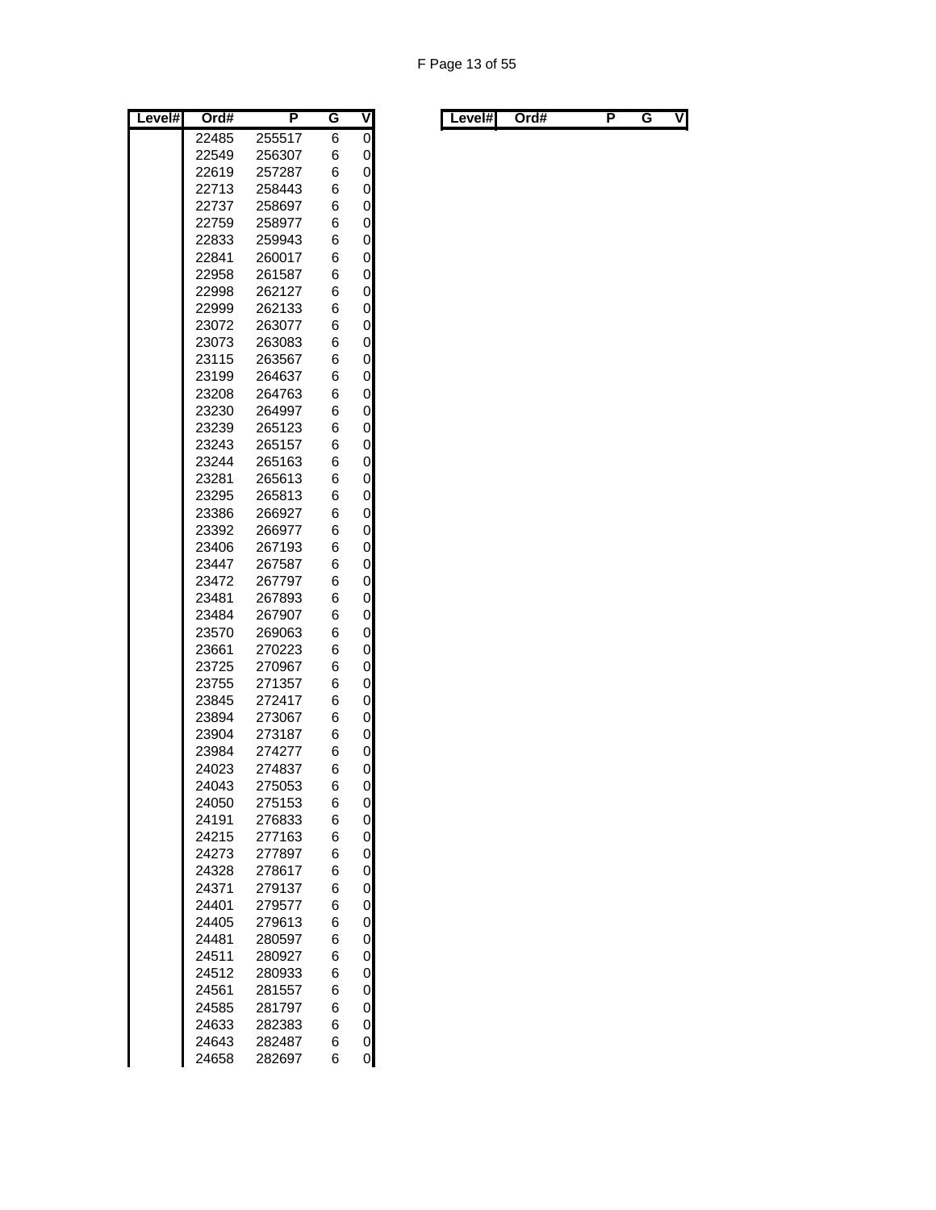| Level# | Ord# | P | G | V |
|---|---|---|---|---|
| | 22485 | 255517 | 6 | 0 |
| | 22549 | 256307 | 6 | 0 |
| | 22619 | 257287 | 6 | 0 |
| | 22713 | 258443 | 6 | 0 |
| | 22737 | 258697 | 6 | 0 |
| | 22759 | 258977 | 6 | 0 |
| | 22833 | 259943 | 6 | 0 |
| | 22841 | 260017 | 6 | 0 |
| | 22958 | 261587 | 6 | 0 |
| | 22998 | 262127 | 6 | 0 |
| | 22999 | 262133 | 6 | 0 |
| | 23072 | 263077 | 6 | 0 |
| | 23073 | 263083 | 6 | 0 |
| | 23115 | 263567 | 6 | 0 |
| | 23199 | 264637 | 6 | 0 |
| | 23208 | 264763 | 6 | 0 |
| | 23230 | 264997 | 6 | 0 |
| | 23239 | 265123 | 6 | 0 |
| | 23243 | 265157 | 6 | 0 |
| | 23244 | 265163 | 6 | 0 |
| | 23281 | 265613 | 6 | 0 |
| | 23295 | 265813 | 6 | 0 |
| | 23386 | 266927 | 6 | 0 |
| | 23392 | 266977 | 6 | 0 |
| | 23406 | 267193 | 6 | 0 |
| | 23447 | 267587 | 6 | 0 |
| | 23472 | 267797 | 6 | 0 |
| | 23481 | 267893 | 6 | 0 |
| | 23484 | 267907 | 6 | 0 |
| | 23570 | 269063 | 6 | 0 |
| | 23661 | 270223 | 6 | 0 |
| | 23725 | 270967 | 6 | 0 |
| | 23755 | 271357 | 6 | 0 |
| | 23845 | 272417 | 6 | 0 |
| | 23894 | 273067 | 6 | 0 |
| | 23904 | 273187 | 6 | 0 |
| | 23984 | 274277 | 6 | 0 |
| | 24023 | 274837 | 6 | 0 |
| | 24043 | 275053 | 6 | 0 |
| | 24050 | 275153 | 6 | 0 |
| | 24191 | 276833 | 6 | 0 |
| | 24215 | 277163 | 6 | 0 |
| | 24273 | 277897 | 6 | 0 |
| | 24328 | 278617 | 6 | 0 |
| | 24371 | 279137 | 6 | 0 |
| | 24401 | 279577 | 6 | 0 |
| | 24405 | 279613 | 6 | 0 |
| | 24481 | 280597 | 6 | 0 |
| | 24511 | 280927 | 6 | 0 |
| | 24512 | 280933 | 6 | 0 |
| | 24561 | 281557 | 6 | 0 |
| | 24585 | 281797 | 6 | 0 |
| | 24633 | 282383 | 6 | 0 |
| | 24643 | 282487 | 6 | 0 |
| | 24658 | 282697 | 6 | 0 |

| Level# | Ord# | P | G | V |
|---|---|---|---|---|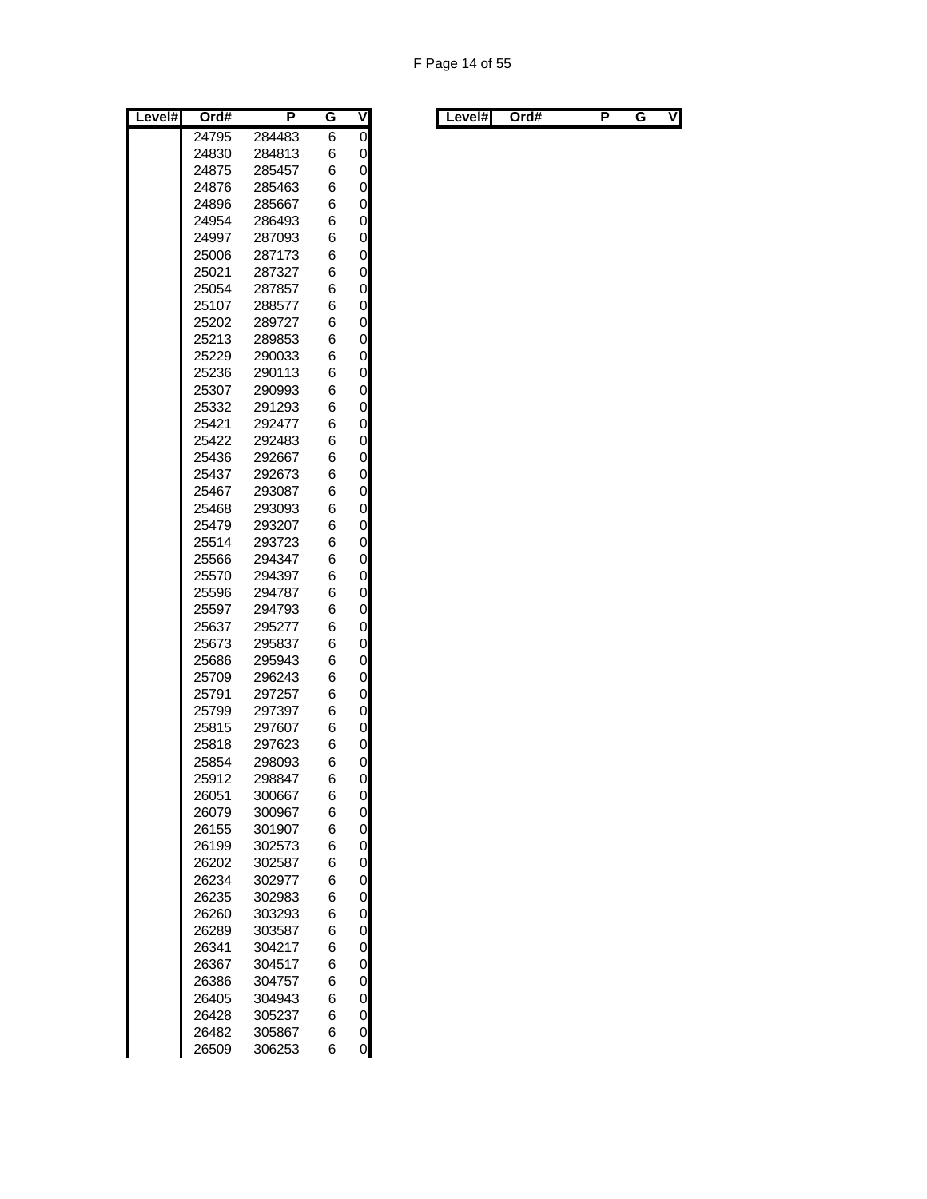| Level# | Ord# | P | G | V |
|---|---|---|---|---|
| | 24795 | 284483 | 6 | 0 |
| | 24830 | 284813 | 6 | 0 |
| | 24875 | 285457 | 6 | 0 |
| | 24876 | 285463 | 6 | 0 |
| | 24896 | 285667 | 6 | 0 |
| | 24954 | 286493 | 6 | 0 |
| | 24997 | 287093 | 6 | 0 |
| | 25006 | 287173 | 6 | 0 |
| | 25021 | 287327 | 6 | 0 |
| | 25054 | 287857 | 6 | 0 |
| | 25107 | 288577 | 6 | 0 |
| | 25202 | 289727 | 6 | 0 |
| | 25213 | 289853 | 6 | 0 |
| | 25229 | 290033 | 6 | 0 |
| | 25236 | 290113 | 6 | 0 |
| | 25307 | 290993 | 6 | 0 |
| | 25332 | 291293 | 6 | 0 |
| | 25421 | 292477 | 6 | 0 |
| | 25422 | 292483 | 6 | 0 |
| | 25436 | 292667 | 6 | 0 |
| | 25437 | 292673 | 6 | 0 |
| | 25467 | 293087 | 6 | 0 |
| | 25468 | 293093 | 6 | 0 |
| | 25479 | 293207 | 6 | 0 |
| | 25514 | 293723 | 6 | 0 |
| | 25566 | 294347 | 6 | 0 |
| | 25570 | 294397 | 6 | 0 |
| | 25596 | 294787 | 6 | 0 |
| | 25597 | 294793 | 6 | 0 |
| | 25637 | 295277 | 6 | 0 |
| | 25673 | 295837 | 6 | 0 |
| | 25686 | 295943 | 6 | 0 |
| | 25709 | 296243 | 6 | 0 |
| | 25791 | 297257 | 6 | 0 |
| | 25799 | 297397 | 6 | 0 |
| | 25815 | 297607 | 6 | 0 |
| | 25818 | 297623 | 6 | 0 |
| | 25854 | 298093 | 6 | 0 |
| | 25912 | 298847 | 6 | 0 |
| | 26051 | 300667 | 6 | 0 |
| | 26079 | 300967 | 6 | 0 |
| | 26155 | 301907 | 6 | 0 |
| | 26199 | 302573 | 6 | 0 |
| | 26202 | 302587 | 6 | 0 |
| | 26234 | 302977 | 6 | 0 |
| | 26235 | 302983 | 6 | 0 |
| | 26260 | 303293 | 6 | 0 |
| | 26289 | 303587 | 6 | 0 |
| | 26341 | 304217 | 6 | 0 |
| | 26367 | 304517 | 6 | 0 |
| | 26386 | 304757 | 6 | 0 |
| | 26405 | 304943 | 6 | 0 |
| | 26428 | 305237 | 6 | 0 |
| | 26482 | 305867 | 6 | 0 |
| | 26509 | 306253 | 6 | 0 |

| Level# | Ord# | P | G | V |
|---|---|---|---|---|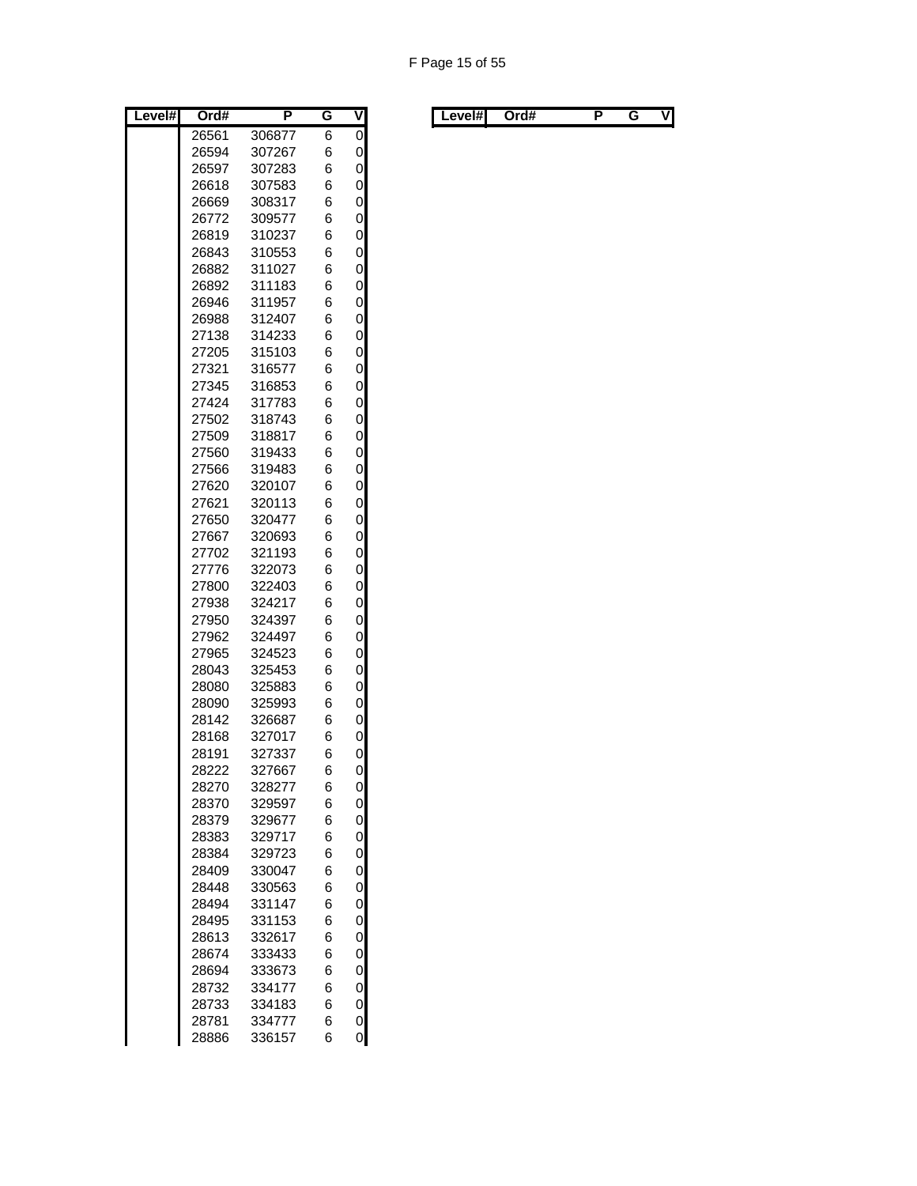| Level# | Ord# | P | G | V |
|---|---|---|---|---|
| | 26561 | 306877 | 6 | 0 |
| | 26594 | 307267 | 6 | 0 |
| | 26597 | 307283 | 6 | 0 |
| | 26618 | 307583 | 6 | 0 |
| | 26669 | 308317 | 6 | 0 |
| | 26772 | 309577 | 6 | 0 |
| | 26819 | 310237 | 6 | 0 |
| | 26843 | 310553 | 6 | 0 |
| | 26882 | 311027 | 6 | 0 |
| | 26892 | 311183 | 6 | 0 |
| | 26946 | 311957 | 6 | 0 |
| | 26988 | 312407 | 6 | 0 |
| | 27138 | 314233 | 6 | 0 |
| | 27205 | 315103 | 6 | 0 |
| | 27321 | 316577 | 6 | 0 |
| | 27345 | 316853 | 6 | 0 |
| | 27424 | 317783 | 6 | 0 |
| | 27502 | 318743 | 6 | 0 |
| | 27509 | 318817 | 6 | 0 |
| | 27560 | 319433 | 6 | 0 |
| | 27566 | 319483 | 6 | 0 |
| | 27620 | 320107 | 6 | 0 |
| | 27621 | 320113 | 6 | 0 |
| | 27650 | 320477 | 6 | 0 |
| | 27667 | 320693 | 6 | 0 |
| | 27702 | 321193 | 6 | 0 |
| | 27776 | 322073 | 6 | 0 |
| | 27800 | 322403 | 6 | 0 |
| | 27938 | 324217 | 6 | 0 |
| | 27950 | 324397 | 6 | 0 |
| | 27962 | 324497 | 6 | 0 |
| | 27965 | 324523 | 6 | 0 |
| | 28043 | 325453 | 6 | 0 |
| | 28080 | 325883 | 6 | 0 |
| | 28090 | 325993 | 6 | 0 |
| | 28142 | 326687 | 6 | 0 |
| | 28168 | 327017 | 6 | 0 |
| | 28191 | 327337 | 6 | 0 |
| | 28222 | 327667 | 6 | 0 |
| | 28270 | 328277 | 6 | 0 |
| | 28370 | 329597 | 6 | 0 |
| | 28379 | 329677 | 6 | 0 |
| | 28383 | 329717 | 6 | 0 |
| | 28384 | 329723 | 6 | 0 |
| | 28409 | 330047 | 6 | 0 |
| | 28448 | 330563 | 6 | 0 |
| | 28494 | 331147 | 6 | 0 |
| | 28495 | 331153 | 6 | 0 |
| | 28613 | 332617 | 6 | 0 |
| | 28674 | 333433 | 6 | 0 |
| | 28694 | 333673 | 6 | 0 |
| | 28732 | 334177 | 6 | 0 |
| | 28733 | 334183 | 6 | 0 |
| | 28781 | 334777 | 6 | 0 |
| | 28886 | 336157 | 6 | 0 |

| Level# | Ord# | P | G | V |
|---|---|---|---|---|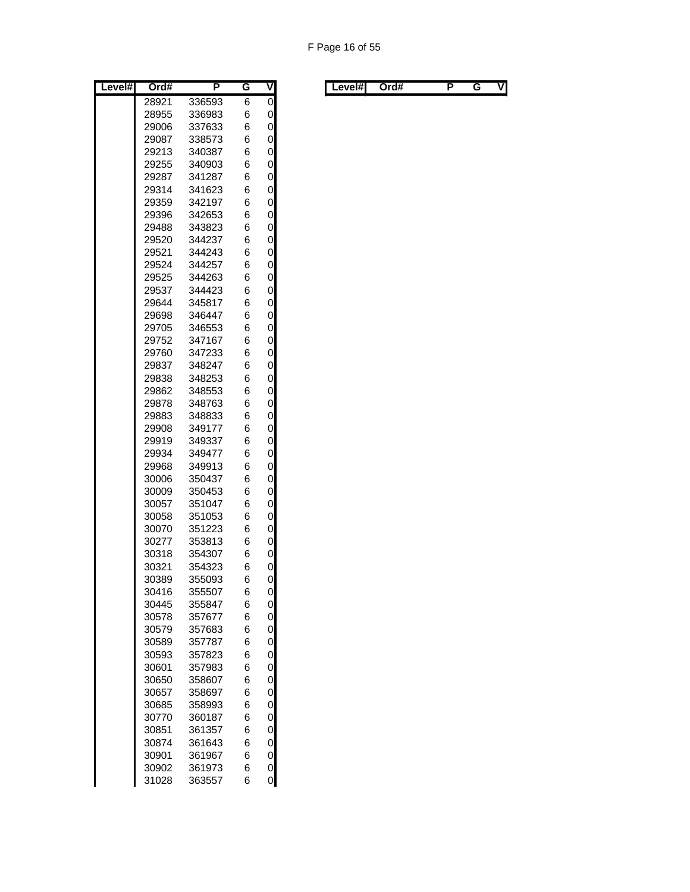| Level# | Ord# | P | G | V |
|---|---|---|---|---|
| | 28921 | 336593 | 6 | 0 |
| | 28955 | 336983 | 6 | 0 |
| | 29006 | 337633 | 6 | 0 |
| | 29087 | 338573 | 6 | 0 |
| | 29213 | 340387 | 6 | 0 |
| | 29255 | 340903 | 6 | 0 |
| | 29287 | 341287 | 6 | 0 |
| | 29314 | 341623 | 6 | 0 |
| | 29359 | 342197 | 6 | 0 |
| | 29396 | 342653 | 6 | 0 |
| | 29488 | 343823 | 6 | 0 |
| | 29520 | 344237 | 6 | 0 |
| | 29521 | 344243 | 6 | 0 |
| | 29524 | 344257 | 6 | 0 |
| | 29525 | 344263 | 6 | 0 |
| | 29537 | 344423 | 6 | 0 |
| | 29644 | 345817 | 6 | 0 |
| | 29698 | 346447 | 6 | 0 |
| | 29705 | 346553 | 6 | 0 |
| | 29752 | 347167 | 6 | 0 |
| | 29760 | 347233 | 6 | 0 |
| | 29837 | 348247 | 6 | 0 |
| | 29838 | 348253 | 6 | 0 |
| | 29862 | 348553 | 6 | 0 |
| | 29878 | 348763 | 6 | 0 |
| | 29883 | 348833 | 6 | 0 |
| | 29908 | 349177 | 6 | 0 |
| | 29919 | 349337 | 6 | 0 |
| | 29934 | 349477 | 6 | 0 |
| | 29968 | 349913 | 6 | 0 |
| | 30006 | 350437 | 6 | 0 |
| | 30009 | 350453 | 6 | 0 |
| | 30057 | 351047 | 6 | 0 |
| | 30058 | 351053 | 6 | 0 |
| | 30070 | 351223 | 6 | 0 |
| | 30277 | 353813 | 6 | 0 |
| | 30318 | 354307 | 6 | 0 |
| | 30321 | 354323 | 6 | 0 |
| | 30389 | 355093 | 6 | 0 |
| | 30416 | 355507 | 6 | 0 |
| | 30445 | 355847 | 6 | 0 |
| | 30578 | 357677 | 6 | 0 |
| | 30579 | 357683 | 6 | 0 |
| | 30589 | 357787 | 6 | 0 |
| | 30593 | 357823 | 6 | 0 |
| | 30601 | 357983 | 6 | 0 |
| | 30650 | 358607 | 6 | 0 |
| | 30657 | 358697 | 6 | 0 |
| | 30685 | 358993 | 6 | 0 |
| | 30770 | 360187 | 6 | 0 |
| | 30851 | 361357 | 6 | 0 |
| | 30874 | 361643 | 6 | 0 |
| | 30901 | 361967 | 6 | 0 |
| | 30902 | 361973 | 6 | 0 |
| | 31028 | 363557 | 6 | 0 |

| Level# | Ord# | P | G | V |
|---|---|---|---|---|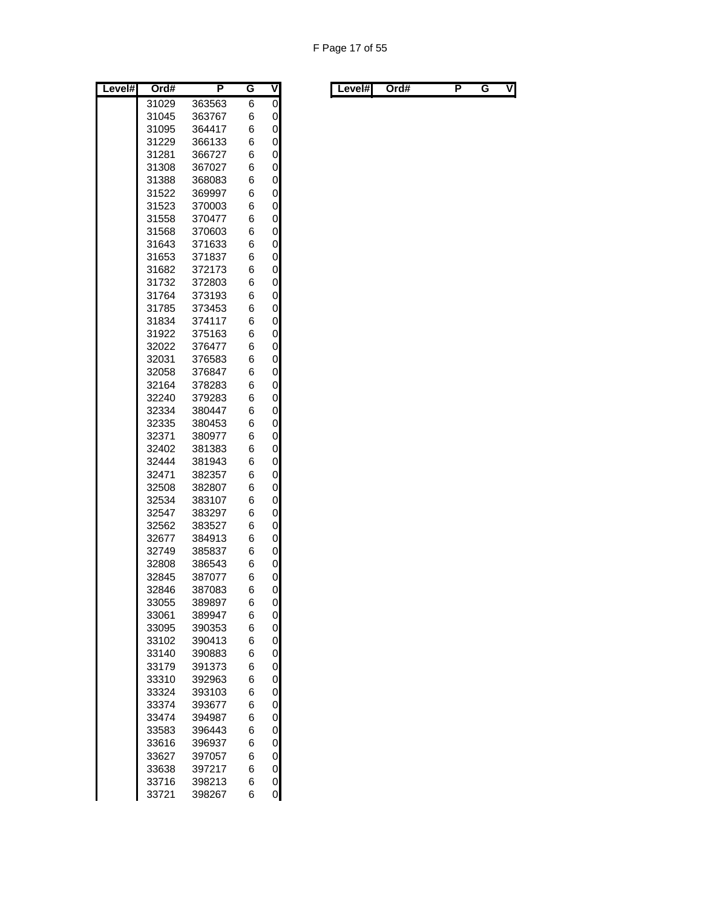| Level# | Ord# | P | G | V |
|---|---|---|---|---|
| | 31029 | 363563 | 6 | 0 |
| | 31045 | 363767 | 6 | 0 |
| | 31095 | 364417 | 6 | 0 |
| | 31229 | 366133 | 6 | 0 |
| | 31281 | 366727 | 6 | 0 |
| | 31308 | 367027 | 6 | 0 |
| | 31388 | 368083 | 6 | 0 |
| | 31522 | 369997 | 6 | 0 |
| | 31523 | 370003 | 6 | 0 |
| | 31558 | 370477 | 6 | 0 |
| | 31568 | 370603 | 6 | 0 |
| | 31643 | 371633 | 6 | 0 |
| | 31653 | 371837 | 6 | 0 |
| | 31682 | 372173 | 6 | 0 |
| | 31732 | 372803 | 6 | 0 |
| | 31764 | 373193 | 6 | 0 |
| | 31785 | 373453 | 6 | 0 |
| | 31834 | 374117 | 6 | 0 |
| | 31922 | 375163 | 6 | 0 |
| | 32022 | 376477 | 6 | 0 |
| | 32031 | 376583 | 6 | 0 |
| | 32058 | 376847 | 6 | 0 |
| | 32164 | 378283 | 6 | 0 |
| | 32240 | 379283 | 6 | 0 |
| | 32334 | 380447 | 6 | 0 |
| | 32335 | 380453 | 6 | 0 |
| | 32371 | 380977 | 6 | 0 |
| | 32402 | 381383 | 6 | 0 |
| | 32444 | 381943 | 6 | 0 |
| | 32471 | 382357 | 6 | 0 |
| | 32508 | 382807 | 6 | 0 |
| | 32534 | 383107 | 6 | 0 |
| | 32547 | 383297 | 6 | 0 |
| | 32562 | 383527 | 6 | 0 |
| | 32677 | 384913 | 6 | 0 |
| | 32749 | 385837 | 6 | 0 |
| | 32808 | 386543 | 6 | 0 |
| | 32845 | 387077 | 6 | 0 |
| | 32846 | 387083 | 6 | 0 |
| | 33055 | 389897 | 6 | 0 |
| | 33061 | 389947 | 6 | 0 |
| | 33095 | 390353 | 6 | 0 |
| | 33102 | 390413 | 6 | 0 |
| | 33140 | 390883 | 6 | 0 |
| | 33179 | 391373 | 6 | 0 |
| | 33310 | 392963 | 6 | 0 |
| | 33324 | 393103 | 6 | 0 |
| | 33374 | 393677 | 6 | 0 |
| | 33474 | 394987 | 6 | 0 |
| | 33583 | 396443 | 6 | 0 |
| | 33616 | 396937 | 6 | 0 |
| | 33627 | 397057 | 6 | 0 |
| | 33638 | 397217 | 6 | 0 |
| | 33716 | 398213 | 6 | 0 |
| | 33721 | 398267 | 6 | 0 |

| Level# | Ord# | P | G | V |
|---|---|---|---|---|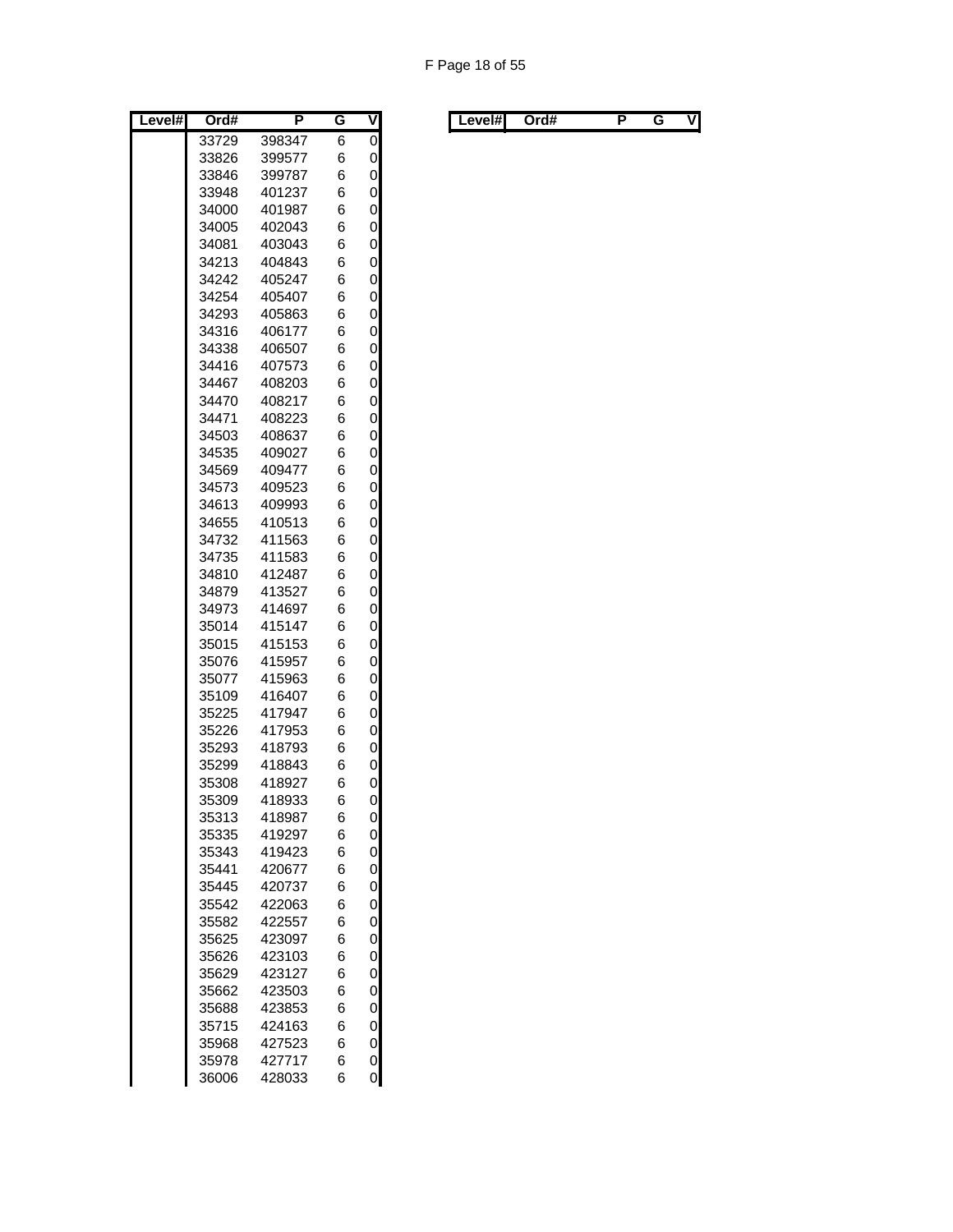| Level# | Ord# | P | G | V |
|---|---|---|---|---|
| | 33729 | 398347 | 6 | 0 |
| | 33826 | 399577 | 6 | 0 |
| | 33846 | 399787 | 6 | 0 |
| | 33948 | 401237 | 6 | 0 |
| | 34000 | 401987 | 6 | 0 |
| | 34005 | 402043 | 6 | 0 |
| | 34081 | 403043 | 6 | 0 |
| | 34213 | 404843 | 6 | 0 |
| | 34242 | 405247 | 6 | 0 |
| | 34254 | 405407 | 6 | 0 |
| | 34293 | 405863 | 6 | 0 |
| | 34316 | 406177 | 6 | 0 |
| | 34338 | 406507 | 6 | 0 |
| | 34416 | 407573 | 6 | 0 |
| | 34467 | 408203 | 6 | 0 |
| | 34470 | 408217 | 6 | 0 |
| | 34471 | 408223 | 6 | 0 |
| | 34503 | 408637 | 6 | 0 |
| | 34535 | 409027 | 6 | 0 |
| | 34569 | 409477 | 6 | 0 |
| | 34573 | 409523 | 6 | 0 |
| | 34613 | 409993 | 6 | 0 |
| | 34655 | 410513 | 6 | 0 |
| | 34732 | 411563 | 6 | 0 |
| | 34735 | 411583 | 6 | 0 |
| | 34810 | 412487 | 6 | 0 |
| | 34879 | 413527 | 6 | 0 |
| | 34973 | 414697 | 6 | 0 |
| | 35014 | 415147 | 6 | 0 |
| | 35015 | 415153 | 6 | 0 |
| | 35076 | 415957 | 6 | 0 |
| | 35077 | 415963 | 6 | 0 |
| | 35109 | 416407 | 6 | 0 |
| | 35225 | 417947 | 6 | 0 |
| | 35226 | 417953 | 6 | 0 |
| | 35293 | 418793 | 6 | 0 |
| | 35299 | 418843 | 6 | 0 |
| | 35308 | 418927 | 6 | 0 |
| | 35309 | 418933 | 6 | 0 |
| | 35313 | 418987 | 6 | 0 |
| | 35335 | 419297 | 6 | 0 |
| | 35343 | 419423 | 6 | 0 |
| | 35441 | 420677 | 6 | 0 |
| | 35445 | 420737 | 6 | 0 |
| | 35542 | 422063 | 6 | 0 |
| | 35582 | 422557 | 6 | 0 |
| | 35625 | 423097 | 6 | 0 |
| | 35626 | 423103 | 6 | 0 |
| | 35629 | 423127 | 6 | 0 |
| | 35662 | 423503 | 6 | 0 |
| | 35688 | 423853 | 6 | 0 |
| | 35715 | 424163 | 6 | 0 |
| | 35968 | 427523 | 6 | 0 |
| | 35978 | 427717 | 6 | 0 |
| | 36006 | 428033 | 6 | 0 |

| Level# | Ord# | P | G | V |
|---|---|---|---|---|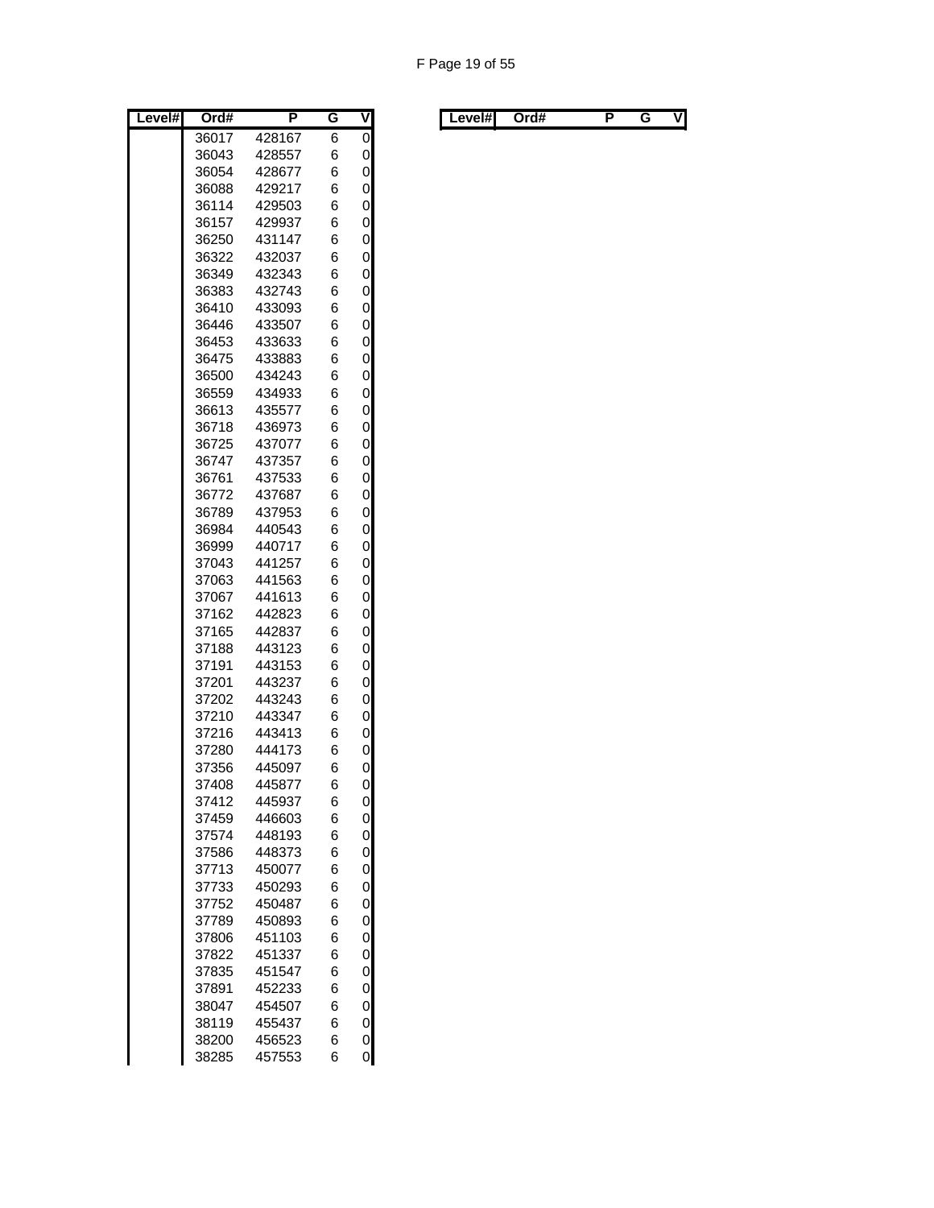| Level# | Ord# | P | G | V |
|---|---|---|---|---|
| | 36017 | 428167 | 6 | 0 |
| | 36043 | 428557 | 6 | 0 |
| | 36054 | 428677 | 6 | 0 |
| | 36088 | 429217 | 6 | 0 |
| | 36114 | 429503 | 6 | 0 |
| | 36157 | 429937 | 6 | 0 |
| | 36250 | 431147 | 6 | 0 |
| | 36322 | 432037 | 6 | 0 |
| | 36349 | 432343 | 6 | 0 |
| | 36383 | 432743 | 6 | 0 |
| | 36410 | 433093 | 6 | 0 |
| | 36446 | 433507 | 6 | 0 |
| | 36453 | 433633 | 6 | 0 |
| | 36475 | 433883 | 6 | 0 |
| | 36500 | 434243 | 6 | 0 |
| | 36559 | 434933 | 6 | 0 |
| | 36613 | 435577 | 6 | 0 |
| | 36718 | 436973 | 6 | 0 |
| | 36725 | 437077 | 6 | 0 |
| | 36747 | 437357 | 6 | 0 |
| | 36761 | 437533 | 6 | 0 |
| | 36772 | 437687 | 6 | 0 |
| | 36789 | 437953 | 6 | 0 |
| | 36984 | 440543 | 6 | 0 |
| | 36999 | 440717 | 6 | 0 |
| | 37043 | 441257 | 6 | 0 |
| | 37063 | 441563 | 6 | 0 |
| | 37067 | 441613 | 6 | 0 |
| | 37162 | 442823 | 6 | 0 |
| | 37165 | 442837 | 6 | 0 |
| | 37188 | 443123 | 6 | 0 |
| | 37191 | 443153 | 6 | 0 |
| | 37201 | 443237 | 6 | 0 |
| | 37202 | 443243 | 6 | 0 |
| | 37210 | 443347 | 6 | 0 |
| | 37216 | 443413 | 6 | 0 |
| | 37280 | 444173 | 6 | 0 |
| | 37356 | 445097 | 6 | 0 |
| | 37408 | 445877 | 6 | 0 |
| | 37412 | 445937 | 6 | 0 |
| | 37459 | 446603 | 6 | 0 |
| | 37574 | 448193 | 6 | 0 |
| | 37586 | 448373 | 6 | 0 |
| | 37713 | 450077 | 6 | 0 |
| | 37733 | 450293 | 6 | 0 |
| | 37752 | 450487 | 6 | 0 |
| | 37789 | 450893 | 6 | 0 |
| | 37806 | 451103 | 6 | 0 |
| | 37822 | 451337 | 6 | 0 |
| | 37835 | 451547 | 6 | 0 |
| | 37891 | 452233 | 6 | 0 |
| | 38047 | 454507 | 6 | 0 |
| | 38119 | 455437 | 6 | 0 |
| | 38200 | 456523 | 6 | 0 |
| | 38285 | 457553 | 6 | 0 |

| Level# | Ord# | P | G | V |
|---|---|---|---|---|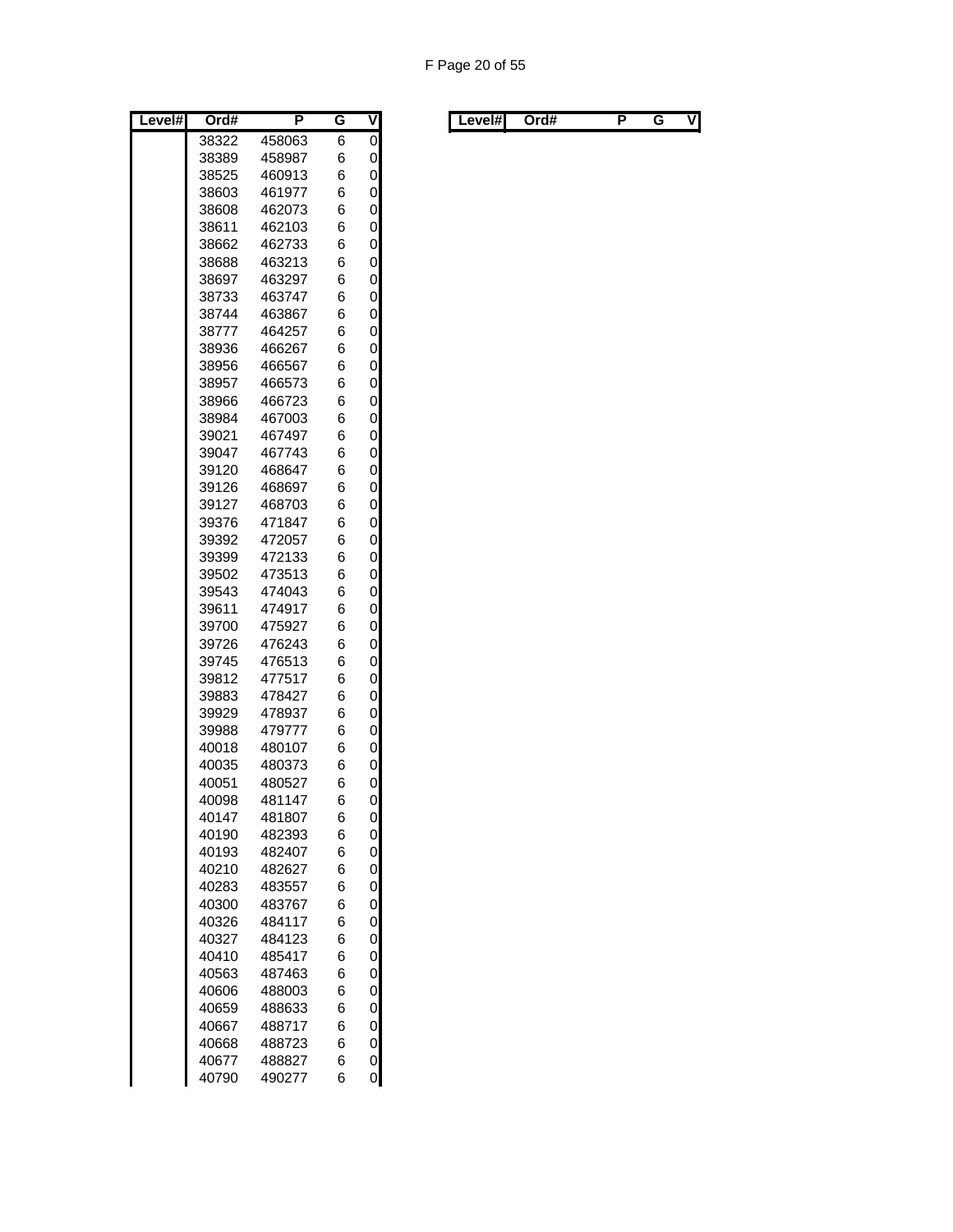| Level# | Ord# | P | G | V |
|---|---|---|---|---|
| | 38322 | 458063 | 6 | 0 |
| | 38389 | 458987 | 6 | 0 |
| | 38525 | 460913 | 6 | 0 |
| | 38603 | 461977 | 6 | 0 |
| | 38608 | 462073 | 6 | 0 |
| | 38611 | 462103 | 6 | 0 |
| | 38662 | 462733 | 6 | 0 |
| | 38688 | 463213 | 6 | 0 |
| | 38697 | 463297 | 6 | 0 |
| | 38733 | 463747 | 6 | 0 |
| | 38744 | 463867 | 6 | 0 |
| | 38777 | 464257 | 6 | 0 |
| | 38936 | 466267 | 6 | 0 |
| | 38956 | 466567 | 6 | 0 |
| | 38957 | 466573 | 6 | 0 |
| | 38966 | 466723 | 6 | 0 |
| | 38984 | 467003 | 6 | 0 |
| | 39021 | 467497 | 6 | 0 |
| | 39047 | 467743 | 6 | 0 |
| | 39120 | 468647 | 6 | 0 |
| | 39126 | 468697 | 6 | 0 |
| | 39127 | 468703 | 6 | 0 |
| | 39376 | 471847 | 6 | 0 |
| | 39392 | 472057 | 6 | 0 |
| | 39399 | 472133 | 6 | 0 |
| | 39502 | 473513 | 6 | 0 |
| | 39543 | 474043 | 6 | 0 |
| | 39611 | 474917 | 6 | 0 |
| | 39700 | 475927 | 6 | 0 |
| | 39726 | 476243 | 6 | 0 |
| | 39745 | 476513 | 6 | 0 |
| | 39812 | 477517 | 6 | 0 |
| | 39883 | 478427 | 6 | 0 |
| | 39929 | 478937 | 6 | 0 |
| | 39988 | 479777 | 6 | 0 |
| | 40018 | 480107 | 6 | 0 |
| | 40035 | 480373 | 6 | 0 |
| | 40051 | 480527 | 6 | 0 |
| | 40098 | 481147 | 6 | 0 |
| | 40147 | 481807 | 6 | 0 |
| | 40190 | 482393 | 6 | 0 |
| | 40193 | 482407 | 6 | 0 |
| | 40210 | 482627 | 6 | 0 |
| | 40283 | 483557 | 6 | 0 |
| | 40300 | 483767 | 6 | 0 |
| | 40326 | 484117 | 6 | 0 |
| | 40327 | 484123 | 6 | 0 |
| | 40410 | 485417 | 6 | 0 |
| | 40563 | 487463 | 6 | 0 |
| | 40606 | 488003 | 6 | 0 |
| | 40659 | 488633 | 6 | 0 |
| | 40667 | 488717 | 6 | 0 |
| | 40668 | 488723 | 6 | 0 |
| | 40677 | 488827 | 6 | 0 |
| | 40790 | 490277 | 6 | 0 |

| Level# | Ord# | P | G | V |
|---|---|---|---|---|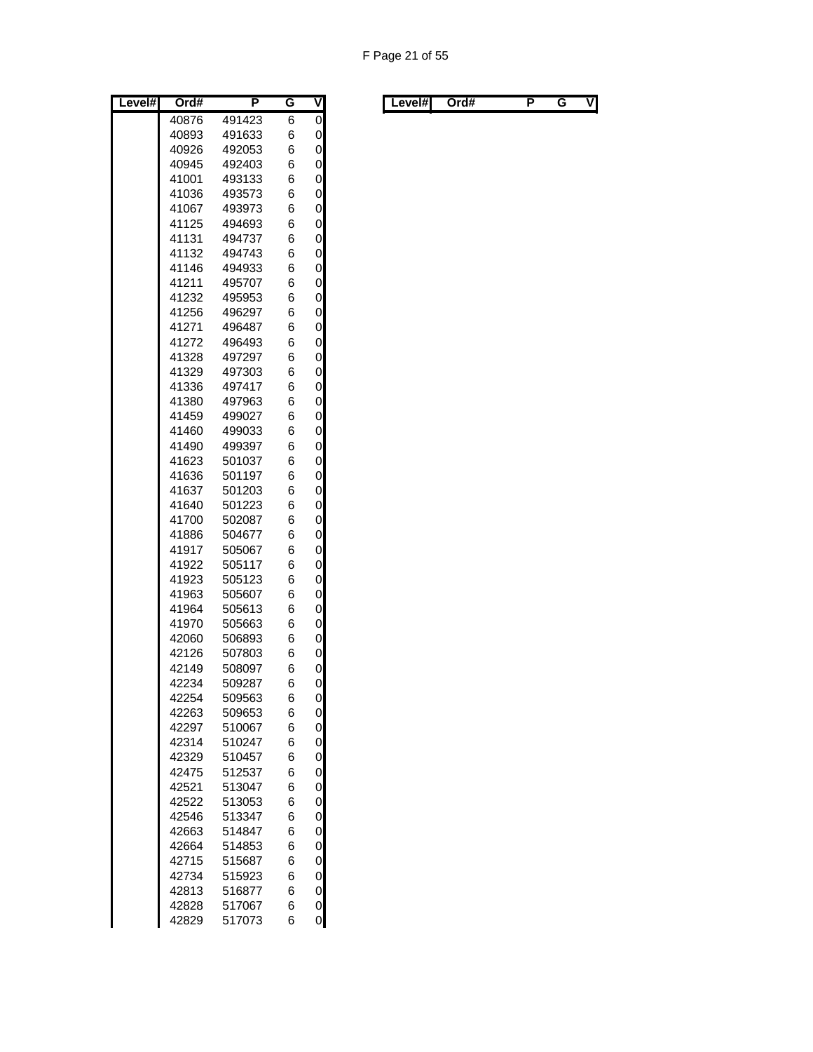| Level# | Ord# | P | G | V |
|---|---|---|---|---|
| | 40876 | 491423 | 6 | 0 |
| | 40893 | 491633 | 6 | 0 |
| | 40926 | 492053 | 6 | 0 |
| | 40945 | 492403 | 6 | 0 |
| | 41001 | 493133 | 6 | 0 |
| | 41036 | 493573 | 6 | 0 |
| | 41067 | 493973 | 6 | 0 |
| | 41125 | 494693 | 6 | 0 |
| | 41131 | 494737 | 6 | 0 |
| | 41132 | 494743 | 6 | 0 |
| | 41146 | 494933 | 6 | 0 |
| | 41211 | 495707 | 6 | 0 |
| | 41232 | 495953 | 6 | 0 |
| | 41256 | 496297 | 6 | 0 |
| | 41271 | 496487 | 6 | 0 |
| | 41272 | 496493 | 6 | 0 |
| | 41328 | 497297 | 6 | 0 |
| | 41329 | 497303 | 6 | 0 |
| | 41336 | 497417 | 6 | 0 |
| | 41380 | 497963 | 6 | 0 |
| | 41459 | 499027 | 6 | 0 |
| | 41460 | 499033 | 6 | 0 |
| | 41490 | 499397 | 6 | 0 |
| | 41623 | 501037 | 6 | 0 |
| | 41636 | 501197 | 6 | 0 |
| | 41637 | 501203 | 6 | 0 |
| | 41640 | 501223 | 6 | 0 |
| | 41700 | 502087 | 6 | 0 |
| | 41886 | 504677 | 6 | 0 |
| | 41917 | 505067 | 6 | 0 |
| | 41922 | 505117 | 6 | 0 |
| | 41923 | 505123 | 6 | 0 |
| | 41963 | 505607 | 6 | 0 |
| | 41964 | 505613 | 6 | 0 |
| | 41970 | 505663 | 6 | 0 |
| | 42060 | 506893 | 6 | 0 |
| | 42126 | 507803 | 6 | 0 |
| | 42149 | 508097 | 6 | 0 |
| | 42234 | 509287 | 6 | 0 |
| | 42254 | 509563 | 6 | 0 |
| | 42263 | 509653 | 6 | 0 |
| | 42297 | 510067 | 6 | 0 |
| | 42314 | 510247 | 6 | 0 |
| | 42329 | 510457 | 6 | 0 |
| | 42475 | 512537 | 6 | 0 |
| | 42521 | 513047 | 6 | 0 |
| | 42522 | 513053 | 6 | 0 |
| | 42546 | 513347 | 6 | 0 |
| | 42663 | 514847 | 6 | 0 |
| | 42664 | 514853 | 6 | 0 |
| | 42715 | 515687 | 6 | 0 |
| | 42734 | 515923 | 6 | 0 |
| | 42813 | 516877 | 6 | 0 |
| | 42828 | 517067 | 6 | 0 |
| | 42829 | 517073 | 6 | 0 |

| Level# | Ord# | P | G | V |
|---|---|---|---|---|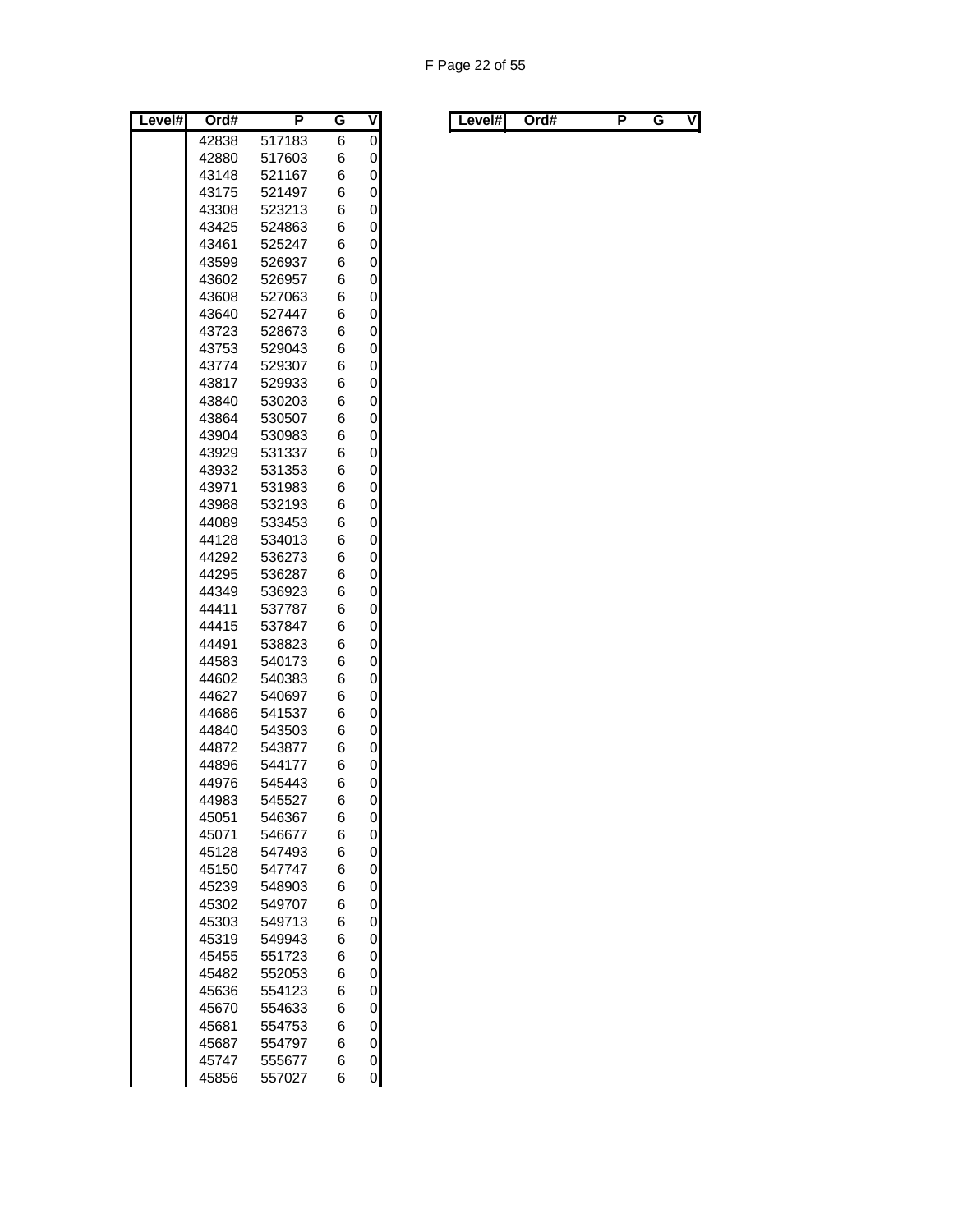| Level# | Ord# | P | G | V |
|---|---|---|---|---|
| | 42838 | 517183 | 6 | 0 |
| | 42880 | 517603 | 6 | 0 |
| | 43148 | 521167 | 6 | 0 |
| | 43175 | 521497 | 6 | 0 |
| | 43308 | 523213 | 6 | 0 |
| | 43425 | 524863 | 6 | 0 |
| | 43461 | 525247 | 6 | 0 |
| | 43599 | 526937 | 6 | 0 |
| | 43602 | 526957 | 6 | 0 |
| | 43608 | 527063 | 6 | 0 |
| | 43640 | 527447 | 6 | 0 |
| | 43723 | 528673 | 6 | 0 |
| | 43753 | 529043 | 6 | 0 |
| | 43774 | 529307 | 6 | 0 |
| | 43817 | 529933 | 6 | 0 |
| | 43840 | 530203 | 6 | 0 |
| | 43864 | 530507 | 6 | 0 |
| | 43904 | 530983 | 6 | 0 |
| | 43929 | 531337 | 6 | 0 |
| | 43932 | 531353 | 6 | 0 |
| | 43971 | 531983 | 6 | 0 |
| | 43988 | 532193 | 6 | 0 |
| | 44089 | 533453 | 6 | 0 |
| | 44128 | 534013 | 6 | 0 |
| | 44292 | 536273 | 6 | 0 |
| | 44295 | 536287 | 6 | 0 |
| | 44349 | 536923 | 6 | 0 |
| | 44411 | 537787 | 6 | 0 |
| | 44415 | 537847 | 6 | 0 |
| | 44491 | 538823 | 6 | 0 |
| | 44583 | 540173 | 6 | 0 |
| | 44602 | 540383 | 6 | 0 |
| | 44627 | 540697 | 6 | 0 |
| | 44686 | 541537 | 6 | 0 |
| | 44840 | 543503 | 6 | 0 |
| | 44872 | 543877 | 6 | 0 |
| | 44896 | 544177 | 6 | 0 |
| | 44976 | 545443 | 6 | 0 |
| | 44983 | 545527 | 6 | 0 |
| | 45051 | 546367 | 6 | 0 |
| | 45071 | 546677 | 6 | 0 |
| | 45128 | 547493 | 6 | 0 |
| | 45150 | 547747 | 6 | 0 |
| | 45239 | 548903 | 6 | 0 |
| | 45302 | 549707 | 6 | 0 |
| | 45303 | 549713 | 6 | 0 |
| | 45319 | 549943 | 6 | 0 |
| | 45455 | 551723 | 6 | 0 |
| | 45482 | 552053 | 6 | 0 |
| | 45636 | 554123 | 6 | 0 |
| | 45670 | 554633 | 6 | 0 |
| | 45681 | 554753 | 6 | 0 |
| | 45687 | 554797 | 6 | 0 |
| | 45747 | 555677 | 6 | 0 |
| | 45856 | 557027 | 6 | 0 |

| Level# | Ord# | P | G | V |
|---|---|---|---|---|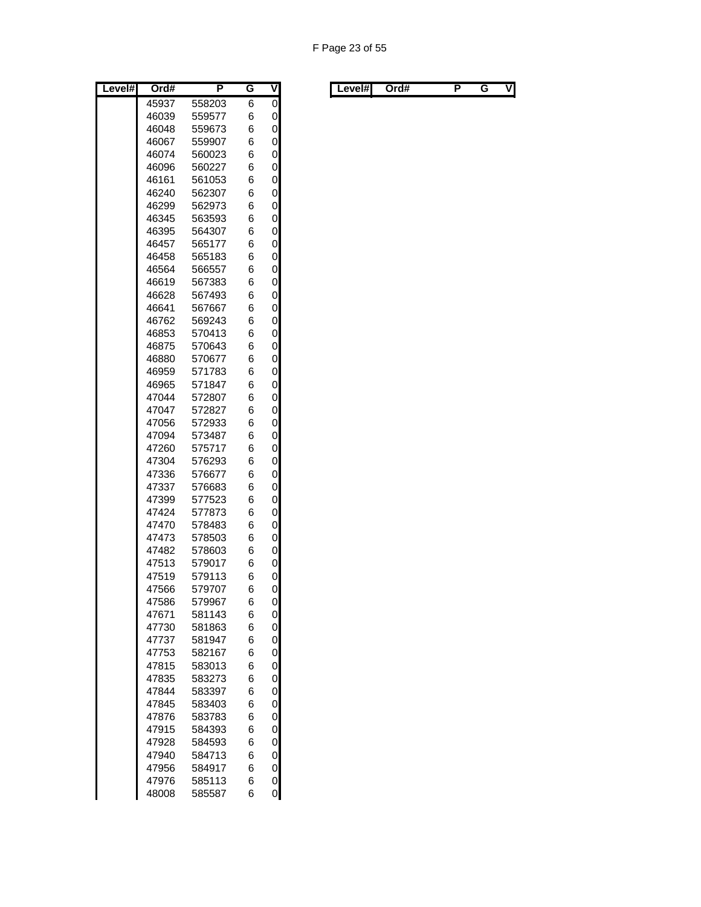| Level# | Ord# | P | G | V |
|---|---|---|---|---|
| | 45937 | 558203 | 6 | 0 |
| | 46039 | 559577 | 6 | 0 |
| | 46048 | 559673 | 6 | 0 |
| | 46067 | 559907 | 6 | 0 |
| | 46074 | 560023 | 6 | 0 |
| | 46096 | 560227 | 6 | 0 |
| | 46161 | 561053 | 6 | 0 |
| | 46240 | 562307 | 6 | 0 |
| | 46299 | 562973 | 6 | 0 |
| | 46345 | 563593 | 6 | 0 |
| | 46395 | 564307 | 6 | 0 |
| | 46457 | 565177 | 6 | 0 |
| | 46458 | 565183 | 6 | 0 |
| | 46564 | 566557 | 6 | 0 |
| | 46619 | 567383 | 6 | 0 |
| | 46628 | 567493 | 6 | 0 |
| | 46641 | 567667 | 6 | 0 |
| | 46762 | 569243 | 6 | 0 |
| | 46853 | 570413 | 6 | 0 |
| | 46875 | 570643 | 6 | 0 |
| | 46880 | 570677 | 6 | 0 |
| | 46959 | 571783 | 6 | 0 |
| | 46965 | 571847 | 6 | 0 |
| | 47044 | 572807 | 6 | 0 |
| | 47047 | 572827 | 6 | 0 |
| | 47056 | 572933 | 6 | 0 |
| | 47094 | 573487 | 6 | 0 |
| | 47260 | 575717 | 6 | 0 |
| | 47304 | 576293 | 6 | 0 |
| | 47336 | 576677 | 6 | 0 |
| | 47337 | 576683 | 6 | 0 |
| | 47399 | 577523 | 6 | 0 |
| | 47424 | 577873 | 6 | 0 |
| | 47470 | 578483 | 6 | 0 |
| | 47473 | 578503 | 6 | 0 |
| | 47482 | 578603 | 6 | 0 |
| | 47513 | 579017 | 6 | 0 |
| | 47519 | 579113 | 6 | 0 |
| | 47566 | 579707 | 6 | 0 |
| | 47586 | 579967 | 6 | 0 |
| | 47671 | 581143 | 6 | 0 |
| | 47730 | 581863 | 6 | 0 |
| | 47737 | 581947 | 6 | 0 |
| | 47753 | 582167 | 6 | 0 |
| | 47815 | 583013 | 6 | 0 |
| | 47835 | 583273 | 6 | 0 |
| | 47844 | 583397 | 6 | 0 |
| | 47845 | 583403 | 6 | 0 |
| | 47876 | 583783 | 6 | 0 |
| | 47915 | 584393 | 6 | 0 |
| | 47928 | 584593 | 6 | 0 |
| | 47940 | 584713 | 6 | 0 |
| | 47956 | 584917 | 6 | 0 |
| | 47976 | 585113 | 6 | 0 |
| | 48008 | 585587 | 6 | 0 |

| Level# | Ord# | P | G | V |
|---|---|---|---|---|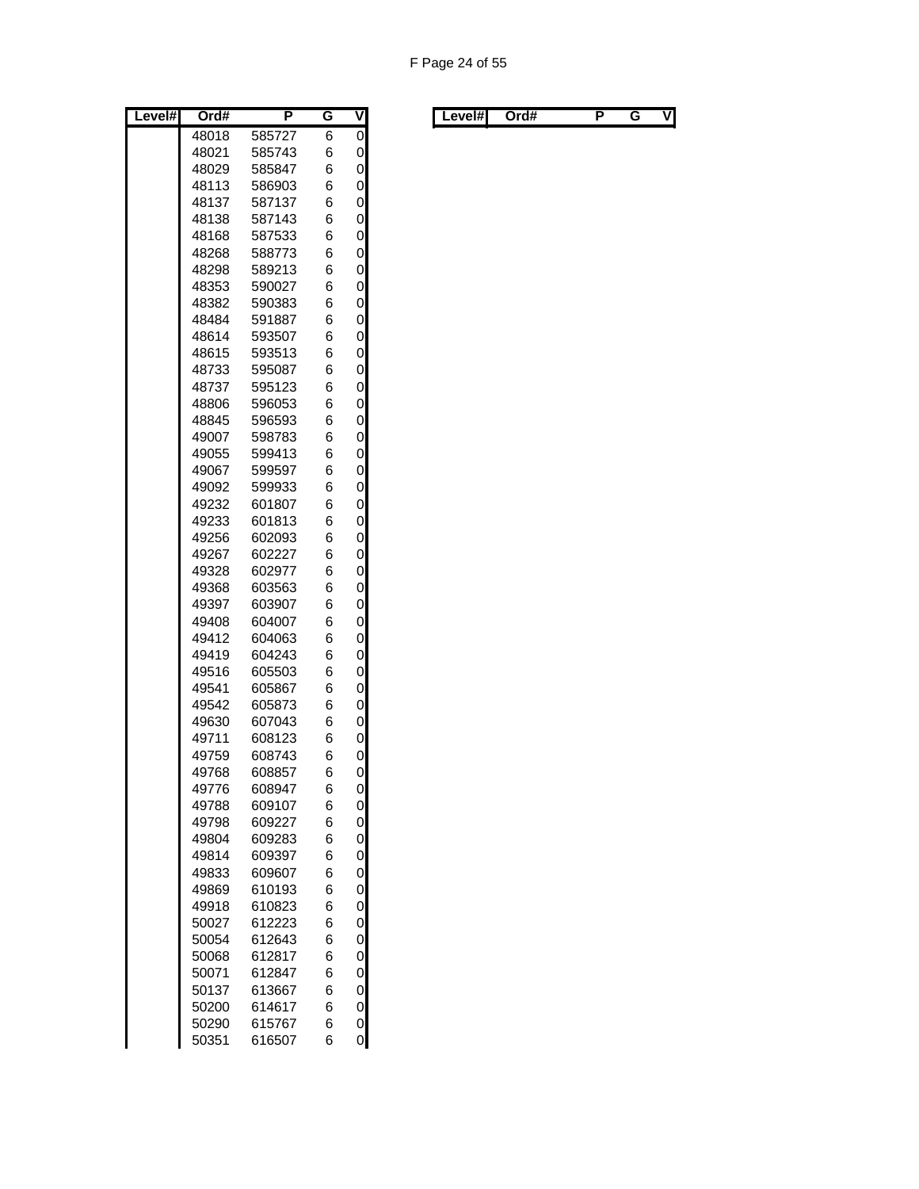| Level# | Ord# | P | G | V |
|---|---|---|---|---|
| | 48018 | 585727 | 6 | 0 |
| | 48021 | 585743 | 6 | 0 |
| | 48029 | 585847 | 6 | 0 |
| | 48113 | 586903 | 6 | 0 |
| | 48137 | 587137 | 6 | 0 |
| | 48138 | 587143 | 6 | 0 |
| | 48168 | 587533 | 6 | 0 |
| | 48268 | 588773 | 6 | 0 |
| | 48298 | 589213 | 6 | 0 |
| | 48353 | 590027 | 6 | 0 |
| | 48382 | 590383 | 6 | 0 |
| | 48484 | 591887 | 6 | 0 |
| | 48614 | 593507 | 6 | 0 |
| | 48615 | 593513 | 6 | 0 |
| | 48733 | 595087 | 6 | 0 |
| | 48737 | 595123 | 6 | 0 |
| | 48806 | 596053 | 6 | 0 |
| | 48845 | 596593 | 6 | 0 |
| | 49007 | 598783 | 6 | 0 |
| | 49055 | 599413 | 6 | 0 |
| | 49067 | 599597 | 6 | 0 |
| | 49092 | 599933 | 6 | 0 |
| | 49232 | 601807 | 6 | 0 |
| | 49233 | 601813 | 6 | 0 |
| | 49256 | 602093 | 6 | 0 |
| | 49267 | 602227 | 6 | 0 |
| | 49328 | 602977 | 6 | 0 |
| | 49368 | 603563 | 6 | 0 |
| | 49397 | 603907 | 6 | 0 |
| | 49408 | 604007 | 6 | 0 |
| | 49412 | 604063 | 6 | 0 |
| | 49419 | 604243 | 6 | 0 |
| | 49516 | 605503 | 6 | 0 |
| | 49541 | 605867 | 6 | 0 |
| | 49542 | 605873 | 6 | 0 |
| | 49630 | 607043 | 6 | 0 |
| | 49711 | 608123 | 6 | 0 |
| | 49759 | 608743 | 6 | 0 |
| | 49768 | 608857 | 6 | 0 |
| | 49776 | 608947 | 6 | 0 |
| | 49788 | 609107 | 6 | 0 |
| | 49798 | 609227 | 6 | 0 |
| | 49804 | 609283 | 6 | 0 |
| | 49814 | 609397 | 6 | 0 |
| | 49833 | 609607 | 6 | 0 |
| | 49869 | 610193 | 6 | 0 |
| | 49918 | 610823 | 6 | 0 |
| | 50027 | 612223 | 6 | 0 |
| | 50054 | 612643 | 6 | 0 |
| | 50068 | 612817 | 6 | 0 |
| | 50071 | 612847 | 6 | 0 |
| | 50137 | 613667 | 6 | 0 |
| | 50200 | 614617 | 6 | 0 |
| | 50290 | 615767 | 6 | 0 |
| | 50351 | 616507 | 6 | 0 |

| Level# | Ord# | P | G | V |
|---|---|---|---|---|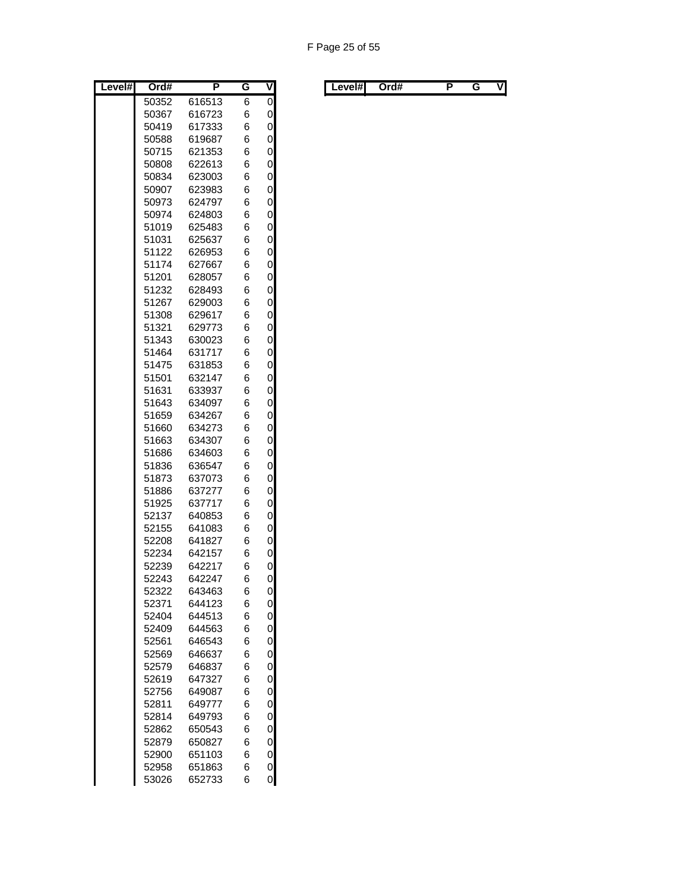| Level# | Ord# | P | G | V |
|---|---|---|---|---|
| | 50352 | 616513 | 6 | 0 |
| | 50367 | 616723 | 6 | 0 |
| | 50419 | 617333 | 6 | 0 |
| | 50588 | 619687 | 6 | 0 |
| | 50715 | 621353 | 6 | 0 |
| | 50808 | 622613 | 6 | 0 |
| | 50834 | 623003 | 6 | 0 |
| | 50907 | 623983 | 6 | 0 |
| | 50973 | 624797 | 6 | 0 |
| | 50974 | 624803 | 6 | 0 |
| | 51019 | 625483 | 6 | 0 |
| | 51031 | 625637 | 6 | 0 |
| | 51122 | 626953 | 6 | 0 |
| | 51174 | 627667 | 6 | 0 |
| | 51201 | 628057 | 6 | 0 |
| | 51232 | 628493 | 6 | 0 |
| | 51267 | 629003 | 6 | 0 |
| | 51308 | 629617 | 6 | 0 |
| | 51321 | 629773 | 6 | 0 |
| | 51343 | 630023 | 6 | 0 |
| | 51464 | 631717 | 6 | 0 |
| | 51475 | 631853 | 6 | 0 |
| | 51501 | 632147 | 6 | 0 |
| | 51631 | 633937 | 6 | 0 |
| | 51643 | 634097 | 6 | 0 |
| | 51659 | 634267 | 6 | 0 |
| | 51660 | 634273 | 6 | 0 |
| | 51663 | 634307 | 6 | 0 |
| | 51686 | 634603 | 6 | 0 |
| | 51836 | 636547 | 6 | 0 |
| | 51873 | 637073 | 6 | 0 |
| | 51886 | 637277 | 6 | 0 |
| | 51925 | 637717 | 6 | 0 |
| | 52137 | 640853 | 6 | 0 |
| | 52155 | 641083 | 6 | 0 |
| | 52208 | 641827 | 6 | 0 |
| | 52234 | 642157 | 6 | 0 |
| | 52239 | 642217 | 6 | 0 |
| | 52243 | 642247 | 6 | 0 |
| | 52322 | 643463 | 6 | 0 |
| | 52371 | 644123 | 6 | 0 |
| | 52404 | 644513 | 6 | 0 |
| | 52409 | 644563 | 6 | 0 |
| | 52561 | 646543 | 6 | 0 |
| | 52569 | 646637 | 6 | 0 |
| | 52579 | 646837 | 6 | 0 |
| | 52619 | 647327 | 6 | 0 |
| | 52756 | 649087 | 6 | 0 |
| | 52811 | 649777 | 6 | 0 |
| | 52814 | 649793 | 6 | 0 |
| | 52862 | 650543 | 6 | 0 |
| | 52879 | 650827 | 6 | 0 |
| | 52900 | 651103 | 6 | 0 |
| | 52958 | 651863 | 6 | 0 |
| | 53026 | 652733 | 6 | 0 |

| Level# | Ord# | P | G | V |
|---|---|---|---|---|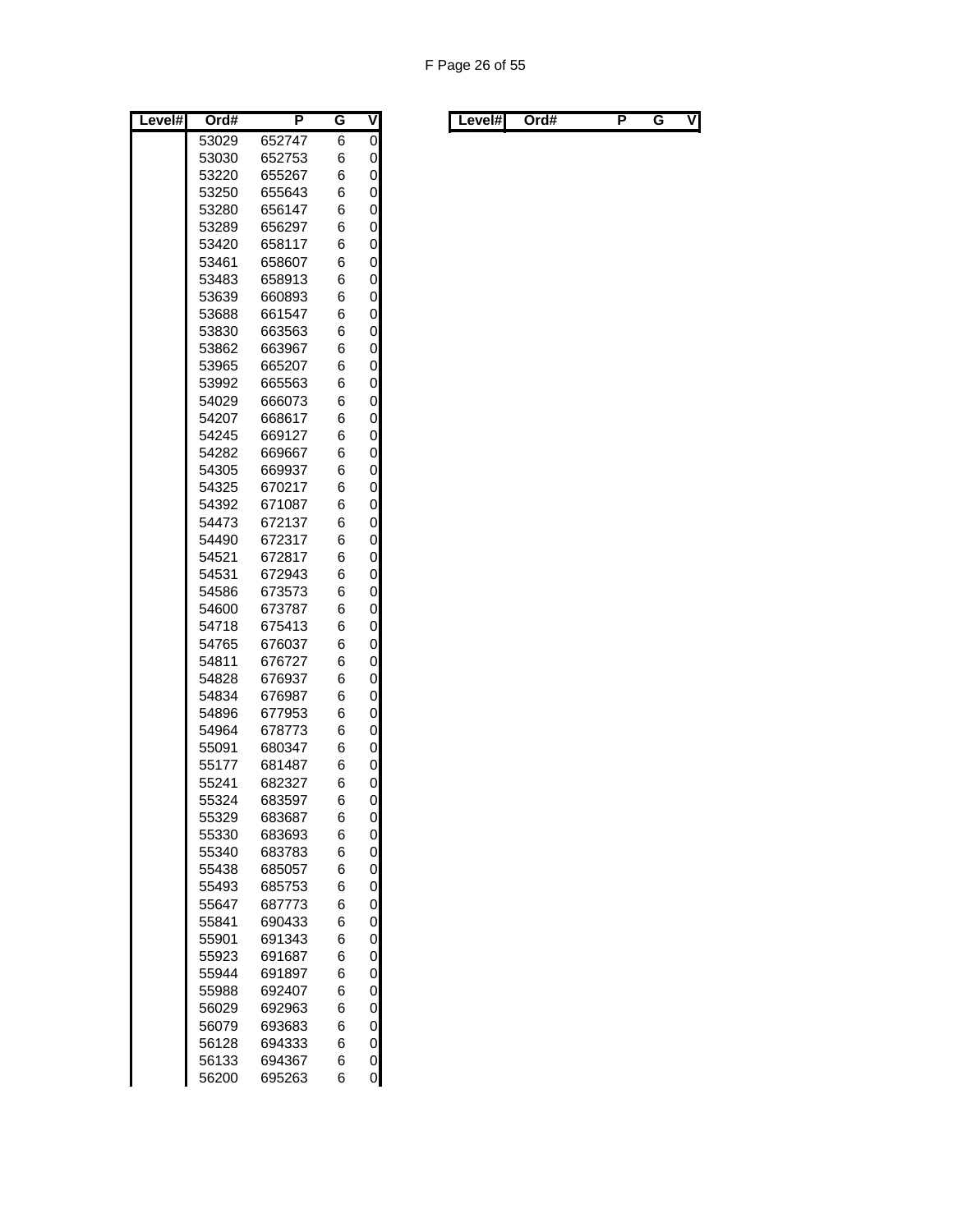| Level# | Ord# | P | G | V |
|---|---|---|---|---|
| | 53029 | 652747 | 6 | 0 |
| | 53030 | 652753 | 6 | 0 |
| | 53220 | 655267 | 6 | 0 |
| | 53250 | 655643 | 6 | 0 |
| | 53280 | 656147 | 6 | 0 |
| | 53289 | 656297 | 6 | 0 |
| | 53420 | 658117 | 6 | 0 |
| | 53461 | 658607 | 6 | 0 |
| | 53483 | 658913 | 6 | 0 |
| | 53639 | 660893 | 6 | 0 |
| | 53688 | 661547 | 6 | 0 |
| | 53830 | 663563 | 6 | 0 |
| | 53862 | 663967 | 6 | 0 |
| | 53965 | 665207 | 6 | 0 |
| | 53992 | 665563 | 6 | 0 |
| | 54029 | 666073 | 6 | 0 |
| | 54207 | 668617 | 6 | 0 |
| | 54245 | 669127 | 6 | 0 |
| | 54282 | 669667 | 6 | 0 |
| | 54305 | 669937 | 6 | 0 |
| | 54325 | 670217 | 6 | 0 |
| | 54392 | 671087 | 6 | 0 |
| | 54473 | 672137 | 6 | 0 |
| | 54490 | 672317 | 6 | 0 |
| | 54521 | 672817 | 6 | 0 |
| | 54531 | 672943 | 6 | 0 |
| | 54586 | 673573 | 6 | 0 |
| | 54600 | 673787 | 6 | 0 |
| | 54718 | 675413 | 6 | 0 |
| | 54765 | 676037 | 6 | 0 |
| | 54811 | 676727 | 6 | 0 |
| | 54828 | 676937 | 6 | 0 |
| | 54834 | 676987 | 6 | 0 |
| | 54896 | 677953 | 6 | 0 |
| | 54964 | 678773 | 6 | 0 |
| | 55091 | 680347 | 6 | 0 |
| | 55177 | 681487 | 6 | 0 |
| | 55241 | 682327 | 6 | 0 |
| | 55324 | 683597 | 6 | 0 |
| | 55329 | 683687 | 6 | 0 |
| | 55330 | 683693 | 6 | 0 |
| | 55340 | 683783 | 6 | 0 |
| | 55438 | 685057 | 6 | 0 |
| | 55493 | 685753 | 6 | 0 |
| | 55647 | 687773 | 6 | 0 |
| | 55841 | 690433 | 6 | 0 |
| | 55901 | 691343 | 6 | 0 |
| | 55923 | 691687 | 6 | 0 |
| | 55944 | 691897 | 6 | 0 |
| | 55988 | 692407 | 6 | 0 |
| | 56029 | 692963 | 6 | 0 |
| | 56079 | 693683 | 6 | 0 |
| | 56128 | 694333 | 6 | 0 |
| | 56133 | 694367 | 6 | 0 |
| | 56200 | 695263 | 6 | 0 |

| Level# | Ord# | P | G | V |
|---|---|---|---|---|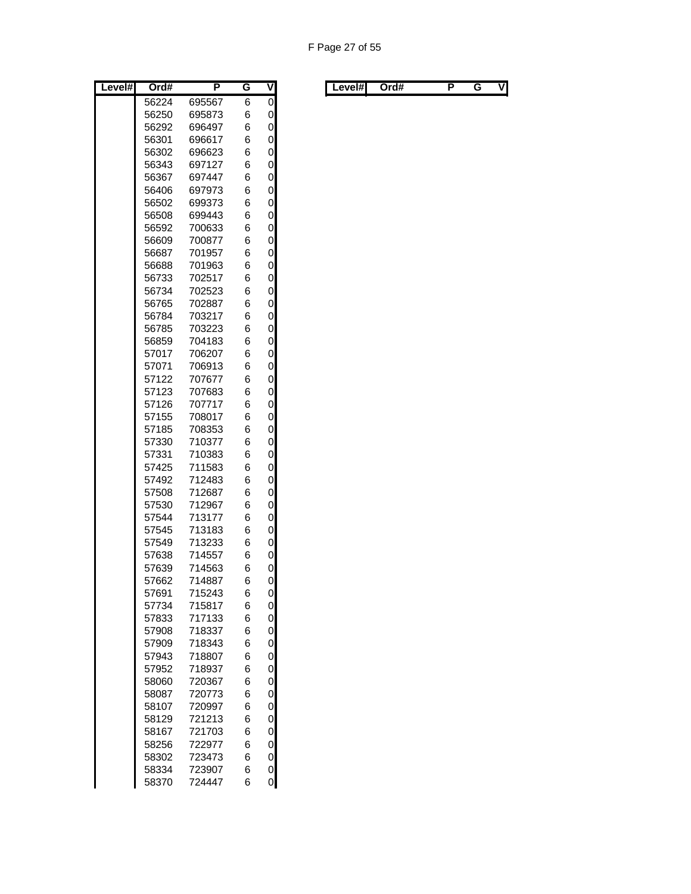| Level# | Ord# | P | G | V |
|---|---|---|---|---|
| | 56224 | 695567 | 6 | 0 |
| | 56250 | 695873 | 6 | 0 |
| | 56292 | 696497 | 6 | 0 |
| | 56301 | 696617 | 6 | 0 |
| | 56302 | 696623 | 6 | 0 |
| | 56343 | 697127 | 6 | 0 |
| | 56367 | 697447 | 6 | 0 |
| | 56406 | 697973 | 6 | 0 |
| | 56502 | 699373 | 6 | 0 |
| | 56508 | 699443 | 6 | 0 |
| | 56592 | 700633 | 6 | 0 |
| | 56609 | 700877 | 6 | 0 |
| | 56687 | 701957 | 6 | 0 |
| | 56688 | 701963 | 6 | 0 |
| | 56733 | 702517 | 6 | 0 |
| | 56734 | 702523 | 6 | 0 |
| | 56765 | 702887 | 6 | 0 |
| | 56784 | 703217 | 6 | 0 |
| | 56785 | 703223 | 6 | 0 |
| | 56859 | 704183 | 6 | 0 |
| | 57017 | 706207 | 6 | 0 |
| | 57071 | 706913 | 6 | 0 |
| | 57122 | 707677 | 6 | 0 |
| | 57123 | 707683 | 6 | 0 |
| | 57126 | 707717 | 6 | 0 |
| | 57155 | 708017 | 6 | 0 |
| | 57185 | 708353 | 6 | 0 |
| | 57330 | 710377 | 6 | 0 |
| | 57331 | 710383 | 6 | 0 |
| | 57425 | 711583 | 6 | 0 |
| | 57492 | 712483 | 6 | 0 |
| | 57508 | 712687 | 6 | 0 |
| | 57530 | 712967 | 6 | 0 |
| | 57544 | 713177 | 6 | 0 |
| | 57545 | 713183 | 6 | 0 |
| | 57549 | 713233 | 6 | 0 |
| | 57638 | 714557 | 6 | 0 |
| | 57639 | 714563 | 6 | 0 |
| | 57662 | 714887 | 6 | 0 |
| | 57691 | 715243 | 6 | 0 |
| | 57734 | 715817 | 6 | 0 |
| | 57833 | 717133 | 6 | 0 |
| | 57908 | 718337 | 6 | 0 |
| | 57909 | 718343 | 6 | 0 |
| | 57943 | 718807 | 6 | 0 |
| | 57952 | 718937 | 6 | 0 |
| | 58060 | 720367 | 6 | 0 |
| | 58087 | 720773 | 6 | 0 |
| | 58107 | 720997 | 6 | 0 |
| | 58129 | 721213 | 6 | 0 |
| | 58167 | 721703 | 6 | 0 |
| | 58256 | 722977 | 6 | 0 |
| | 58302 | 723473 | 6 | 0 |
| | 58334 | 723907 | 6 | 0 |
| | 58370 | 724447 | 6 | 0 |

| Level# | Ord# | P | G | V |
|---|---|---|---|---|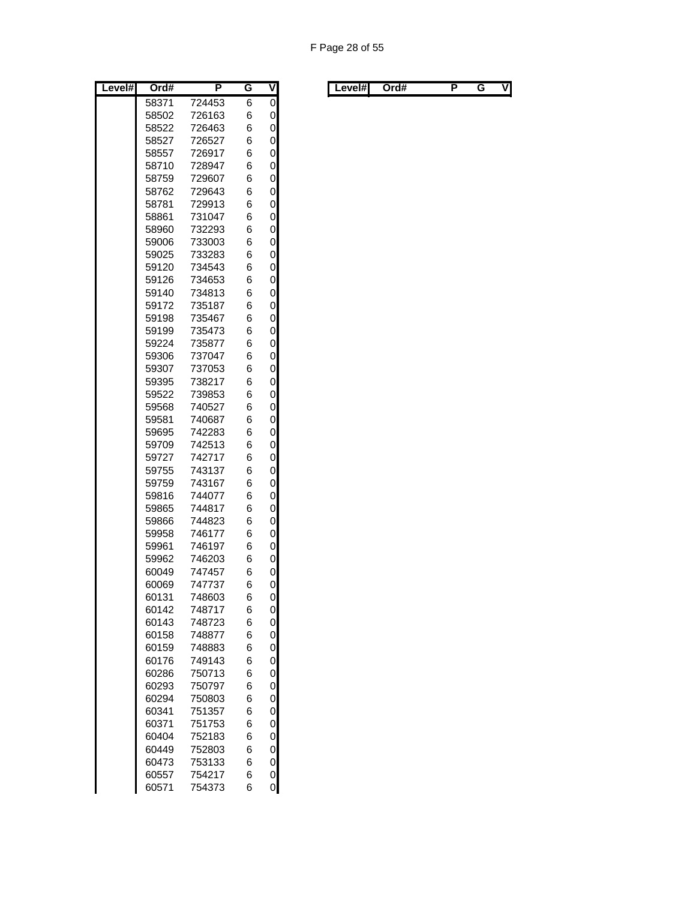| Level# | Ord# | P | G | V |
|---|---|---|---|---|
| | 58371 | 724453 | 6 | 0 |
| | 58502 | 726163 | 6 | 0 |
| | 58522 | 726463 | 6 | 0 |
| | 58527 | 726527 | 6 | 0 |
| | 58557 | 726917 | 6 | 0 |
| | 58710 | 728947 | 6 | 0 |
| | 58759 | 729607 | 6 | 0 |
| | 58762 | 729643 | 6 | 0 |
| | 58781 | 729913 | 6 | 0 |
| | 58861 | 731047 | 6 | 0 |
| | 58960 | 732293 | 6 | 0 |
| | 59006 | 733003 | 6 | 0 |
| | 59025 | 733283 | 6 | 0 |
| | 59120 | 734543 | 6 | 0 |
| | 59126 | 734653 | 6 | 0 |
| | 59140 | 734813 | 6 | 0 |
| | 59172 | 735187 | 6 | 0 |
| | 59198 | 735467 | 6 | 0 |
| | 59199 | 735473 | 6 | 0 |
| | 59224 | 735877 | 6 | 0 |
| | 59306 | 737047 | 6 | 0 |
| | 59307 | 737053 | 6 | 0 |
| | 59395 | 738217 | 6 | 0 |
| | 59522 | 739853 | 6 | 0 |
| | 59568 | 740527 | 6 | 0 |
| | 59581 | 740687 | 6 | 0 |
| | 59695 | 742283 | 6 | 0 |
| | 59709 | 742513 | 6 | 0 |
| | 59727 | 742717 | 6 | 0 |
| | 59755 | 743137 | 6 | 0 |
| | 59759 | 743167 | 6 | 0 |
| | 59816 | 744077 | 6 | 0 |
| | 59865 | 744817 | 6 | 0 |
| | 59866 | 744823 | 6 | 0 |
| | 59958 | 746177 | 6 | 0 |
| | 59961 | 746197 | 6 | 0 |
| | 59962 | 746203 | 6 | 0 |
| | 60049 | 747457 | 6 | 0 |
| | 60069 | 747737 | 6 | 0 |
| | 60131 | 748603 | 6 | 0 |
| | 60142 | 748717 | 6 | 0 |
| | 60143 | 748723 | 6 | 0 |
| | 60158 | 748877 | 6 | 0 |
| | 60159 | 748883 | 6 | 0 |
| | 60176 | 749143 | 6 | 0 |
| | 60286 | 750713 | 6 | 0 |
| | 60293 | 750797 | 6 | 0 |
| | 60294 | 750803 | 6 | 0 |
| | 60341 | 751357 | 6 | 0 |
| | 60371 | 751753 | 6 | 0 |
| | 60404 | 752183 | 6 | 0 |
| | 60449 | 752803 | 6 | 0 |
| | 60473 | 753133 | 6 | 0 |
| | 60557 | 754217 | 6 | 0 |
| | 60571 | 754373 | 6 | 0 |

| Level# | Ord# | P | G | V |
|---|---|---|---|---|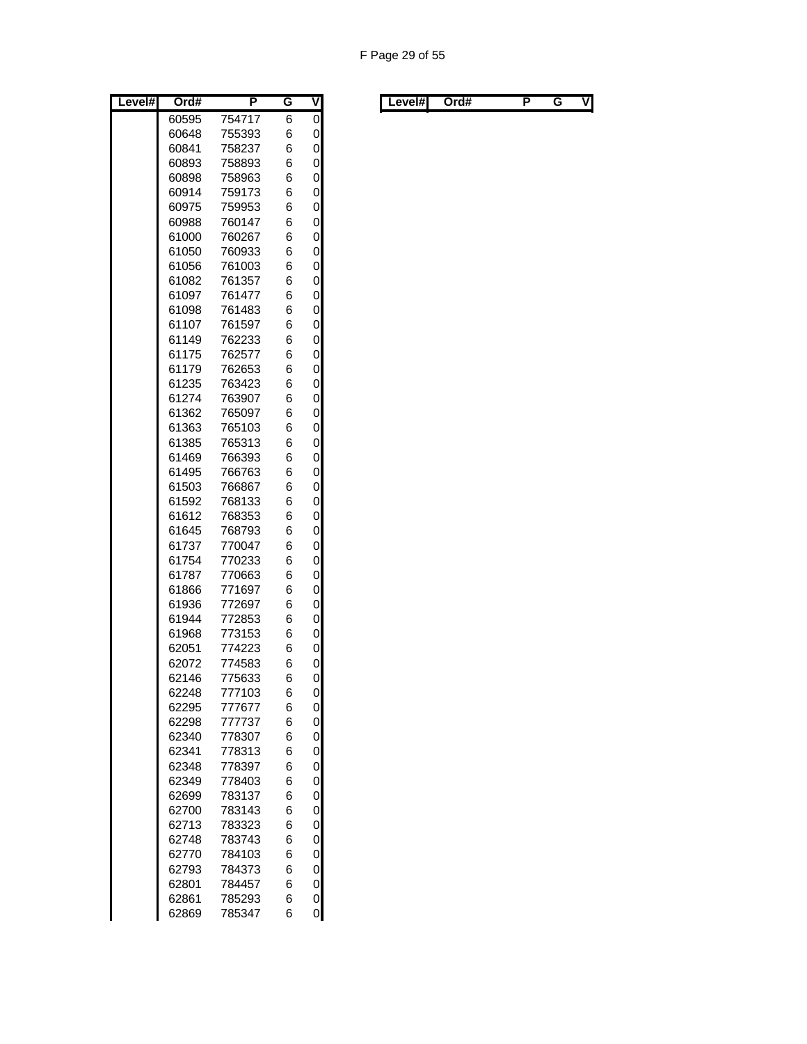| Level# | Ord# | P | G | V |
|---|---|---|---|---|
| | 60595 | 754717 | 6 | 0 |
| | 60648 | 755393 | 6 | 0 |
| | 60841 | 758237 | 6 | 0 |
| | 60893 | 758893 | 6 | 0 |
| | 60898 | 758963 | 6 | 0 |
| | 60914 | 759173 | 6 | 0 |
| | 60975 | 759953 | 6 | 0 |
| | 60988 | 760147 | 6 | 0 |
| | 61000 | 760267 | 6 | 0 |
| | 61050 | 760933 | 6 | 0 |
| | 61056 | 761003 | 6 | 0 |
| | 61082 | 761357 | 6 | 0 |
| | 61097 | 761477 | 6 | 0 |
| | 61098 | 761483 | 6 | 0 |
| | 61107 | 761597 | 6 | 0 |
| | 61149 | 762233 | 6 | 0 |
| | 61175 | 762577 | 6 | 0 |
| | 61179 | 762653 | 6 | 0 |
| | 61235 | 763423 | 6 | 0 |
| | 61274 | 763907 | 6 | 0 |
| | 61362 | 765097 | 6 | 0 |
| | 61363 | 765103 | 6 | 0 |
| | 61385 | 765313 | 6 | 0 |
| | 61469 | 766393 | 6 | 0 |
| | 61495 | 766763 | 6 | 0 |
| | 61503 | 766867 | 6 | 0 |
| | 61592 | 768133 | 6 | 0 |
| | 61612 | 768353 | 6 | 0 |
| | 61645 | 768793 | 6 | 0 |
| | 61737 | 770047 | 6 | 0 |
| | 61754 | 770233 | 6 | 0 |
| | 61787 | 770663 | 6 | 0 |
| | 61866 | 771697 | 6 | 0 |
| | 61936 | 772697 | 6 | 0 |
| | 61944 | 772853 | 6 | 0 |
| | 61968 | 773153 | 6 | 0 |
| | 62051 | 774223 | 6 | 0 |
| | 62072 | 774583 | 6 | 0 |
| | 62146 | 775633 | 6 | 0 |
| | 62248 | 777103 | 6 | 0 |
| | 62295 | 777677 | 6 | 0 |
| | 62298 | 777737 | 6 | 0 |
| | 62340 | 778307 | 6 | 0 |
| | 62341 | 778313 | 6 | 0 |
| | 62348 | 778397 | 6 | 0 |
| | 62349 | 778403 | 6 | 0 |
| | 62699 | 783137 | 6 | 0 |
| | 62700 | 783143 | 6 | 0 |
| | 62713 | 783323 | 6 | 0 |
| | 62748 | 783743 | 6 | 0 |
| | 62770 | 784103 | 6 | 0 |
| | 62793 | 784373 | 6 | 0 |
| | 62801 | 784457 | 6 | 0 |
| | 62861 | 785293 | 6 | 0 |
| | 62869 | 785347 | 6 | 0 |

| Level# | Ord# | P | G | V |
|---|---|---|---|---|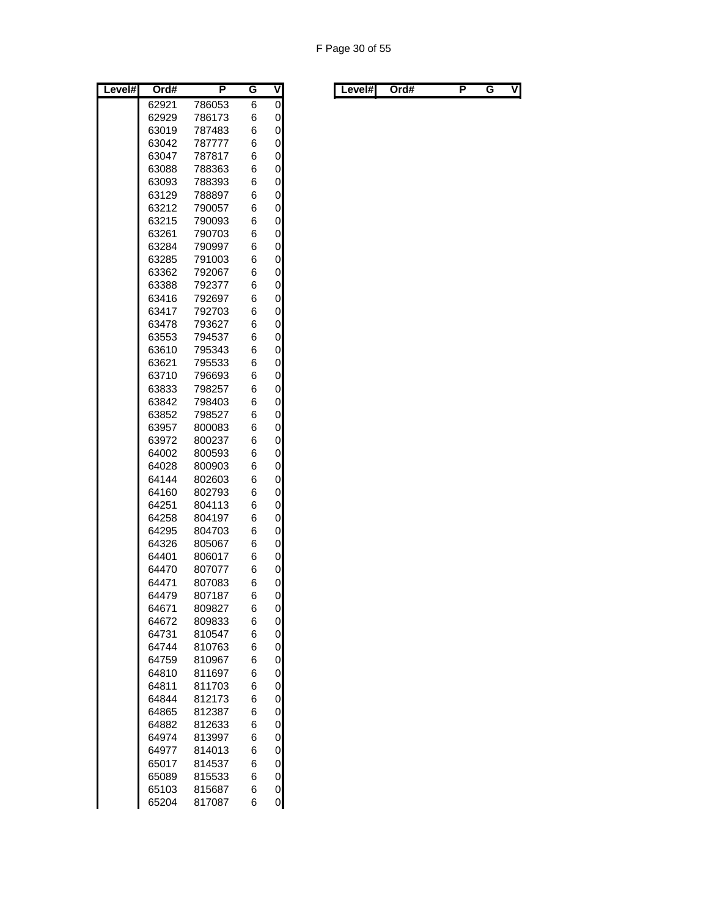| Level# | Ord# | P | G | V |
|---|---|---|---|---|
| | 62921 | 786053 | 6 | 0 |
| | 62929 | 786173 | 6 | 0 |
| | 63019 | 787483 | 6 | 0 |
| | 63042 | 787777 | 6 | 0 |
| | 63047 | 787817 | 6 | 0 |
| | 63088 | 788363 | 6 | 0 |
| | 63093 | 788393 | 6 | 0 |
| | 63129 | 788897 | 6 | 0 |
| | 63212 | 790057 | 6 | 0 |
| | 63215 | 790093 | 6 | 0 |
| | 63261 | 790703 | 6 | 0 |
| | 63284 | 790997 | 6 | 0 |
| | 63285 | 791003 | 6 | 0 |
| | 63362 | 792067 | 6 | 0 |
| | 63388 | 792377 | 6 | 0 |
| | 63416 | 792697 | 6 | 0 |
| | 63417 | 792703 | 6 | 0 |
| | 63478 | 793627 | 6 | 0 |
| | 63553 | 794537 | 6 | 0 |
| | 63610 | 795343 | 6 | 0 |
| | 63621 | 795533 | 6 | 0 |
| | 63710 | 796693 | 6 | 0 |
| | 63833 | 798257 | 6 | 0 |
| | 63842 | 798403 | 6 | 0 |
| | 63852 | 798527 | 6 | 0 |
| | 63957 | 800083 | 6 | 0 |
| | 63972 | 800237 | 6 | 0 |
| | 64002 | 800593 | 6 | 0 |
| | 64028 | 800903 | 6 | 0 |
| | 64144 | 802603 | 6 | 0 |
| | 64160 | 802793 | 6 | 0 |
| | 64251 | 804113 | 6 | 0 |
| | 64258 | 804197 | 6 | 0 |
| | 64295 | 804703 | 6 | 0 |
| | 64326 | 805067 | 6 | 0 |
| | 64401 | 806017 | 6 | 0 |
| | 64470 | 807077 | 6 | 0 |
| | 64471 | 807083 | 6 | 0 |
| | 64479 | 807187 | 6 | 0 |
| | 64671 | 809827 | 6 | 0 |
| | 64672 | 809833 | 6 | 0 |
| | 64731 | 810547 | 6 | 0 |
| | 64744 | 810763 | 6 | 0 |
| | 64759 | 810967 | 6 | 0 |
| | 64810 | 811697 | 6 | 0 |
| | 64811 | 811703 | 6 | 0 |
| | 64844 | 812173 | 6 | 0 |
| | 64865 | 812387 | 6 | 0 |
| | 64882 | 812633 | 6 | 0 |
| | 64974 | 813997 | 6 | 0 |
| | 64977 | 814013 | 6 | 0 |
| | 65017 | 814537 | 6 | 0 |
| | 65089 | 815533 | 6 | 0 |
| | 65103 | 815687 | 6 | 0 |
| | 65204 | 817087 | 6 | 0 |

| Level# | Ord# | P | G | V |
|---|---|---|---|---|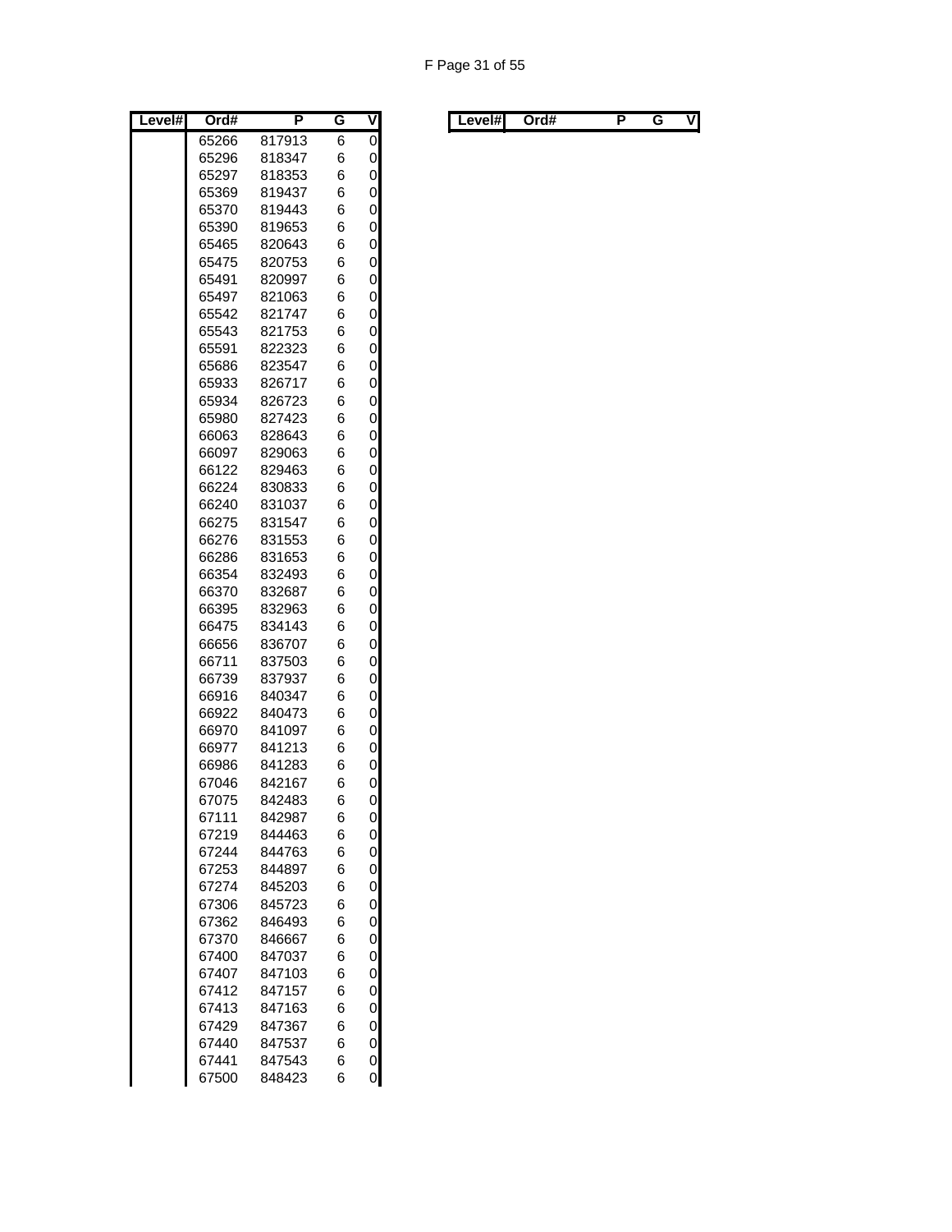| Level# | Ord# | P | G | V |
|---|---|---|---|---|
| | 65266 | 817913 | 6 | 0 |
| | 65296 | 818347 | 6 | 0 |
| | 65297 | 818353 | 6 | 0 |
| | 65369 | 819437 | 6 | 0 |
| | 65370 | 819443 | 6 | 0 |
| | 65390 | 819653 | 6 | 0 |
| | 65465 | 820643 | 6 | 0 |
| | 65475 | 820753 | 6 | 0 |
| | 65491 | 820997 | 6 | 0 |
| | 65497 | 821063 | 6 | 0 |
| | 65542 | 821747 | 6 | 0 |
| | 65543 | 821753 | 6 | 0 |
| | 65591 | 822323 | 6 | 0 |
| | 65686 | 823547 | 6 | 0 |
| | 65933 | 826717 | 6 | 0 |
| | 65934 | 826723 | 6 | 0 |
| | 65980 | 827423 | 6 | 0 |
| | 66063 | 828643 | 6 | 0 |
| | 66097 | 829063 | 6 | 0 |
| | 66122 | 829463 | 6 | 0 |
| | 66224 | 830833 | 6 | 0 |
| | 66240 | 831037 | 6 | 0 |
| | 66275 | 831547 | 6 | 0 |
| | 66276 | 831553 | 6 | 0 |
| | 66286 | 831653 | 6 | 0 |
| | 66354 | 832493 | 6 | 0 |
| | 66370 | 832687 | 6 | 0 |
| | 66395 | 832963 | 6 | 0 |
| | 66475 | 834143 | 6 | 0 |
| | 66656 | 836707 | 6 | 0 |
| | 66711 | 837503 | 6 | 0 |
| | 66739 | 837937 | 6 | 0 |
| | 66916 | 840347 | 6 | 0 |
| | 66922 | 840473 | 6 | 0 |
| | 66970 | 841097 | 6 | 0 |
| | 66977 | 841213 | 6 | 0 |
| | 66986 | 841283 | 6 | 0 |
| | 67046 | 842167 | 6 | 0 |
| | 67075 | 842483 | 6 | 0 |
| | 67111 | 842987 | 6 | 0 |
| | 67219 | 844463 | 6 | 0 |
| | 67244 | 844763 | 6 | 0 |
| | 67253 | 844897 | 6 | 0 |
| | 67274 | 845203 | 6 | 0 |
| | 67306 | 845723 | 6 | 0 |
| | 67362 | 846493 | 6 | 0 |
| | 67370 | 846667 | 6 | 0 |
| | 67400 | 847037 | 6 | 0 |
| | 67407 | 847103 | 6 | 0 |
| | 67412 | 847157 | 6 | 0 |
| | 67413 | 847163 | 6 | 0 |
| | 67429 | 847367 | 6 | 0 |
| | 67440 | 847537 | 6 | 0 |
| | 67441 | 847543 | 6 | 0 |
| | 67500 | 848423 | 6 | 0 |

| Level# | Ord# | P | G | V |
|---|---|---|---|---|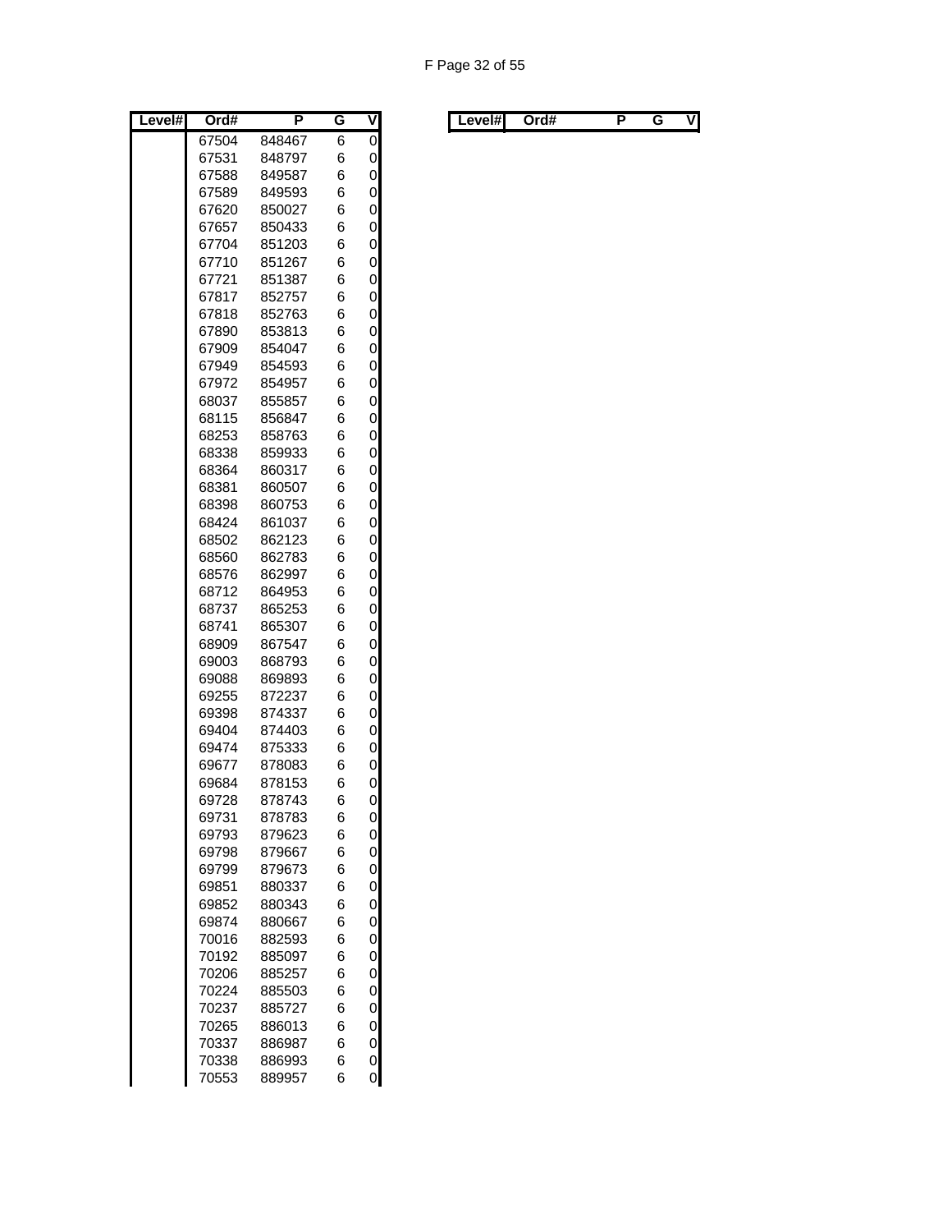| Level# | Ord# | P | G | V |
|---|---|---|---|---|
| | 67504 | 848467 | 6 | 0 |
| | 67531 | 848797 | 6 | 0 |
| | 67588 | 849587 | 6 | 0 |
| | 67589 | 849593 | 6 | 0 |
| | 67620 | 850027 | 6 | 0 |
| | 67657 | 850433 | 6 | 0 |
| | 67704 | 851203 | 6 | 0 |
| | 67710 | 851267 | 6 | 0 |
| | 67721 | 851387 | 6 | 0 |
| | 67817 | 852757 | 6 | 0 |
| | 67818 | 852763 | 6 | 0 |
| | 67890 | 853813 | 6 | 0 |
| | 67909 | 854047 | 6 | 0 |
| | 67949 | 854593 | 6 | 0 |
| | 67972 | 854957 | 6 | 0 |
| | 68037 | 855857 | 6 | 0 |
| | 68115 | 856847 | 6 | 0 |
| | 68253 | 858763 | 6 | 0 |
| | 68338 | 859933 | 6 | 0 |
| | 68364 | 860317 | 6 | 0 |
| | 68381 | 860507 | 6 | 0 |
| | 68398 | 860753 | 6 | 0 |
| | 68424 | 861037 | 6 | 0 |
| | 68502 | 862123 | 6 | 0 |
| | 68560 | 862783 | 6 | 0 |
| | 68576 | 862997 | 6 | 0 |
| | 68712 | 864953 | 6 | 0 |
| | 68737 | 865253 | 6 | 0 |
| | 68741 | 865307 | 6 | 0 |
| | 68909 | 867547 | 6 | 0 |
| | 69003 | 868793 | 6 | 0 |
| | 69088 | 869893 | 6 | 0 |
| | 69255 | 872237 | 6 | 0 |
| | 69398 | 874337 | 6 | 0 |
| | 69404 | 874403 | 6 | 0 |
| | 69474 | 875333 | 6 | 0 |
| | 69677 | 878083 | 6 | 0 |
| | 69684 | 878153 | 6 | 0 |
| | 69728 | 878743 | 6 | 0 |
| | 69731 | 878783 | 6 | 0 |
| | 69793 | 879623 | 6 | 0 |
| | 69798 | 879667 | 6 | 0 |
| | 69799 | 879673 | 6 | 0 |
| | 69851 | 880337 | 6 | 0 |
| | 69852 | 880343 | 6 | 0 |
| | 69874 | 880667 | 6 | 0 |
| | 70016 | 882593 | 6 | 0 |
| | 70192 | 885097 | 6 | 0 |
| | 70206 | 885257 | 6 | 0 |
| | 70224 | 885503 | 6 | 0 |
| | 70237 | 885727 | 6 | 0 |
| | 70265 | 886013 | 6 | 0 |
| | 70337 | 886987 | 6 | 0 |
| | 70338 | 886993 | 6 | 0 |
| | 70553 | 889957 | 6 | 0 |

| Level# | Ord# | P | G | V |
|---|---|---|---|---|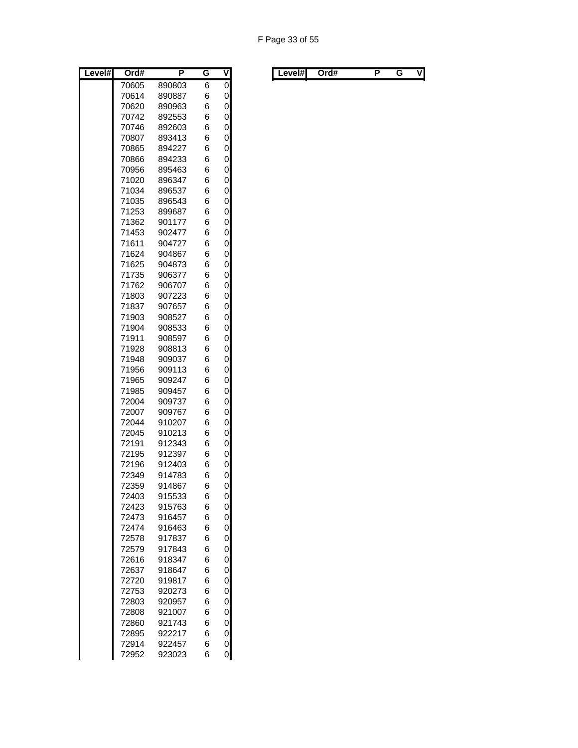| Level# | Ord# | P | G | V |
|---|---|---|---|---|
| | 70605 | 890803 | 6 | 0 |
| | 70614 | 890887 | 6 | 0 |
| | 70620 | 890963 | 6 | 0 |
| | 70742 | 892553 | 6 | 0 |
| | 70746 | 892603 | 6 | 0 |
| | 70807 | 893413 | 6 | 0 |
| | 70865 | 894227 | 6 | 0 |
| | 70866 | 894233 | 6 | 0 |
| | 70956 | 895463 | 6 | 0 |
| | 71020 | 896347 | 6 | 0 |
| | 71034 | 896537 | 6 | 0 |
| | 71035 | 896543 | 6 | 0 |
| | 71253 | 899687 | 6 | 0 |
| | 71362 | 901177 | 6 | 0 |
| | 71453 | 902477 | 6 | 0 |
| | 71611 | 904727 | 6 | 0 |
| | 71624 | 904867 | 6 | 0 |
| | 71625 | 904873 | 6 | 0 |
| | 71735 | 906377 | 6 | 0 |
| | 71762 | 906707 | 6 | 0 |
| | 71803 | 907223 | 6 | 0 |
| | 71837 | 907657 | 6 | 0 |
| | 71903 | 908527 | 6 | 0 |
| | 71904 | 908533 | 6 | 0 |
| | 71911 | 908597 | 6 | 0 |
| | 71928 | 908813 | 6 | 0 |
| | 71948 | 909037 | 6 | 0 |
| | 71956 | 909113 | 6 | 0 |
| | 71965 | 909247 | 6 | 0 |
| | 71985 | 909457 | 6 | 0 |
| | 72004 | 909737 | 6 | 0 |
| | 72007 | 909767 | 6 | 0 |
| | 72044 | 910207 | 6 | 0 |
| | 72045 | 910213 | 6 | 0 |
| | 72191 | 912343 | 6 | 0 |
| | 72195 | 912397 | 6 | 0 |
| | 72196 | 912403 | 6 | 0 |
| | 72349 | 914783 | 6 | 0 |
| | 72359 | 914867 | 6 | 0 |
| | 72403 | 915533 | 6 | 0 |
| | 72423 | 915763 | 6 | 0 |
| | 72473 | 916457 | 6 | 0 |
| | 72474 | 916463 | 6 | 0 |
| | 72578 | 917837 | 6 | 0 |
| | 72579 | 917843 | 6 | 0 |
| | 72616 | 918347 | 6 | 0 |
| | 72637 | 918647 | 6 | 0 |
| | 72720 | 919817 | 6 | 0 |
| | 72753 | 920273 | 6 | 0 |
| | 72803 | 920957 | 6 | 0 |
| | 72808 | 921007 | 6 | 0 |
| | 72860 | 921743 | 6 | 0 |
| | 72895 | 922217 | 6 | 0 |
| | 72914 | 922457 | 6 | 0 |
| | 72952 | 923023 | 6 | 0 |

| Level# | Ord# | P | G | V |
|---|---|---|---|---|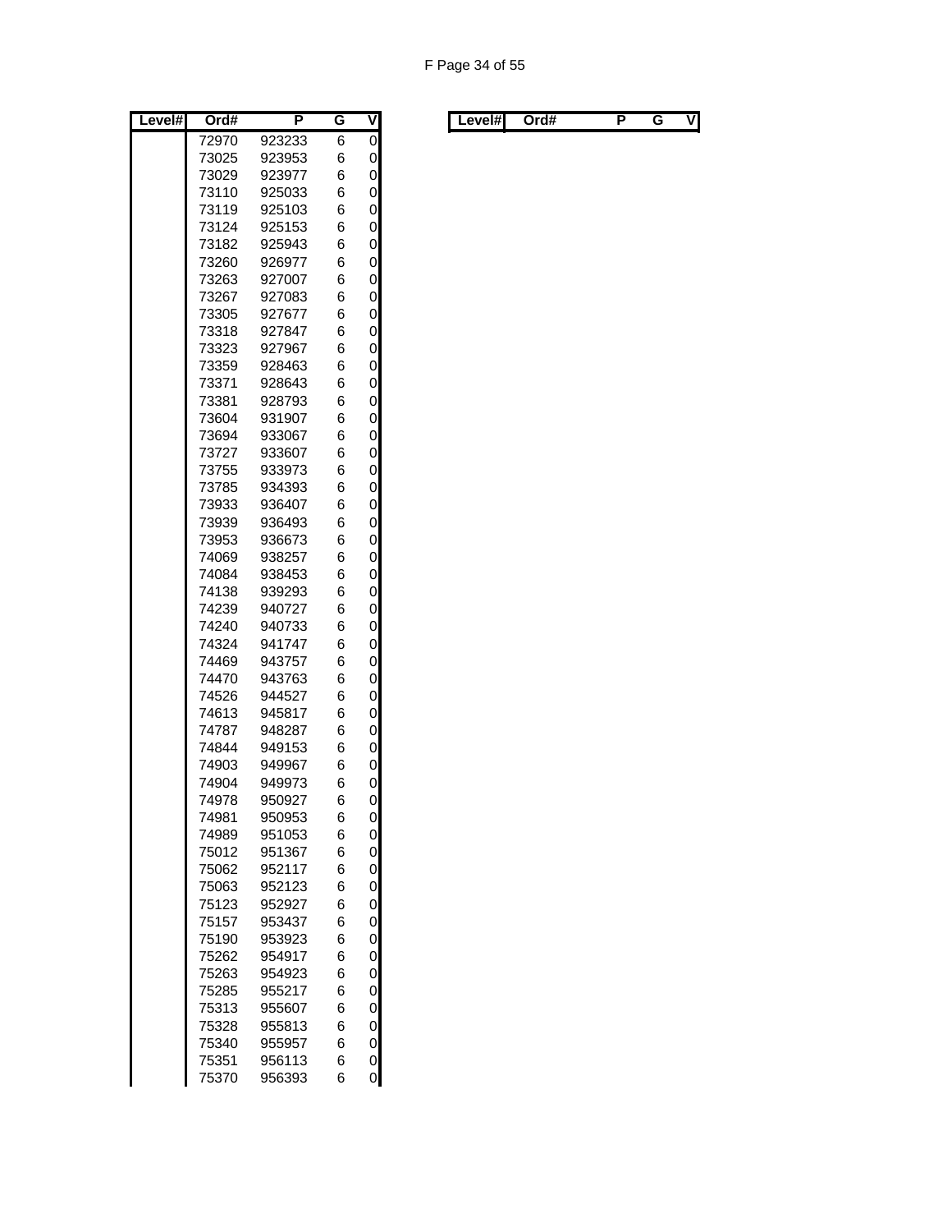| Level# | Ord# | P | G | V |
|---|---|---|---|---|
| | 72970 | 923233 | 6 | 0 |
| | 73025 | 923953 | 6 | 0 |
| | 73029 | 923977 | 6 | 0 |
| | 73110 | 925033 | 6 | 0 |
| | 73119 | 925103 | 6 | 0 |
| | 73124 | 925153 | 6 | 0 |
| | 73182 | 925943 | 6 | 0 |
| | 73260 | 926977 | 6 | 0 |
| | 73263 | 927007 | 6 | 0 |
| | 73267 | 927083 | 6 | 0 |
| | 73305 | 927677 | 6 | 0 |
| | 73318 | 927847 | 6 | 0 |
| | 73323 | 927967 | 6 | 0 |
| | 73359 | 928463 | 6 | 0 |
| | 73371 | 928643 | 6 | 0 |
| | 73381 | 928793 | 6 | 0 |
| | 73604 | 931907 | 6 | 0 |
| | 73694 | 933067 | 6 | 0 |
| | 73727 | 933607 | 6 | 0 |
| | 73755 | 933973 | 6 | 0 |
| | 73785 | 934393 | 6 | 0 |
| | 73933 | 936407 | 6 | 0 |
| | 73939 | 936493 | 6 | 0 |
| | 73953 | 936673 | 6 | 0 |
| | 74069 | 938257 | 6 | 0 |
| | 74084 | 938453 | 6 | 0 |
| | 74138 | 939293 | 6 | 0 |
| | 74239 | 940727 | 6 | 0 |
| | 74240 | 940733 | 6 | 0 |
| | 74324 | 941747 | 6 | 0 |
| | 74469 | 943757 | 6 | 0 |
| | 74470 | 943763 | 6 | 0 |
| | 74526 | 944527 | 6 | 0 |
| | 74613 | 945817 | 6 | 0 |
| | 74787 | 948287 | 6 | 0 |
| | 74844 | 949153 | 6 | 0 |
| | 74903 | 949967 | 6 | 0 |
| | 74904 | 949973 | 6 | 0 |
| | 74978 | 950927 | 6 | 0 |
| | 74981 | 950953 | 6 | 0 |
| | 74989 | 951053 | 6 | 0 |
| | 75012 | 951367 | 6 | 0 |
| | 75062 | 952117 | 6 | 0 |
| | 75063 | 952123 | 6 | 0 |
| | 75123 | 952927 | 6 | 0 |
| | 75157 | 953437 | 6 | 0 |
| | 75190 | 953923 | 6 | 0 |
| | 75262 | 954917 | 6 | 0 |
| | 75263 | 954923 | 6 | 0 |
| | 75285 | 955217 | 6 | 0 |
| | 75313 | 955607 | 6 | 0 |
| | 75328 | 955813 | 6 | 0 |
| | 75340 | 955957 | 6 | 0 |
| | 75351 | 956113 | 6 | 0 |
| | 75370 | 956393 | 6 | 0 |

| Level# | Ord# | P | G | V |
|---|---|---|---|---|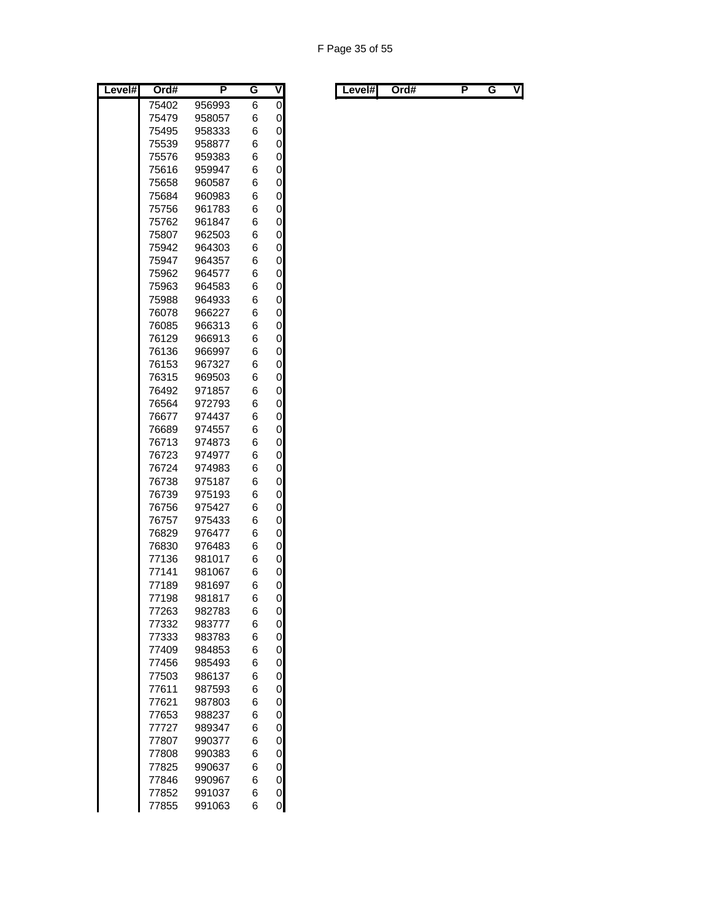| Level# | Ord# | P | G | V |
|---|---|---|---|---|
| | 75402 | 956993 | 6 | 0 |
| | 75479 | 958057 | 6 | 0 |
| | 75495 | 958333 | 6 | 0 |
| | 75539 | 958877 | 6 | 0 |
| | 75576 | 959383 | 6 | 0 |
| | 75616 | 959947 | 6 | 0 |
| | 75658 | 960587 | 6 | 0 |
| | 75684 | 960983 | 6 | 0 |
| | 75756 | 961783 | 6 | 0 |
| | 75762 | 961847 | 6 | 0 |
| | 75807 | 962503 | 6 | 0 |
| | 75942 | 964303 | 6 | 0 |
| | 75947 | 964357 | 6 | 0 |
| | 75962 | 964577 | 6 | 0 |
| | 75963 | 964583 | 6 | 0 |
| | 75988 | 964933 | 6 | 0 |
| | 76078 | 966227 | 6 | 0 |
| | 76085 | 966313 | 6 | 0 |
| | 76129 | 966913 | 6 | 0 |
| | 76136 | 966997 | 6 | 0 |
| | 76153 | 967327 | 6 | 0 |
| | 76315 | 969503 | 6 | 0 |
| | 76492 | 971857 | 6 | 0 |
| | 76564 | 972793 | 6 | 0 |
| | 76677 | 974437 | 6 | 0 |
| | 76689 | 974557 | 6 | 0 |
| | 76713 | 974873 | 6 | 0 |
| | 76723 | 974977 | 6 | 0 |
| | 76724 | 974983 | 6 | 0 |
| | 76738 | 975187 | 6 | 0 |
| | 76739 | 975193 | 6 | 0 |
| | 76756 | 975427 | 6 | 0 |
| | 76757 | 975433 | 6 | 0 |
| | 76829 | 976477 | 6 | 0 |
| | 76830 | 976483 | 6 | 0 |
| | 77136 | 981017 | 6 | 0 |
| | 77141 | 981067 | 6 | 0 |
| | 77189 | 981697 | 6 | 0 |
| | 77198 | 981817 | 6 | 0 |
| | 77263 | 982783 | 6 | 0 |
| | 77332 | 983777 | 6 | 0 |
| | 77333 | 983783 | 6 | 0 |
| | 77409 | 984853 | 6 | 0 |
| | 77456 | 985493 | 6 | 0 |
| | 77503 | 986137 | 6 | 0 |
| | 77611 | 987593 | 6 | 0 |
| | 77621 | 987803 | 6 | 0 |
| | 77653 | 988237 | 6 | 0 |
| | 77727 | 989347 | 6 | 0 |
| | 77807 | 990377 | 6 | 0 |
| | 77808 | 990383 | 6 | 0 |
| | 77825 | 990637 | 6 | 0 |
| | 77846 | 990967 | 6 | 0 |
| | 77852 | 991037 | 6 | 0 |
| | 77855 | 991063 | 6 | 0 |

| Level# | Ord# | P | G | V |
|---|---|---|---|---|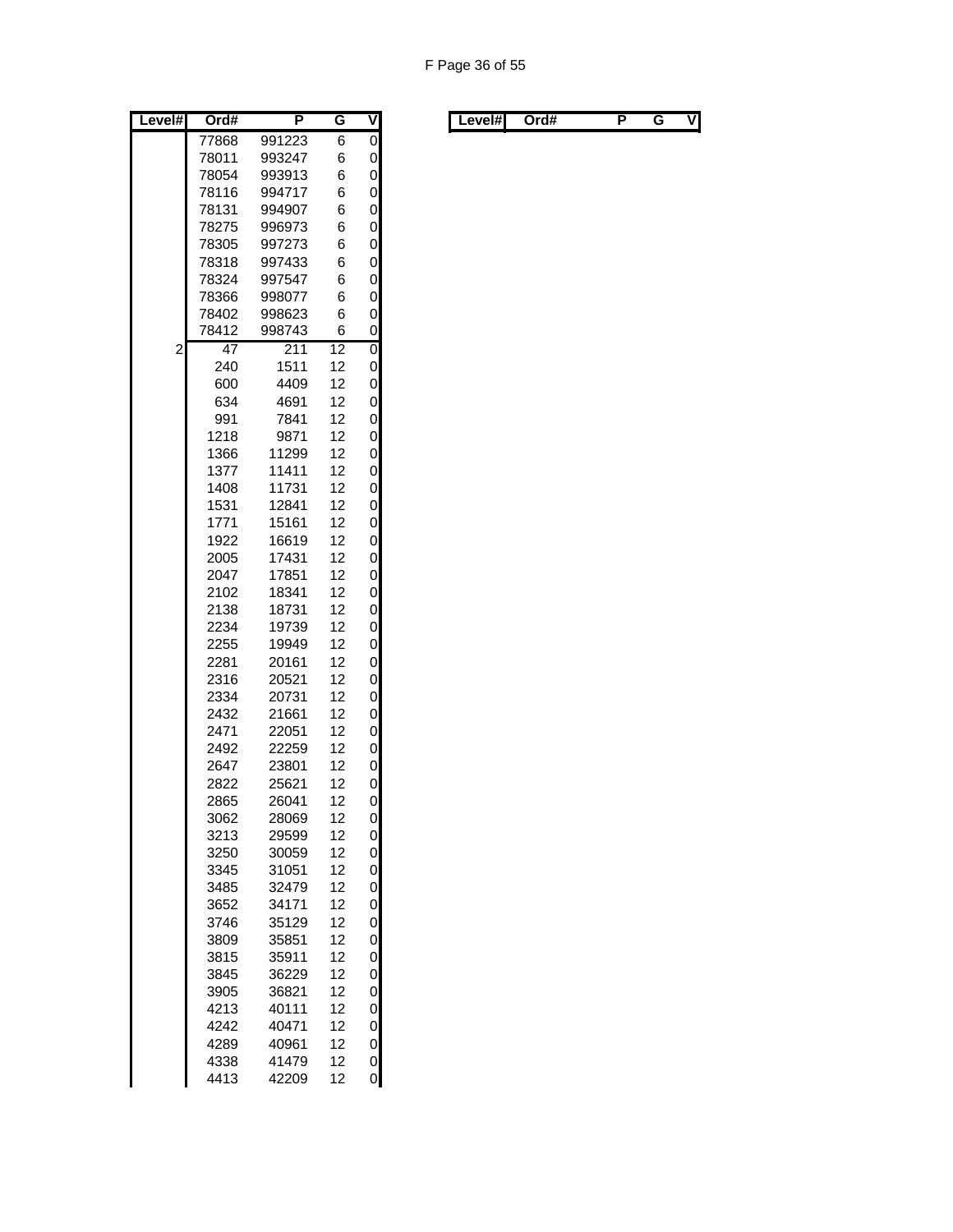| Level# | Ord# | P | G | V |
|---|---|---|---|---|
| | 77868 | 991223 | 6 | 0 |
| | 78011 | 993247 | 6 | 0 |
| | 78054 | 993913 | 6 | 0 |
| | 78116 | 994717 | 6 | 0 |
| | 78131 | 994907 | 6 | 0 |
| | 78275 | 996973 | 6 | 0 |
| | 78305 | 997273 | 6 | 0 |
| | 78318 | 997433 | 6 | 0 |
| | 78324 | 997547 | 6 | 0 |
| | 78366 | 998077 | 6 | 0 |
| | 78402 | 998623 | 6 | 0 |
| | 78412 | 998743 | 6 | 0 |
| 2 | 47 | 211 | 12 | 0 |
| | 240 | 1511 | 12 | 0 |
| | 600 | 4409 | 12 | 0 |
| | 634 | 4691 | 12 | 0 |
| | 991 | 7841 | 12 | 0 |
| | 1218 | 9871 | 12 | 0 |
| | 1366 | 11299 | 12 | 0 |
| | 1377 | 11411 | 12 | 0 |
| | 1408 | 11731 | 12 | 0 |
| | 1531 | 12841 | 12 | 0 |
| | 1771 | 15161 | 12 | 0 |
| | 1922 | 16619 | 12 | 0 |
| | 2005 | 17431 | 12 | 0 |
| | 2047 | 17851 | 12 | 0 |
| | 2102 | 18341 | 12 | 0 |
| | 2138 | 18731 | 12 | 0 |
| | 2234 | 19739 | 12 | 0 |
| | 2255 | 19949 | 12 | 0 |
| | 2281 | 20161 | 12 | 0 |
| | 2316 | 20521 | 12 | 0 |
| | 2334 | 20731 | 12 | 0 |
| | 2432 | 21661 | 12 | 0 |
| | 2471 | 22051 | 12 | 0 |
| | 2492 | 22259 | 12 | 0 |
| | 2647 | 23801 | 12 | 0 |
| | 2822 | 25621 | 12 | 0 |
| | 2865 | 26041 | 12 | 0 |
| | 3062 | 28069 | 12 | 0 |
| | 3213 | 29599 | 12 | 0 |
| | 3250 | 30059 | 12 | 0 |
| | 3345 | 31051 | 12 | 0 |
| | 3485 | 32479 | 12 | 0 |
| | 3652 | 34171 | 12 | 0 |
| | 3746 | 35129 | 12 | 0 |
| | 3809 | 35851 | 12 | 0 |
| | 3815 | 35911 | 12 | 0 |
| | 3845 | 36229 | 12 | 0 |
| | 3905 | 36821 | 12 | 0 |
| | 4213 | 40111 | 12 | 0 |
| | 4242 | 40471 | 12 | 0 |
| | 4289 | 40961 | 12 | 0 |
| | 4338 | 41479 | 12 | 0 |
| | 4413 | 42209 | 12 | 0 |

| Level# | Ord# | P | G | V |
|---|---|---|---|---|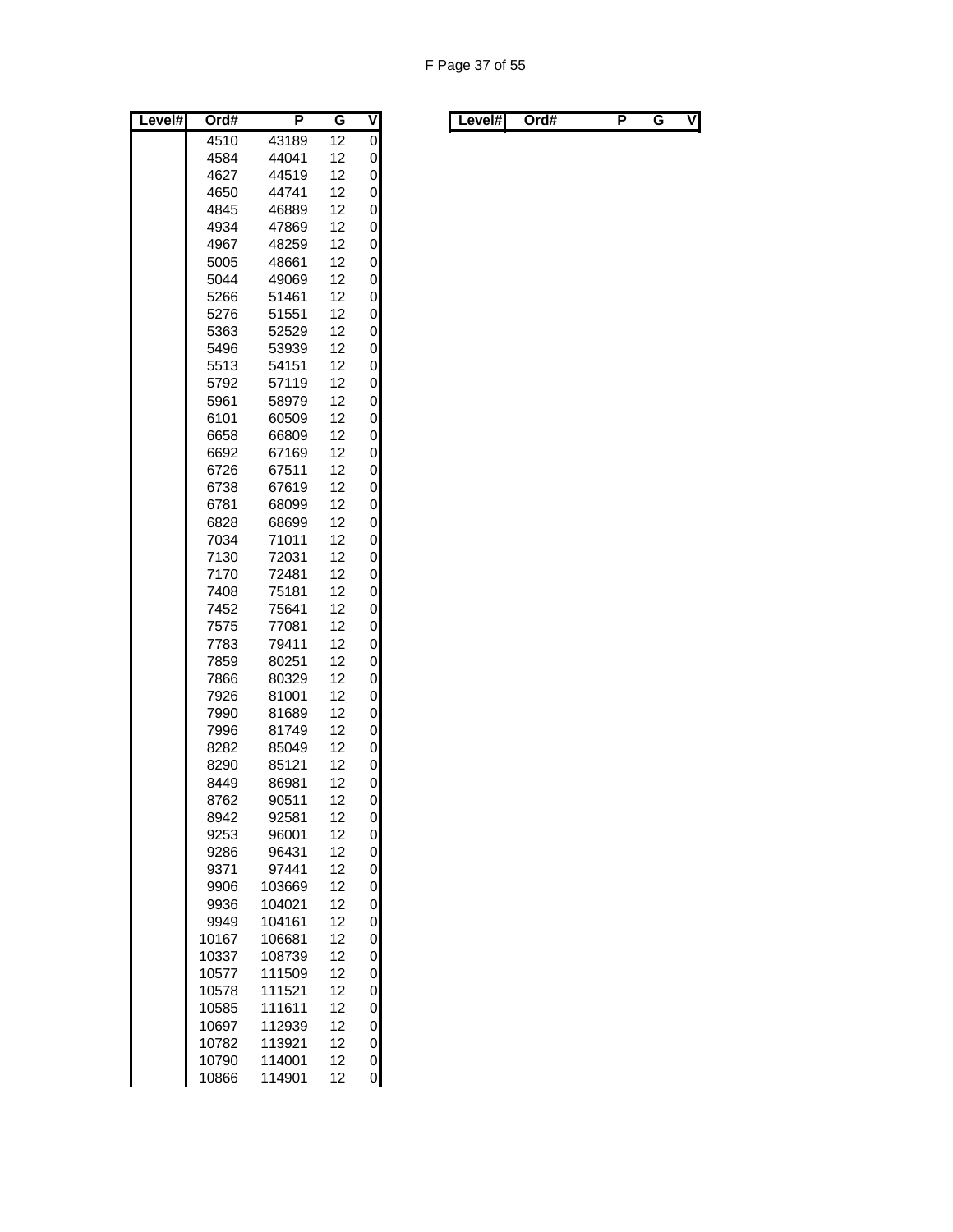| Level# | Ord# | P | G | V |
|---|---|---|---|---|
| | 4510 | 43189 | 12 | 0 |
| | 4584 | 44041 | 12 | 0 |
| | 4627 | 44519 | 12 | 0 |
| | 4650 | 44741 | 12 | 0 |
| | 4845 | 46889 | 12 | 0 |
| | 4934 | 47869 | 12 | 0 |
| | 4967 | 48259 | 12 | 0 |
| | 5005 | 48661 | 12 | 0 |
| | 5044 | 49069 | 12 | 0 |
| | 5266 | 51461 | 12 | 0 |
| | 5276 | 51551 | 12 | 0 |
| | 5363 | 52529 | 12 | 0 |
| | 5496 | 53939 | 12 | 0 |
| | 5513 | 54151 | 12 | 0 |
| | 5792 | 57119 | 12 | 0 |
| | 5961 | 58979 | 12 | 0 |
| | 6101 | 60509 | 12 | 0 |
| | 6658 | 66809 | 12 | 0 |
| | 6692 | 67169 | 12 | 0 |
| | 6726 | 67511 | 12 | 0 |
| | 6738 | 67619 | 12 | 0 |
| | 6781 | 68099 | 12 | 0 |
| | 6828 | 68699 | 12 | 0 |
| | 7034 | 71011 | 12 | 0 |
| | 7130 | 72031 | 12 | 0 |
| | 7170 | 72481 | 12 | 0 |
| | 7408 | 75181 | 12 | 0 |
| | 7452 | 75641 | 12 | 0 |
| | 7575 | 77081 | 12 | 0 |
| | 7783 | 79411 | 12 | 0 |
| | 7859 | 80251 | 12 | 0 |
| | 7866 | 80329 | 12 | 0 |
| | 7926 | 81001 | 12 | 0 |
| | 7990 | 81689 | 12 | 0 |
| | 7996 | 81749 | 12 | 0 |
| | 8282 | 85049 | 12 | 0 |
| | 8290 | 85121 | 12 | 0 |
| | 8449 | 86981 | 12 | 0 |
| | 8762 | 90511 | 12 | 0 |
| | 8942 | 92581 | 12 | 0 |
| | 9253 | 96001 | 12 | 0 |
| | 9286 | 96431 | 12 | 0 |
| | 9371 | 97441 | 12 | 0 |
| | 9906 | 103669 | 12 | 0 |
| | 9936 | 104021 | 12 | 0 |
| | 9949 | 104161 | 12 | 0 |
| | 10167 | 106681 | 12 | 0 |
| | 10337 | 108739 | 12 | 0 |
| | 10577 | 111509 | 12 | 0 |
| | 10578 | 111521 | 12 | 0 |
| | 10585 | 111611 | 12 | 0 |
| | 10697 | 112939 | 12 | 0 |
| | 10782 | 113921 | 12 | 0 |
| | 10790 | 114001 | 12 | 0 |
| | 10866 | 114901 | 12 | 0 |

| Level# | Ord# | P | G | V |
|---|---|---|---|---|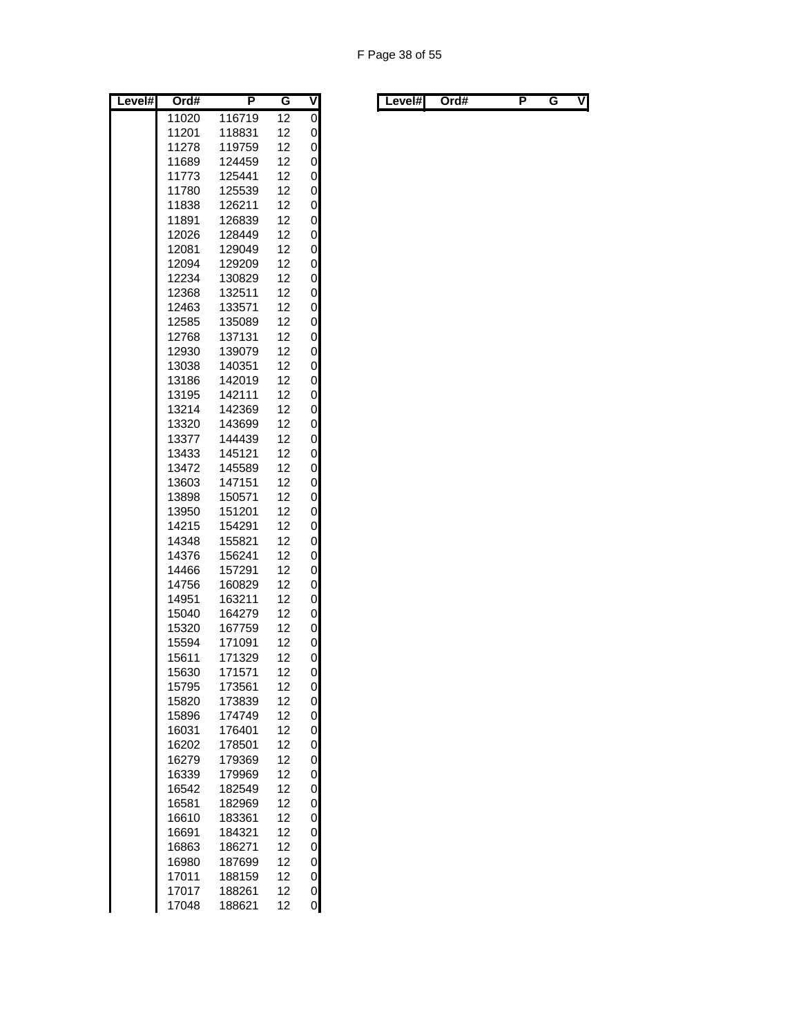| Level# | Ord# | P | G | V |
|---|---|---|---|---|
| | 11020 | 116719 | 12 | 0 |
| | 11201 | 118831 | 12 | 0 |
| | 11278 | 119759 | 12 | 0 |
| | 11689 | 124459 | 12 | 0 |
| | 11773 | 125441 | 12 | 0 |
| | 11780 | 125539 | 12 | 0 |
| | 11838 | 126211 | 12 | 0 |
| | 11891 | 126839 | 12 | 0 |
| | 12026 | 128449 | 12 | 0 |
| | 12081 | 129049 | 12 | 0 |
| | 12094 | 129209 | 12 | 0 |
| | 12234 | 130829 | 12 | 0 |
| | 12368 | 132511 | 12 | 0 |
| | 12463 | 133571 | 12 | 0 |
| | 12585 | 135089 | 12 | 0 |
| | 12768 | 137131 | 12 | 0 |
| | 12930 | 139079 | 12 | 0 |
| | 13038 | 140351 | 12 | 0 |
| | 13186 | 142019 | 12 | 0 |
| | 13195 | 142111 | 12 | 0 |
| | 13214 | 142369 | 12 | 0 |
| | 13320 | 143699 | 12 | 0 |
| | 13377 | 144439 | 12 | 0 |
| | 13433 | 145121 | 12 | 0 |
| | 13472 | 145589 | 12 | 0 |
| | 13603 | 147151 | 12 | 0 |
| | 13898 | 150571 | 12 | 0 |
| | 13950 | 151201 | 12 | 0 |
| | 14215 | 154291 | 12 | 0 |
| | 14348 | 155821 | 12 | 0 |
| | 14376 | 156241 | 12 | 0 |
| | 14466 | 157291 | 12 | 0 |
| | 14756 | 160829 | 12 | 0 |
| | 14951 | 163211 | 12 | 0 |
| | 15040 | 164279 | 12 | 0 |
| | 15320 | 167759 | 12 | 0 |
| | 15594 | 171091 | 12 | 0 |
| | 15611 | 171329 | 12 | 0 |
| | 15630 | 171571 | 12 | 0 |
| | 15795 | 173561 | 12 | 0 |
| | 15820 | 173839 | 12 | 0 |
| | 15896 | 174749 | 12 | 0 |
| | 16031 | 176401 | 12 | 0 |
| | 16202 | 178501 | 12 | 0 |
| | 16279 | 179369 | 12 | 0 |
| | 16339 | 179969 | 12 | 0 |
| | 16542 | 182549 | 12 | 0 |
| | 16581 | 182969 | 12 | 0 |
| | 16610 | 183361 | 12 | 0 |
| | 16691 | 184321 | 12 | 0 |
| | 16863 | 186271 | 12 | 0 |
| | 16980 | 187699 | 12 | 0 |
| | 17011 | 188159 | 12 | 0 |
| | 17017 | 188261 | 12 | 0 |
| | 17048 | 188621 | 12 | 0 |

| Level# | Ord# | P | G | V |
|---|---|---|---|---|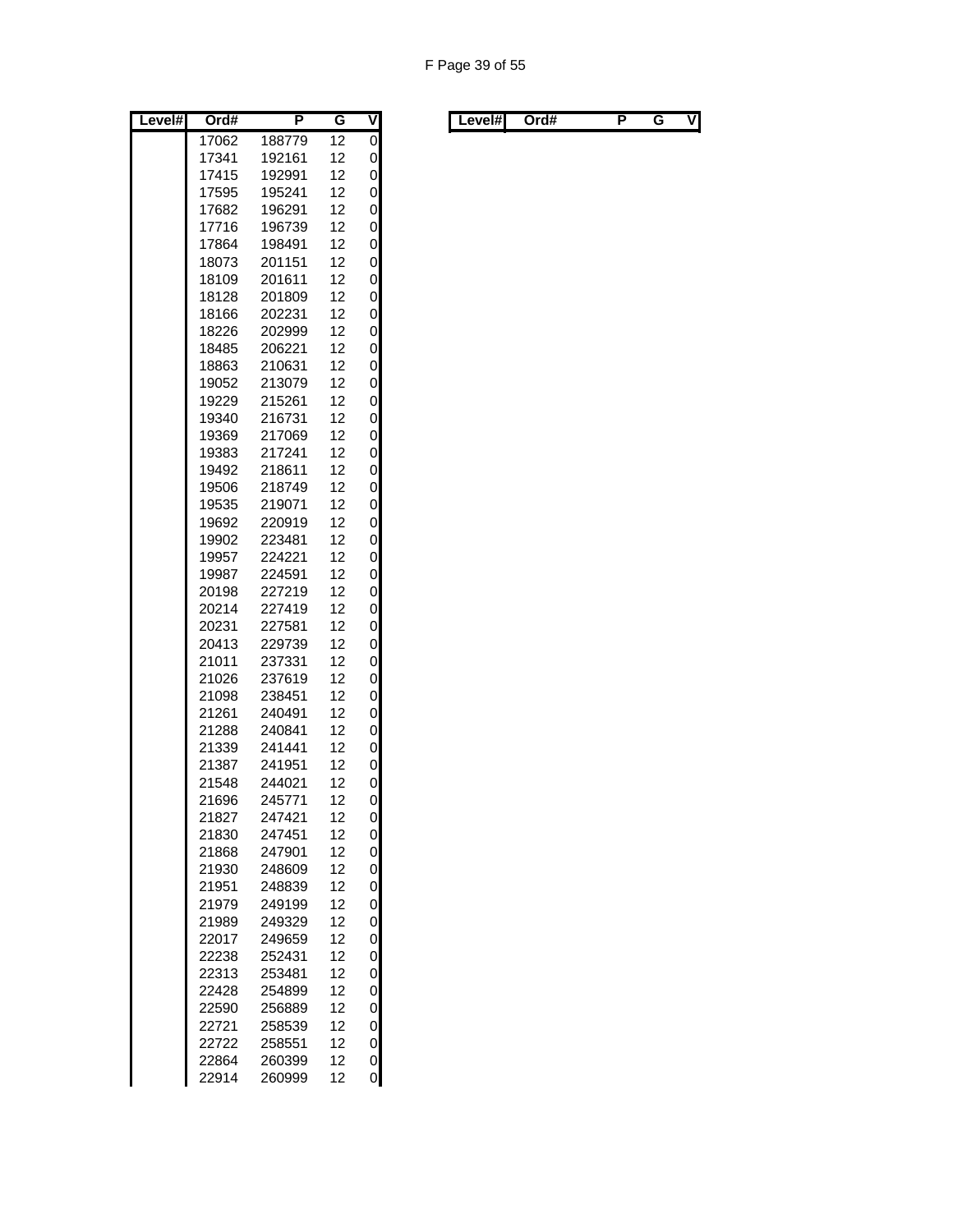| Level# | Ord# | P | G | V |
|---|---|---|---|---|
| | 17062 | 188779 | 12 | 0 |
| | 17341 | 192161 | 12 | 0 |
| | 17415 | 192991 | 12 | 0 |
| | 17595 | 195241 | 12 | 0 |
| | 17682 | 196291 | 12 | 0 |
| | 17716 | 196739 | 12 | 0 |
| | 17864 | 198491 | 12 | 0 |
| | 18073 | 201151 | 12 | 0 |
| | 18109 | 201611 | 12 | 0 |
| | 18128 | 201809 | 12 | 0 |
| | 18166 | 202231 | 12 | 0 |
| | 18226 | 202999 | 12 | 0 |
| | 18485 | 206221 | 12 | 0 |
| | 18863 | 210631 | 12 | 0 |
| | 19052 | 213079 | 12 | 0 |
| | 19229 | 215261 | 12 | 0 |
| | 19340 | 216731 | 12 | 0 |
| | 19369 | 217069 | 12 | 0 |
| | 19383 | 217241 | 12 | 0 |
| | 19492 | 218611 | 12 | 0 |
| | 19506 | 218749 | 12 | 0 |
| | 19535 | 219071 | 12 | 0 |
| | 19692 | 220919 | 12 | 0 |
| | 19902 | 223481 | 12 | 0 |
| | 19957 | 224221 | 12 | 0 |
| | 19987 | 224591 | 12 | 0 |
| | 20198 | 227219 | 12 | 0 |
| | 20214 | 227419 | 12 | 0 |
| | 20231 | 227581 | 12 | 0 |
| | 20413 | 229739 | 12 | 0 |
| | 21011 | 237331 | 12 | 0 |
| | 21026 | 237619 | 12 | 0 |
| | 21098 | 238451 | 12 | 0 |
| | 21261 | 240491 | 12 | 0 |
| | 21288 | 240841 | 12 | 0 |
| | 21339 | 241441 | 12 | 0 |
| | 21387 | 241951 | 12 | 0 |
| | 21548 | 244021 | 12 | 0 |
| | 21696 | 245771 | 12 | 0 |
| | 21827 | 247421 | 12 | 0 |
| | 21830 | 247451 | 12 | 0 |
| | 21868 | 247901 | 12 | 0 |
| | 21930 | 248609 | 12 | 0 |
| | 21951 | 248839 | 12 | 0 |
| | 21979 | 249199 | 12 | 0 |
| | 21989 | 249329 | 12 | 0 |
| | 22017 | 249659 | 12 | 0 |
| | 22238 | 252431 | 12 | 0 |
| | 22313 | 253481 | 12 | 0 |
| | 22428 | 254899 | 12 | 0 |
| | 22590 | 256889 | 12 | 0 |
| | 22721 | 258539 | 12 | 0 |
| | 22722 | 258551 | 12 | 0 |
| | 22864 | 260399 | 12 | 0 |
| | 22914 | 260999 | 12 | 0 |

| Level# | Ord# | P | G | V |
|---|---|---|---|---|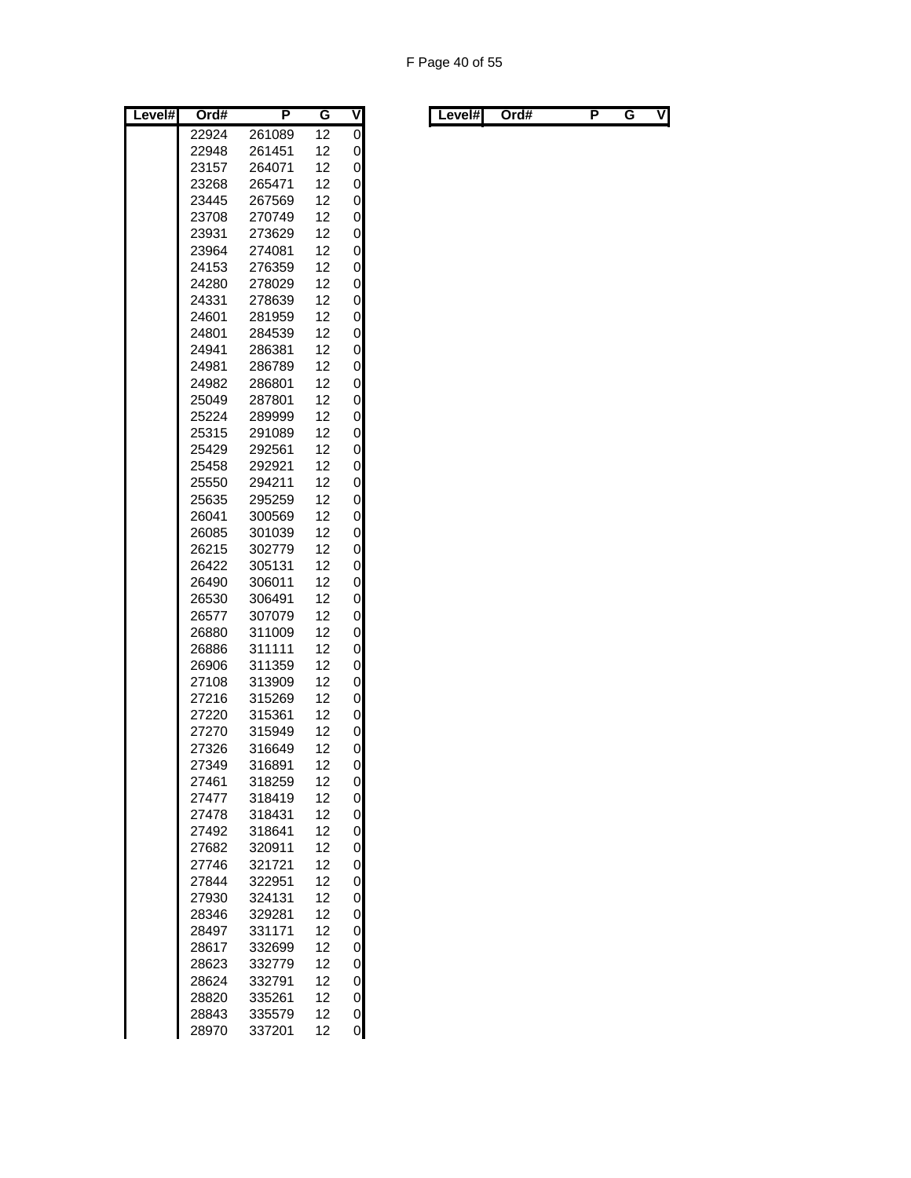| Level# | Ord# | P | G | V |
|---|---|---|---|---|
| | 22924 | 261089 | 12 | 0 |
| | 22948 | 261451 | 12 | 0 |
| | 23157 | 264071 | 12 | 0 |
| | 23268 | 265471 | 12 | 0 |
| | 23445 | 267569 | 12 | 0 |
| | 23708 | 270749 | 12 | 0 |
| | 23931 | 273629 | 12 | 0 |
| | 23964 | 274081 | 12 | 0 |
| | 24153 | 276359 | 12 | 0 |
| | 24280 | 278029 | 12 | 0 |
| | 24331 | 278639 | 12 | 0 |
| | 24601 | 281959 | 12 | 0 |
| | 24801 | 284539 | 12 | 0 |
| | 24941 | 286381 | 12 | 0 |
| | 24981 | 286789 | 12 | 0 |
| | 24982 | 286801 | 12 | 0 |
| | 25049 | 287801 | 12 | 0 |
| | 25224 | 289999 | 12 | 0 |
| | 25315 | 291089 | 12 | 0 |
| | 25429 | 292561 | 12 | 0 |
| | 25458 | 292921 | 12 | 0 |
| | 25550 | 294211 | 12 | 0 |
| | 25635 | 295259 | 12 | 0 |
| | 26041 | 300569 | 12 | 0 |
| | 26085 | 301039 | 12 | 0 |
| | 26215 | 302779 | 12 | 0 |
| | 26422 | 305131 | 12 | 0 |
| | 26490 | 306011 | 12 | 0 |
| | 26530 | 306491 | 12 | 0 |
| | 26577 | 307079 | 12 | 0 |
| | 26880 | 311009 | 12 | 0 |
| | 26886 | 311111 | 12 | 0 |
| | 26906 | 311359 | 12 | 0 |
| | 27108 | 313909 | 12 | 0 |
| | 27216 | 315269 | 12 | 0 |
| | 27220 | 315361 | 12 | 0 |
| | 27270 | 315949 | 12 | 0 |
| | 27326 | 316649 | 12 | 0 |
| | 27349 | 316891 | 12 | 0 |
| | 27461 | 318259 | 12 | 0 |
| | 27477 | 318419 | 12 | 0 |
| | 27478 | 318431 | 12 | 0 |
| | 27492 | 318641 | 12 | 0 |
| | 27682 | 320911 | 12 | 0 |
| | 27746 | 321721 | 12 | 0 |
| | 27844 | 322951 | 12 | 0 |
| | 27930 | 324131 | 12 | 0 |
| | 28346 | 329281 | 12 | 0 |
| | 28497 | 331171 | 12 | 0 |
| | 28617 | 332699 | 12 | 0 |
| | 28623 | 332779 | 12 | 0 |
| | 28624 | 332791 | 12 | 0 |
| | 28820 | 335261 | 12 | 0 |
| | 28843 | 335579 | 12 | 0 |
| | 28970 | 337201 | 12 | 0 |

| Level# | Ord# | P | G | V |
|---|---|---|---|---|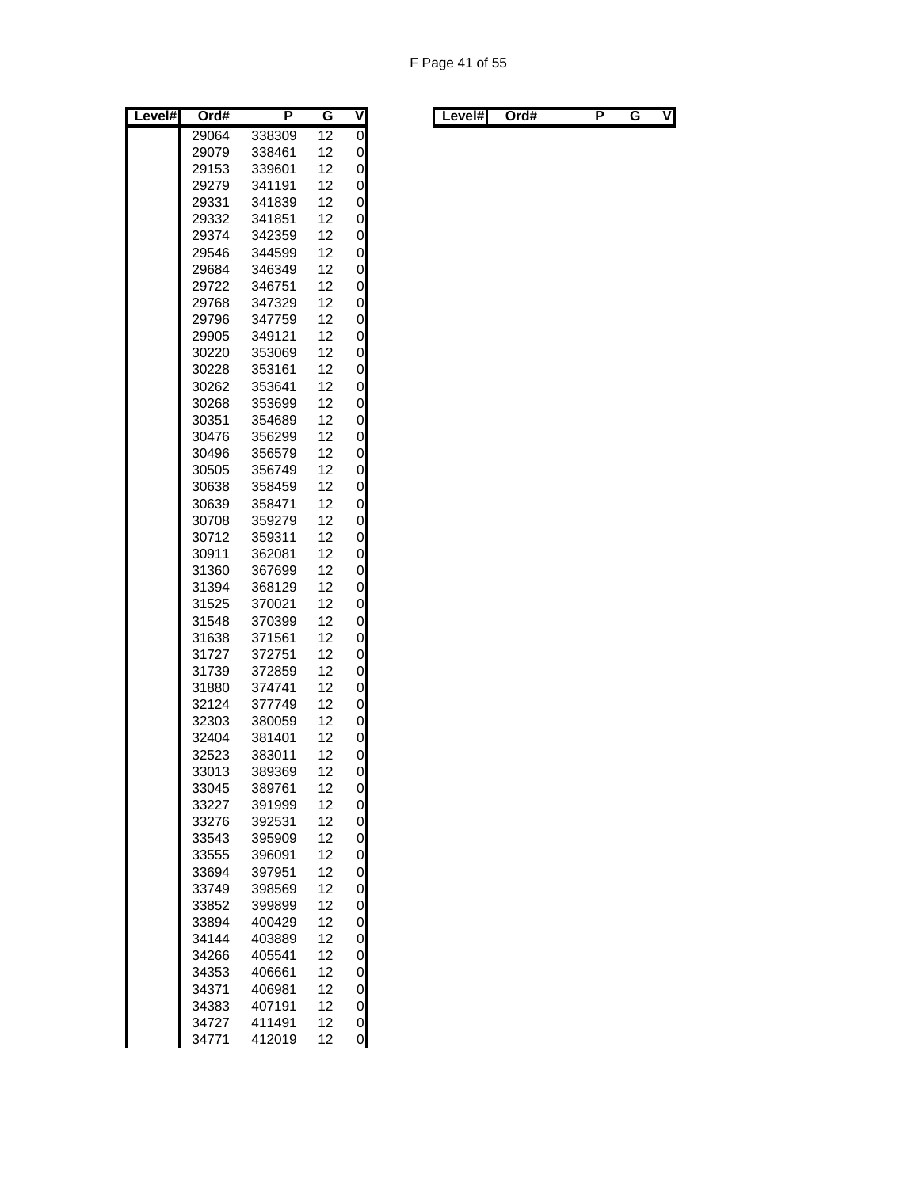| Level# | Ord# | P | G | V |
|---|---|---|---|---|
| | 29064 | 338309 | 12 | 0 |
| | 29079 | 338461 | 12 | 0 |
| | 29153 | 339601 | 12 | 0 |
| | 29279 | 341191 | 12 | 0 |
| | 29331 | 341839 | 12 | 0 |
| | 29332 | 341851 | 12 | 0 |
| | 29374 | 342359 | 12 | 0 |
| | 29546 | 344599 | 12 | 0 |
| | 29684 | 346349 | 12 | 0 |
| | 29722 | 346751 | 12 | 0 |
| | 29768 | 347329 | 12 | 0 |
| | 29796 | 347759 | 12 | 0 |
| | 29905 | 349121 | 12 | 0 |
| | 30220 | 353069 | 12 | 0 |
| | 30228 | 353161 | 12 | 0 |
| | 30262 | 353641 | 12 | 0 |
| | 30268 | 353699 | 12 | 0 |
| | 30351 | 354689 | 12 | 0 |
| | 30476 | 356299 | 12 | 0 |
| | 30496 | 356579 | 12 | 0 |
| | 30505 | 356749 | 12 | 0 |
| | 30638 | 358459 | 12 | 0 |
| | 30639 | 358471 | 12 | 0 |
| | 30708 | 359279 | 12 | 0 |
| | 30712 | 359311 | 12 | 0 |
| | 30911 | 362081 | 12 | 0 |
| | 31360 | 367699 | 12 | 0 |
| | 31394 | 368129 | 12 | 0 |
| | 31525 | 370021 | 12 | 0 |
| | 31548 | 370399 | 12 | 0 |
| | 31638 | 371561 | 12 | 0 |
| | 31727 | 372751 | 12 | 0 |
| | 31739 | 372859 | 12 | 0 |
| | 31880 | 374741 | 12 | 0 |
| | 32124 | 377749 | 12 | 0 |
| | 32303 | 380059 | 12 | 0 |
| | 32404 | 381401 | 12 | 0 |
| | 32523 | 383011 | 12 | 0 |
| | 33013 | 389369 | 12 | 0 |
| | 33045 | 389761 | 12 | 0 |
| | 33227 | 391999 | 12 | 0 |
| | 33276 | 392531 | 12 | 0 |
| | 33543 | 395909 | 12 | 0 |
| | 33555 | 396091 | 12 | 0 |
| | 33694 | 397951 | 12 | 0 |
| | 33749 | 398569 | 12 | 0 |
| | 33852 | 399899 | 12 | 0 |
| | 33894 | 400429 | 12 | 0 |
| | 34144 | 403889 | 12 | 0 |
| | 34266 | 405541 | 12 | 0 |
| | 34353 | 406661 | 12 | 0 |
| | 34371 | 406981 | 12 | 0 |
| | 34383 | 407191 | 12 | 0 |
| | 34727 | 411491 | 12 | 0 |
| | 34771 | 412019 | 12 | 0 |

| Level# | Ord# | P | G | V |
|---|---|---|---|---|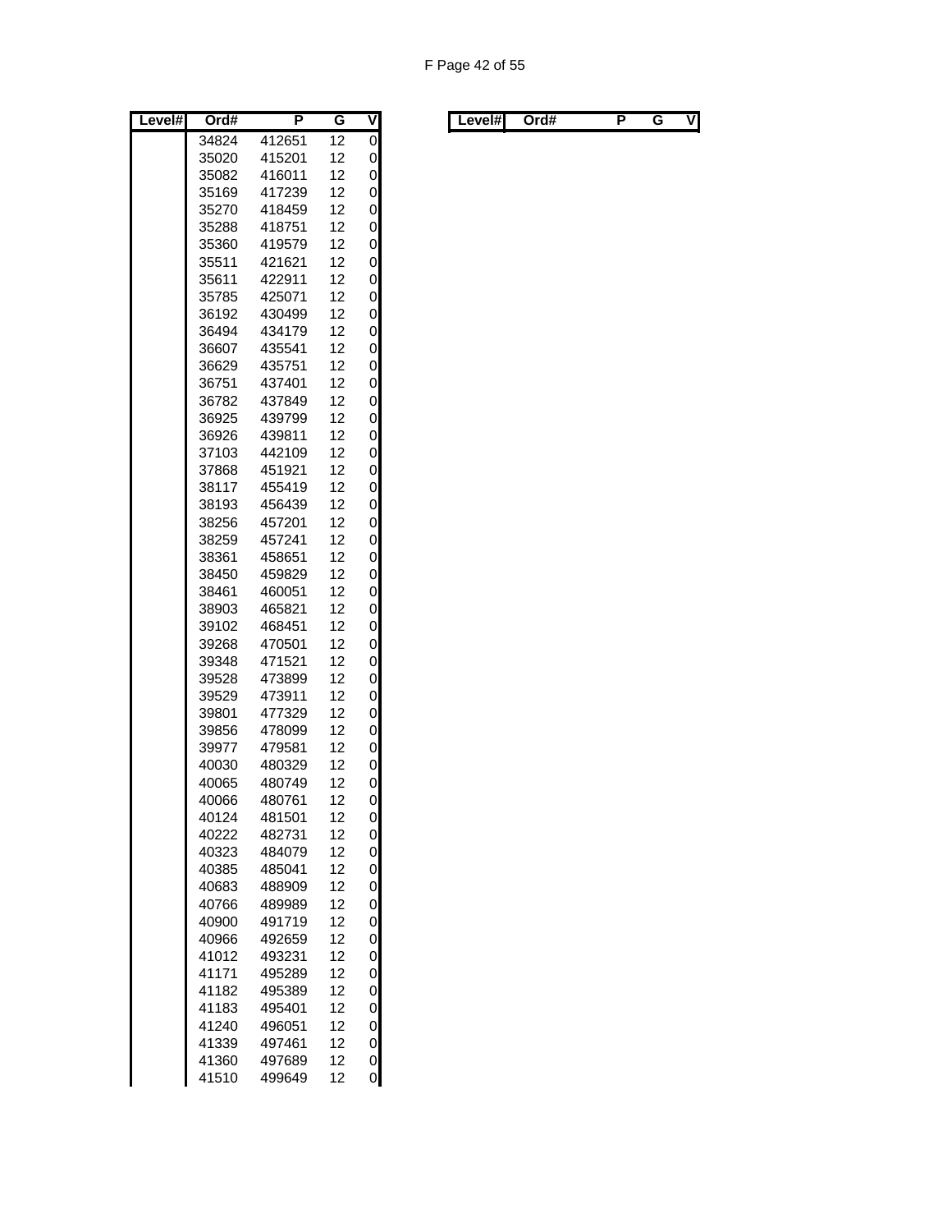| Level# | Ord# | P | G | V |
|---|---|---|---|---|
| | 34824 | 412651 | 12 | 0 |
| | 35020 | 415201 | 12 | 0 |
| | 35082 | 416011 | 12 | 0 |
| | 35169 | 417239 | 12 | 0 |
| | 35270 | 418459 | 12 | 0 |
| | 35288 | 418751 | 12 | 0 |
| | 35360 | 419579 | 12 | 0 |
| | 35511 | 421621 | 12 | 0 |
| | 35611 | 422911 | 12 | 0 |
| | 35785 | 425071 | 12 | 0 |
| | 36192 | 430499 | 12 | 0 |
| | 36494 | 434179 | 12 | 0 |
| | 36607 | 435541 | 12 | 0 |
| | 36629 | 435751 | 12 | 0 |
| | 36751 | 437401 | 12 | 0 |
| | 36782 | 437849 | 12 | 0 |
| | 36925 | 439799 | 12 | 0 |
| | 36926 | 439811 | 12 | 0 |
| | 37103 | 442109 | 12 | 0 |
| | 37868 | 451921 | 12 | 0 |
| | 38117 | 455419 | 12 | 0 |
| | 38193 | 456439 | 12 | 0 |
| | 38256 | 457201 | 12 | 0 |
| | 38259 | 457241 | 12 | 0 |
| | 38361 | 458651 | 12 | 0 |
| | 38450 | 459829 | 12 | 0 |
| | 38461 | 460051 | 12 | 0 |
| | 38903 | 465821 | 12 | 0 |
| | 39102 | 468451 | 12 | 0 |
| | 39268 | 470501 | 12 | 0 |
| | 39348 | 471521 | 12 | 0 |
| | 39528 | 473899 | 12 | 0 |
| | 39529 | 473911 | 12 | 0 |
| | 39801 | 477329 | 12 | 0 |
| | 39856 | 478099 | 12 | 0 |
| | 39977 | 479581 | 12 | 0 |
| | 40030 | 480329 | 12 | 0 |
| | 40065 | 480749 | 12 | 0 |
| | 40066 | 480761 | 12 | 0 |
| | 40124 | 481501 | 12 | 0 |
| | 40222 | 482731 | 12 | 0 |
| | 40323 | 484079 | 12 | 0 |
| | 40385 | 485041 | 12 | 0 |
| | 40683 | 488909 | 12 | 0 |
| | 40766 | 489989 | 12 | 0 |
| | 40900 | 491719 | 12 | 0 |
| | 40966 | 492659 | 12 | 0 |
| | 41012 | 493231 | 12 | 0 |
| | 41171 | 495289 | 12 | 0 |
| | 41182 | 495389 | 12 | 0 |
| | 41183 | 495401 | 12 | 0 |
| | 41240 | 496051 | 12 | 0 |
| | 41339 | 497461 | 12 | 0 |
| | 41360 | 497689 | 12 | 0 |
| | 41510 | 499649 | 12 | 0 |

| Level# | Ord# | P | G | V |
|---|---|---|---|---|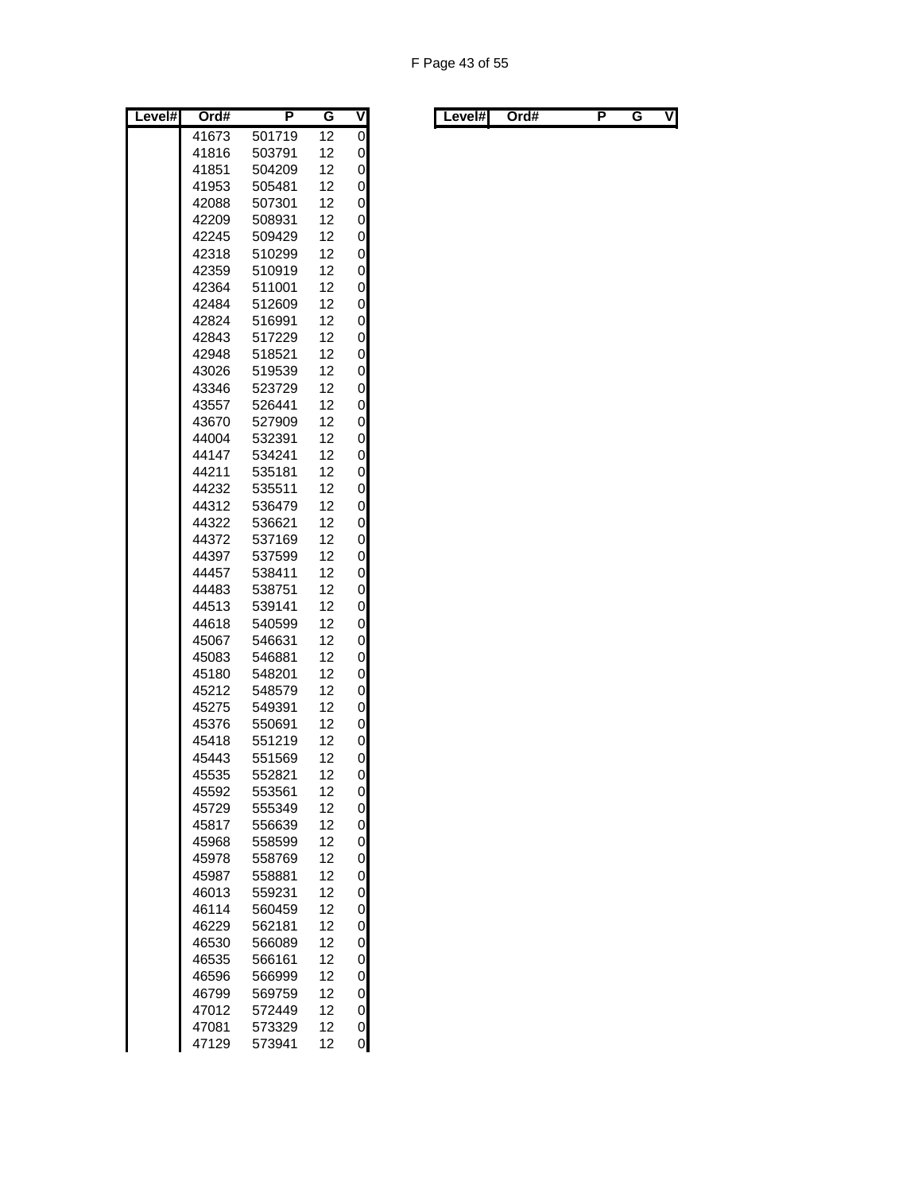| Level# | Ord# | P | G | V |
|---|---|---|---|---|
| | 41673 | 501719 | 12 | 0 |
| | 41816 | 503791 | 12 | 0 |
| | 41851 | 504209 | 12 | 0 |
| | 41953 | 505481 | 12 | 0 |
| | 42088 | 507301 | 12 | 0 |
| | 42209 | 508931 | 12 | 0 |
| | 42245 | 509429 | 12 | 0 |
| | 42318 | 510299 | 12 | 0 |
| | 42359 | 510919 | 12 | 0 |
| | 42364 | 511001 | 12 | 0 |
| | 42484 | 512609 | 12 | 0 |
| | 42824 | 516991 | 12 | 0 |
| | 42843 | 517229 | 12 | 0 |
| | 42948 | 518521 | 12 | 0 |
| | 43026 | 519539 | 12 | 0 |
| | 43346 | 523729 | 12 | 0 |
| | 43557 | 526441 | 12 | 0 |
| | 43670 | 527909 | 12 | 0 |
| | 44004 | 532391 | 12 | 0 |
| | 44147 | 534241 | 12 | 0 |
| | 44211 | 535181 | 12 | 0 |
| | 44232 | 535511 | 12 | 0 |
| | 44312 | 536479 | 12 | 0 |
| | 44322 | 536621 | 12 | 0 |
| | 44372 | 537169 | 12 | 0 |
| | 44397 | 537599 | 12 | 0 |
| | 44457 | 538411 | 12 | 0 |
| | 44483 | 538751 | 12 | 0 |
| | 44513 | 539141 | 12 | 0 |
| | 44618 | 540599 | 12 | 0 |
| | 45067 | 546631 | 12 | 0 |
| | 45083 | 546881 | 12 | 0 |
| | 45180 | 548201 | 12 | 0 |
| | 45212 | 548579 | 12 | 0 |
| | 45275 | 549391 | 12 | 0 |
| | 45376 | 550691 | 12 | 0 |
| | 45418 | 551219 | 12 | 0 |
| | 45443 | 551569 | 12 | 0 |
| | 45535 | 552821 | 12 | 0 |
| | 45592 | 553561 | 12 | 0 |
| | 45729 | 555349 | 12 | 0 |
| | 45817 | 556639 | 12 | 0 |
| | 45968 | 558599 | 12 | 0 |
| | 45978 | 558769 | 12 | 0 |
| | 45987 | 558881 | 12 | 0 |
| | 46013 | 559231 | 12 | 0 |
| | 46114 | 560459 | 12 | 0 |
| | 46229 | 562181 | 12 | 0 |
| | 46530 | 566089 | 12 | 0 |
| | 46535 | 566161 | 12 | 0 |
| | 46596 | 566999 | 12 | 0 |
| | 46799 | 569759 | 12 | 0 |
| | 47012 | 572449 | 12 | 0 |
| | 47081 | 573329 | 12 | 0 |
| | 47129 | 573941 | 12 | 0 |

| Level# | Ord# | P | G | V |
|---|---|---|---|---|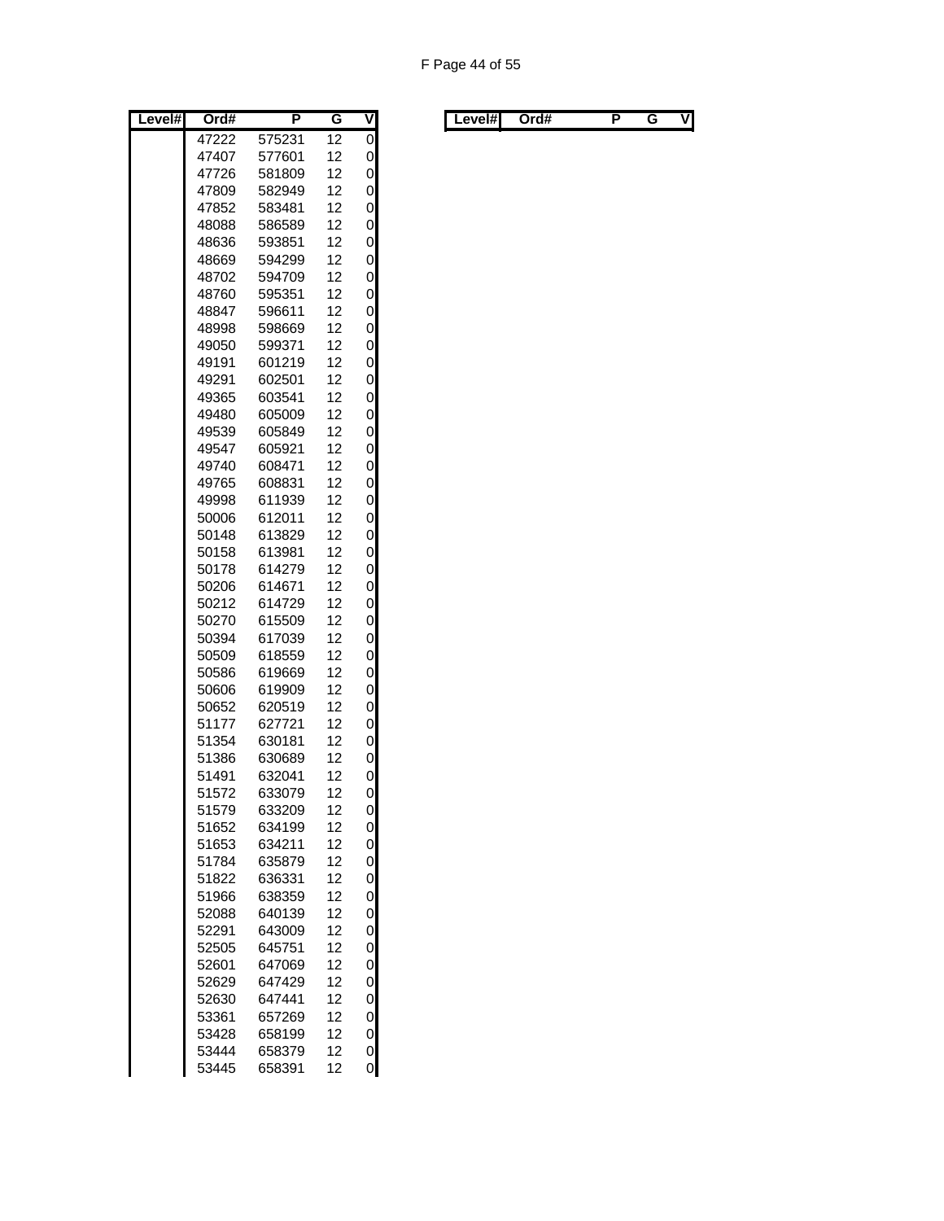| Level# | Ord# | P | G | V |
|---|---|---|---|---|
| | 47222 | 575231 | 12 | 0 |
| | 47407 | 577601 | 12 | 0 |
| | 47726 | 581809 | 12 | 0 |
| | 47809 | 582949 | 12 | 0 |
| | 47852 | 583481 | 12 | 0 |
| | 48088 | 586589 | 12 | 0 |
| | 48636 | 593851 | 12 | 0 |
| | 48669 | 594299 | 12 | 0 |
| | 48702 | 594709 | 12 | 0 |
| | 48760 | 595351 | 12 | 0 |
| | 48847 | 596611 | 12 | 0 |
| | 48998 | 598669 | 12 | 0 |
| | 49050 | 599371 | 12 | 0 |
| | 49191 | 601219 | 12 | 0 |
| | 49291 | 602501 | 12 | 0 |
| | 49365 | 603541 | 12 | 0 |
| | 49480 | 605009 | 12 | 0 |
| | 49539 | 605849 | 12 | 0 |
| | 49547 | 605921 | 12 | 0 |
| | 49740 | 608471 | 12 | 0 |
| | 49765 | 608831 | 12 | 0 |
| | 49998 | 611939 | 12 | 0 |
| | 50006 | 612011 | 12 | 0 |
| | 50148 | 613829 | 12 | 0 |
| | 50158 | 613981 | 12 | 0 |
| | 50178 | 614279 | 12 | 0 |
| | 50206 | 614671 | 12 | 0 |
| | 50212 | 614729 | 12 | 0 |
| | 50270 | 615509 | 12 | 0 |
| | 50394 | 617039 | 12 | 0 |
| | 50509 | 618559 | 12 | 0 |
| | 50586 | 619669 | 12 | 0 |
| | 50606 | 619909 | 12 | 0 |
| | 50652 | 620519 | 12 | 0 |
| | 51177 | 627721 | 12 | 0 |
| | 51354 | 630181 | 12 | 0 |
| | 51386 | 630689 | 12 | 0 |
| | 51491 | 632041 | 12 | 0 |
| | 51572 | 633079 | 12 | 0 |
| | 51579 | 633209 | 12 | 0 |
| | 51652 | 634199 | 12 | 0 |
| | 51653 | 634211 | 12 | 0 |
| | 51784 | 635879 | 12 | 0 |
| | 51822 | 636331 | 12 | 0 |
| | 51966 | 638359 | 12 | 0 |
| | 52088 | 640139 | 12 | 0 |
| | 52291 | 643009 | 12 | 0 |
| | 52505 | 645751 | 12 | 0 |
| | 52601 | 647069 | 12 | 0 |
| | 52629 | 647429 | 12 | 0 |
| | 52630 | 647441 | 12 | 0 |
| | 53361 | 657269 | 12 | 0 |
| | 53428 | 658199 | 12 | 0 |
| | 53444 | 658379 | 12 | 0 |
| | 53445 | 658391 | 12 | 0 |

| Level# | Ord# | P | G | V |
|---|---|---|---|---|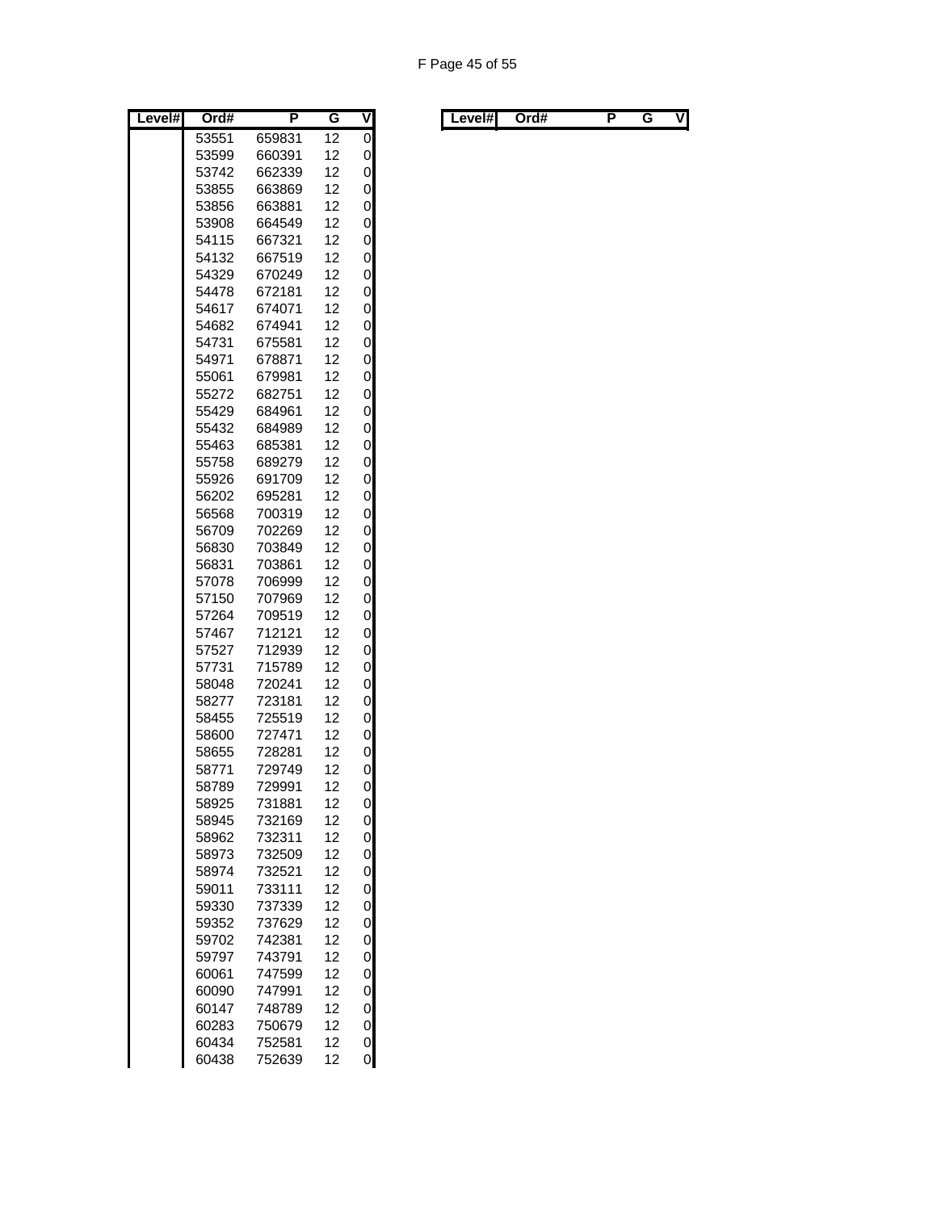| Level# | Ord# | P | G | V |
|---|---|---|---|---|
| | 53551 | 659831 | 12 | 0 |
| | 53599 | 660391 | 12 | 0 |
| | 53742 | 662339 | 12 | 0 |
| | 53855 | 663869 | 12 | 0 |
| | 53856 | 663881 | 12 | 0 |
| | 53908 | 664549 | 12 | 0 |
| | 54115 | 667321 | 12 | 0 |
| | 54132 | 667519 | 12 | 0 |
| | 54329 | 670249 | 12 | 0 |
| | 54478 | 672181 | 12 | 0 |
| | 54617 | 674071 | 12 | 0 |
| | 54682 | 674941 | 12 | 0 |
| | 54731 | 675581 | 12 | 0 |
| | 54971 | 678871 | 12 | 0 |
| | 55061 | 679981 | 12 | 0 |
| | 55272 | 682751 | 12 | 0 |
| | 55429 | 684961 | 12 | 0 |
| | 55432 | 684989 | 12 | 0 |
| | 55463 | 685381 | 12 | 0 |
| | 55758 | 689279 | 12 | 0 |
| | 55926 | 691709 | 12 | 0 |
| | 56202 | 695281 | 12 | 0 |
| | 56568 | 700319 | 12 | 0 |
| | 56709 | 702269 | 12 | 0 |
| | 56830 | 703849 | 12 | 0 |
| | 56831 | 703861 | 12 | 0 |
| | 57078 | 706999 | 12 | 0 |
| | 57150 | 707969 | 12 | 0 |
| | 57264 | 709519 | 12 | 0 |
| | 57467 | 712121 | 12 | 0 |
| | 57527 | 712939 | 12 | 0 |
| | 57731 | 715789 | 12 | 0 |
| | 58048 | 720241 | 12 | 0 |
| | 58277 | 723181 | 12 | 0 |
| | 58455 | 725519 | 12 | 0 |
| | 58600 | 727471 | 12 | 0 |
| | 58655 | 728281 | 12 | 0 |
| | 58771 | 729749 | 12 | 0 |
| | 58789 | 729991 | 12 | 0 |
| | 58925 | 731881 | 12 | 0 |
| | 58945 | 732169 | 12 | 0 |
| | 58962 | 732311 | 12 | 0 |
| | 58973 | 732509 | 12 | 0 |
| | 58974 | 732521 | 12 | 0 |
| | 59011 | 733111 | 12 | 0 |
| | 59330 | 737339 | 12 | 0 |
| | 59352 | 737629 | 12 | 0 |
| | 59702 | 742381 | 12 | 0 |
| | 59797 | 743791 | 12 | 0 |
| | 60061 | 747599 | 12 | 0 |
| | 60090 | 747991 | 12 | 0 |
| | 60147 | 748789 | 12 | 0 |
| | 60283 | 750679 | 12 | 0 |
| | 60434 | 752581 | 12 | 0 |
| | 60438 | 752639 | 12 | 0 |

| Level# | Ord# | P | G | V |
|---|---|---|---|---|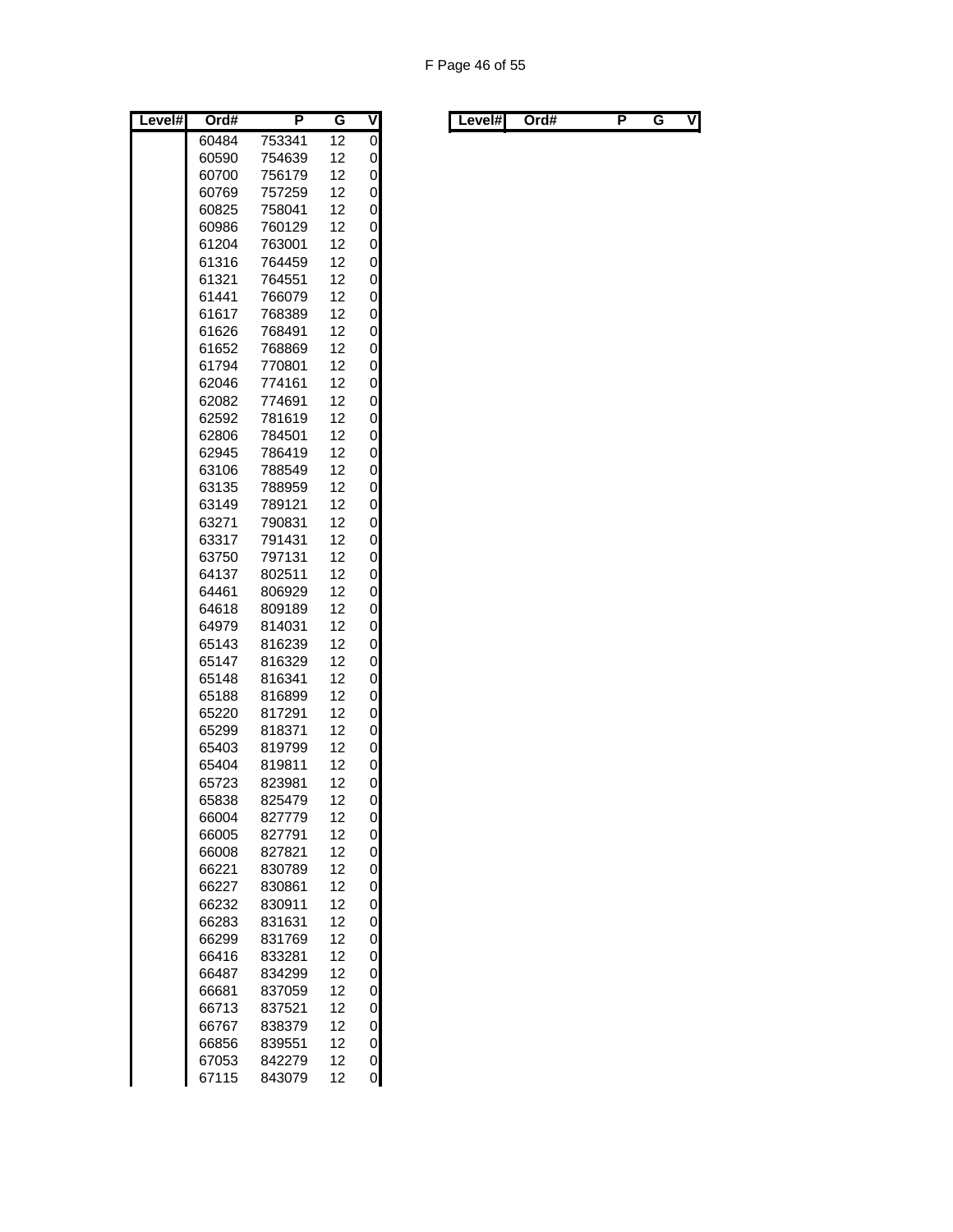| Level# | Ord# | P | G | V |
|---|---|---|---|---|
| | 60484 | 753341 | 12 | 0 |
| | 60590 | 754639 | 12 | 0 |
| | 60700 | 756179 | 12 | 0 |
| | 60769 | 757259 | 12 | 0 |
| | 60825 | 758041 | 12 | 0 |
| | 60986 | 760129 | 12 | 0 |
| | 61204 | 763001 | 12 | 0 |
| | 61316 | 764459 | 12 | 0 |
| | 61321 | 764551 | 12 | 0 |
| | 61441 | 766079 | 12 | 0 |
| | 61617 | 768389 | 12 | 0 |
| | 61626 | 768491 | 12 | 0 |
| | 61652 | 768869 | 12 | 0 |
| | 61794 | 770801 | 12 | 0 |
| | 62046 | 774161 | 12 | 0 |
| | 62082 | 774691 | 12 | 0 |
| | 62592 | 781619 | 12 | 0 |
| | 62806 | 784501 | 12 | 0 |
| | 62945 | 786419 | 12 | 0 |
| | 63106 | 788549 | 12 | 0 |
| | 63135 | 788959 | 12 | 0 |
| | 63149 | 789121 | 12 | 0 |
| | 63271 | 790831 | 12 | 0 |
| | 63317 | 791431 | 12 | 0 |
| | 63750 | 797131 | 12 | 0 |
| | 64137 | 802511 | 12 | 0 |
| | 64461 | 806929 | 12 | 0 |
| | 64618 | 809189 | 12 | 0 |
| | 64979 | 814031 | 12 | 0 |
| | 65143 | 816239 | 12 | 0 |
| | 65147 | 816329 | 12 | 0 |
| | 65148 | 816341 | 12 | 0 |
| | 65188 | 816899 | 12 | 0 |
| | 65220 | 817291 | 12 | 0 |
| | 65299 | 818371 | 12 | 0 |
| | 65403 | 819799 | 12 | 0 |
| | 65404 | 819811 | 12 | 0 |
| | 65723 | 823981 | 12 | 0 |
| | 65838 | 825479 | 12 | 0 |
| | 66004 | 827779 | 12 | 0 |
| | 66005 | 827791 | 12 | 0 |
| | 66008 | 827821 | 12 | 0 |
| | 66221 | 830789 | 12 | 0 |
| | 66227 | 830861 | 12 | 0 |
| | 66232 | 830911 | 12 | 0 |
| | 66283 | 831631 | 12 | 0 |
| | 66299 | 831769 | 12 | 0 |
| | 66416 | 833281 | 12 | 0 |
| | 66487 | 834299 | 12 | 0 |
| | 66681 | 837059 | 12 | 0 |
| | 66713 | 837521 | 12 | 0 |
| | 66767 | 838379 | 12 | 0 |
| | 66856 | 839551 | 12 | 0 |
| | 67053 | 842279 | 12 | 0 |
| | 67115 | 843079 | 12 | 0 |

| Level# | Ord# | P | G | V |
|---|---|---|---|---|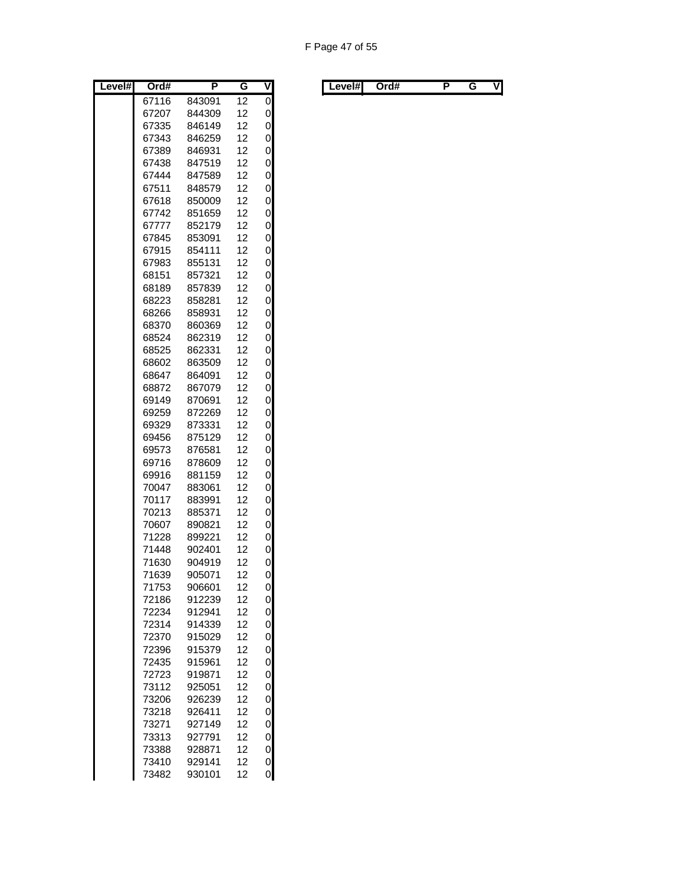| Level# | Ord# | P | G | V |
|---|---|---|---|---|
| | 67116 | 843091 | 12 | 0 |
| | 67207 | 844309 | 12 | 0 |
| | 67335 | 846149 | 12 | 0 |
| | 67343 | 846259 | 12 | 0 |
| | 67389 | 846931 | 12 | 0 |
| | 67438 | 847519 | 12 | 0 |
| | 67444 | 847589 | 12 | 0 |
| | 67511 | 848579 | 12 | 0 |
| | 67618 | 850009 | 12 | 0 |
| | 67742 | 851659 | 12 | 0 |
| | 67777 | 852179 | 12 | 0 |
| | 67845 | 853091 | 12 | 0 |
| | 67915 | 854111 | 12 | 0 |
| | 67983 | 855131 | 12 | 0 |
| | 68151 | 857321 | 12 | 0 |
| | 68189 | 857839 | 12 | 0 |
| | 68223 | 858281 | 12 | 0 |
| | 68266 | 858931 | 12 | 0 |
| | 68370 | 860369 | 12 | 0 |
| | 68524 | 862319 | 12 | 0 |
| | 68525 | 862331 | 12 | 0 |
| | 68602 | 863509 | 12 | 0 |
| | 68647 | 864091 | 12 | 0 |
| | 68872 | 867079 | 12 | 0 |
| | 69149 | 870691 | 12 | 0 |
| | 69259 | 872269 | 12 | 0 |
| | 69329 | 873331 | 12 | 0 |
| | 69456 | 875129 | 12 | 0 |
| | 69573 | 876581 | 12 | 0 |
| | 69716 | 878609 | 12 | 0 |
| | 69916 | 881159 | 12 | 0 |
| | 70047 | 883061 | 12 | 0 |
| | 70117 | 883991 | 12 | 0 |
| | 70213 | 885371 | 12 | 0 |
| | 70607 | 890821 | 12 | 0 |
| | 71228 | 899221 | 12 | 0 |
| | 71448 | 902401 | 12 | 0 |
| | 71630 | 904919 | 12 | 0 |
| | 71639 | 905071 | 12 | 0 |
| | 71753 | 906601 | 12 | 0 |
| | 72186 | 912239 | 12 | 0 |
| | 72234 | 912941 | 12 | 0 |
| | 72314 | 914339 | 12 | 0 |
| | 72370 | 915029 | 12 | 0 |
| | 72396 | 915379 | 12 | 0 |
| | 72435 | 915961 | 12 | 0 |
| | 72723 | 919871 | 12 | 0 |
| | 73112 | 925051 | 12 | 0 |
| | 73206 | 926239 | 12 | 0 |
| | 73218 | 926411 | 12 | 0 |
| | 73271 | 927149 | 12 | 0 |
| | 73313 | 927791 | 12 | 0 |
| | 73388 | 928871 | 12 | 0 |
| | 73410 | 929141 | 12 | 0 |
| | 73482 | 930101 | 12 | 0 |

| Level# | Ord# | P | G | V |
|---|---|---|---|---|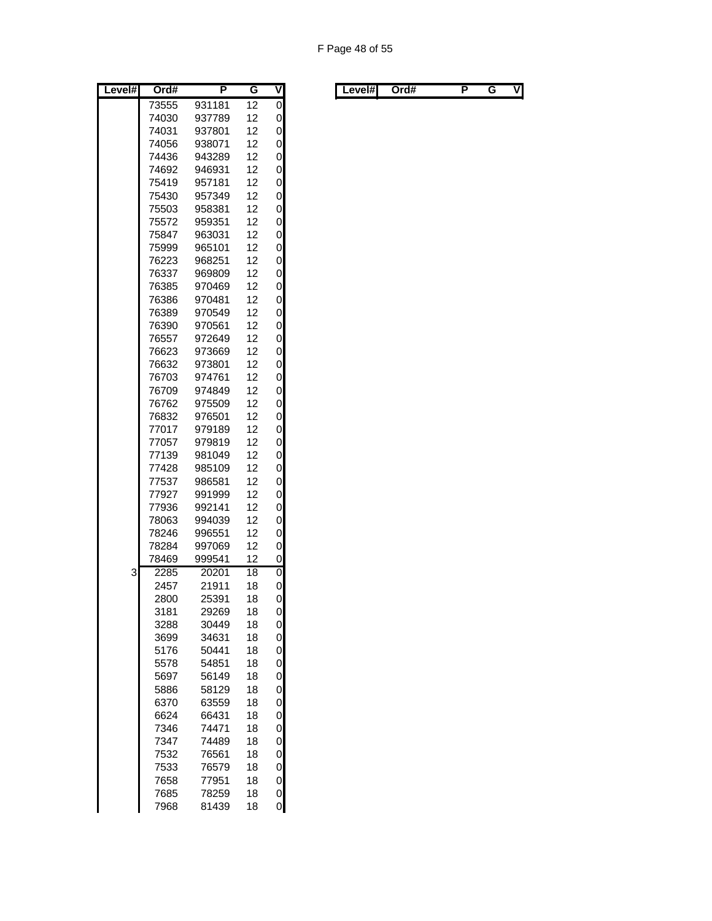| Level# | Ord# | P | G | V |
|---|---|---|---|---|
| | 73555 | 931181 | 12 | 0 |
| | 74030 | 937789 | 12 | 0 |
| | 74031 | 937801 | 12 | 0 |
| | 74056 | 938071 | 12 | 0 |
| | 74436 | 943289 | 12 | 0 |
| | 74692 | 946931 | 12 | 0 |
| | 75419 | 957181 | 12 | 0 |
| | 75430 | 957349 | 12 | 0 |
| | 75503 | 958381 | 12 | 0 |
| | 75572 | 959351 | 12 | 0 |
| | 75847 | 963031 | 12 | 0 |
| | 75999 | 965101 | 12 | 0 |
| | 76223 | 968251 | 12 | 0 |
| | 76337 | 969809 | 12 | 0 |
| | 76385 | 970469 | 12 | 0 |
| | 76386 | 970481 | 12 | 0 |
| | 76389 | 970549 | 12 | 0 |
| | 76390 | 970561 | 12 | 0 |
| | 76557 | 972649 | 12 | 0 |
| | 76623 | 973669 | 12 | 0 |
| | 76632 | 973801 | 12 | 0 |
| | 76703 | 974761 | 12 | 0 |
| | 76709 | 974849 | 12 | 0 |
| | 76762 | 975509 | 12 | 0 |
| | 76832 | 976501 | 12 | 0 |
| | 77017 | 979189 | 12 | 0 |
| | 77057 | 979819 | 12 | 0 |
| | 77139 | 981049 | 12 | 0 |
| | 77428 | 985109 | 12 | 0 |
| | 77537 | 986581 | 12 | 0 |
| | 77927 | 991999 | 12 | 0 |
| | 77936 | 992141 | 12 | 0 |
| | 78063 | 994039 | 12 | 0 |
| | 78246 | 996551 | 12 | 0 |
| | 78284 | 997069 | 12 | 0 |
| | 78469 | 999541 | 12 | 0 |
| 3 | 2285 | 20201 | 18 | 0 |
| | 2457 | 21911 | 18 | 0 |
| | 2800 | 25391 | 18 | 0 |
| | 3181 | 29269 | 18 | 0 |
| | 3288 | 30449 | 18 | 0 |
| | 3699 | 34631 | 18 | 0 |
| | 5176 | 50441 | 18 | 0 |
| | 5578 | 54851 | 18 | 0 |
| | 5697 | 56149 | 18 | 0 |
| | 5886 | 58129 | 18 | 0 |
| | 6370 | 63559 | 18 | 0 |
| | 6624 | 66431 | 18 | 0 |
| | 7346 | 74471 | 18 | 0 |
| | 7347 | 74489 | 18 | 0 |
| | 7532 | 76561 | 18 | 0 |
| | 7533 | 76579 | 18 | 0 |
| | 7658 | 77951 | 18 | 0 |
| | 7685 | 78259 | 18 | 0 |
| | 7968 | 81439 | 18 | 0 |

| Level# | Ord# | P | G | V |
|---|---|---|---|---|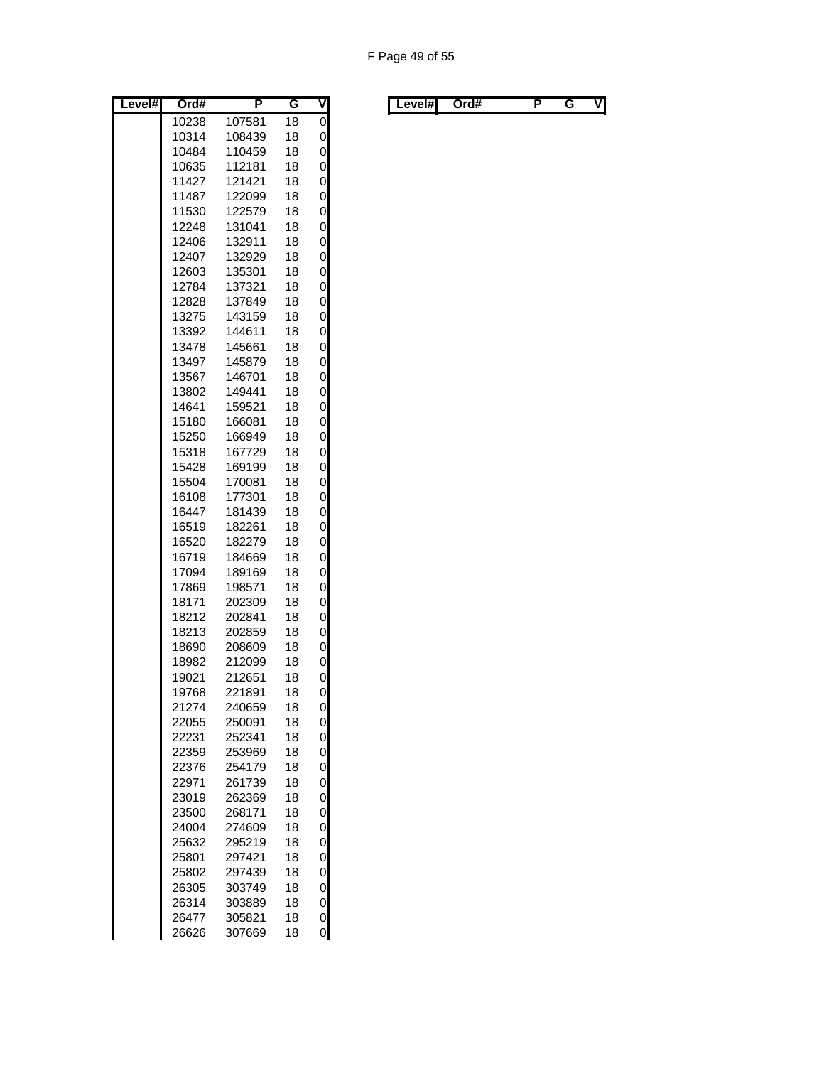| Level# | Ord# | P | G | V |
|---|---|---|---|---|
| | 10238 | 107581 | 18 | 0 |
| | 10314 | 108439 | 18 | 0 |
| | 10484 | 110459 | 18 | 0 |
| | 10635 | 112181 | 18 | 0 |
| | 11427 | 121421 | 18 | 0 |
| | 11487 | 122099 | 18 | 0 |
| | 11530 | 122579 | 18 | 0 |
| | 12248 | 131041 | 18 | 0 |
| | 12406 | 132911 | 18 | 0 |
| | 12407 | 132929 | 18 | 0 |
| | 12603 | 135301 | 18 | 0 |
| | 12784 | 137321 | 18 | 0 |
| | 12828 | 137849 | 18 | 0 |
| | 13275 | 143159 | 18 | 0 |
| | 13392 | 144611 | 18 | 0 |
| | 13478 | 145661 | 18 | 0 |
| | 13497 | 145879 | 18 | 0 |
| | 13567 | 146701 | 18 | 0 |
| | 13802 | 149441 | 18 | 0 |
| | 14641 | 159521 | 18 | 0 |
| | 15180 | 166081 | 18 | 0 |
| | 15250 | 166949 | 18 | 0 |
| | 15318 | 167729 | 18 | 0 |
| | 15428 | 169199 | 18 | 0 |
| | 15504 | 170081 | 18 | 0 |
| | 16108 | 177301 | 18 | 0 |
| | 16447 | 181439 | 18 | 0 |
| | 16519 | 182261 | 18 | 0 |
| | 16520 | 182279 | 18 | 0 |
| | 16719 | 184669 | 18 | 0 |
| | 17094 | 189169 | 18 | 0 |
| | 17869 | 198571 | 18 | 0 |
| | 18171 | 202309 | 18 | 0 |
| | 18212 | 202841 | 18 | 0 |
| | 18213 | 202859 | 18 | 0 |
| | 18690 | 208609 | 18 | 0 |
| | 18982 | 212099 | 18 | 0 |
| | 19021 | 212651 | 18 | 0 |
| | 19768 | 221891 | 18 | 0 |
| | 21274 | 240659 | 18 | 0 |
| | 22055 | 250091 | 18 | 0 |
| | 22231 | 252341 | 18 | 0 |
| | 22359 | 253969 | 18 | 0 |
| | 22376 | 254179 | 18 | 0 |
| | 22971 | 261739 | 18 | 0 |
| | 23019 | 262369 | 18 | 0 |
| | 23500 | 268171 | 18 | 0 |
| | 24004 | 274609 | 18 | 0 |
| | 25632 | 295219 | 18 | 0 |
| | 25801 | 297421 | 18 | 0 |
| | 25802 | 297439 | 18 | 0 |
| | 26305 | 303749 | 18 | 0 |
| | 26314 | 303889 | 18 | 0 |
| | 26477 | 305821 | 18 | 0 |
| | 26626 | 307669 | 18 | 0 |

| Level# | Ord# | P | G | V |
|---|---|---|---|---|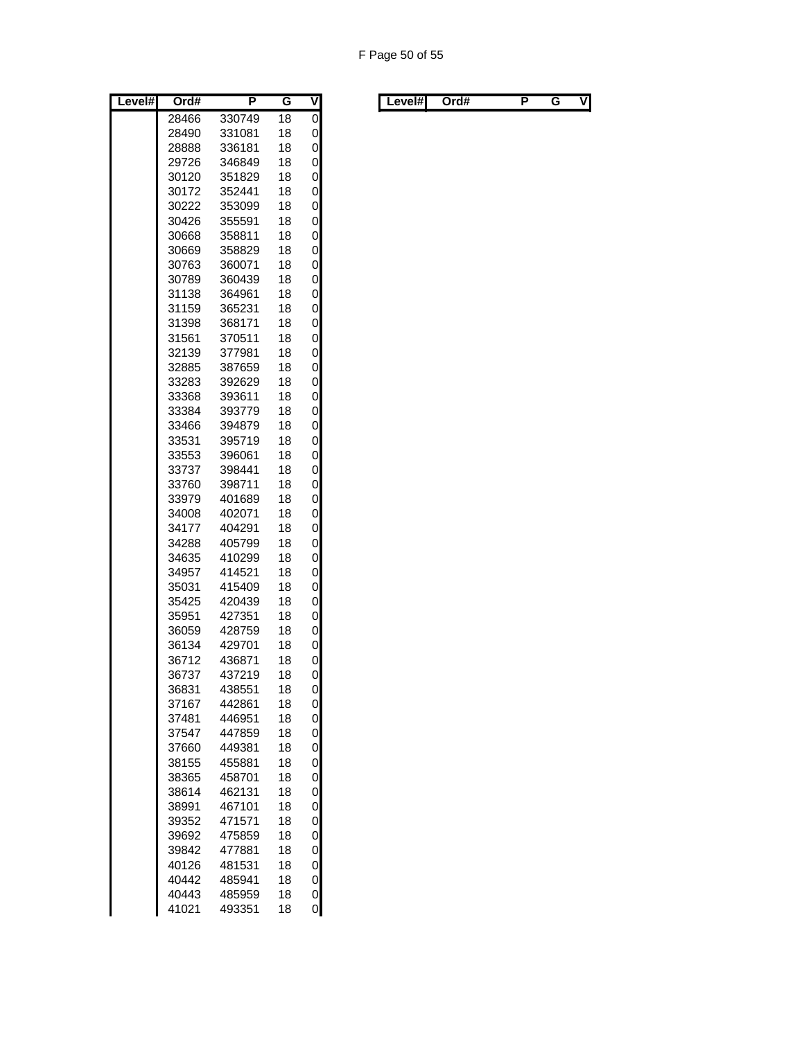| Level# | Ord# | P | G | V |
|---|---|---|---|---|
| | 28466 | 330749 | 18 | 0 |
| | 28490 | 331081 | 18 | 0 |
| | 28888 | 336181 | 18 | 0 |
| | 29726 | 346849 | 18 | 0 |
| | 30120 | 351829 | 18 | 0 |
| | 30172 | 352441 | 18 | 0 |
| | 30222 | 353099 | 18 | 0 |
| | 30426 | 355591 | 18 | 0 |
| | 30668 | 358811 | 18 | 0 |
| | 30669 | 358829 | 18 | 0 |
| | 30763 | 360071 | 18 | 0 |
| | 30789 | 360439 | 18 | 0 |
| | 31138 | 364961 | 18 | 0 |
| | 31159 | 365231 | 18 | 0 |
| | 31398 | 368171 | 18 | 0 |
| | 31561 | 370511 | 18 | 0 |
| | 32139 | 377981 | 18 | 0 |
| | 32885 | 387659 | 18 | 0 |
| | 33283 | 392629 | 18 | 0 |
| | 33368 | 393611 | 18 | 0 |
| | 33384 | 393779 | 18 | 0 |
| | 33466 | 394879 | 18 | 0 |
| | 33531 | 395719 | 18 | 0 |
| | 33553 | 396061 | 18 | 0 |
| | 33737 | 398441 | 18 | 0 |
| | 33760 | 398711 | 18 | 0 |
| | 33979 | 401689 | 18 | 0 |
| | 34008 | 402071 | 18 | 0 |
| | 34177 | 404291 | 18 | 0 |
| | 34288 | 405799 | 18 | 0 |
| | 34635 | 410299 | 18 | 0 |
| | 34957 | 414521 | 18 | 0 |
| | 35031 | 415409 | 18 | 0 |
| | 35425 | 420439 | 18 | 0 |
| | 35951 | 427351 | 18 | 0 |
| | 36059 | 428759 | 18 | 0 |
| | 36134 | 429701 | 18 | 0 |
| | 36712 | 436871 | 18 | 0 |
| | 36737 | 437219 | 18 | 0 |
| | 36831 | 438551 | 18 | 0 |
| | 37167 | 442861 | 18 | 0 |
| | 37481 | 446951 | 18 | 0 |
| | 37547 | 447859 | 18 | 0 |
| | 37660 | 449381 | 18 | 0 |
| | 38155 | 455881 | 18 | 0 |
| | 38365 | 458701 | 18 | 0 |
| | 38614 | 462131 | 18 | 0 |
| | 38991 | 467101 | 18 | 0 |
| | 39352 | 471571 | 18 | 0 |
| | 39692 | 475859 | 18 | 0 |
| | 39842 | 477881 | 18 | 0 |
| | 40126 | 481531 | 18 | 0 |
| | 40442 | 485941 | 18 | 0 |
| | 40443 | 485959 | 18 | 0 |
| | 41021 | 493351 | 18 | 0 |

| Level# | Ord# | P | G | V |
|---|---|---|---|---|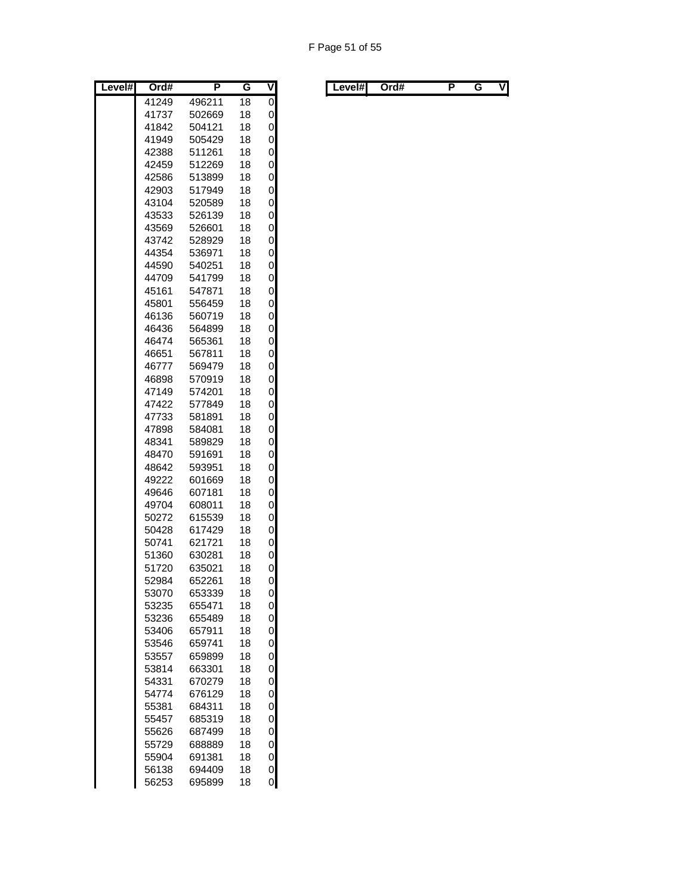| Level# | Ord# | P | G | V |
|---|---|---|---|---|
| | 41249 | 496211 | 18 | 0 |
| | 41737 | 502669 | 18 | 0 |
| | 41842 | 504121 | 18 | 0 |
| | 41949 | 505429 | 18 | 0 |
| | 42388 | 511261 | 18 | 0 |
| | 42459 | 512269 | 18 | 0 |
| | 42586 | 513899 | 18 | 0 |
| | 42903 | 517949 | 18 | 0 |
| | 43104 | 520589 | 18 | 0 |
| | 43533 | 526139 | 18 | 0 |
| | 43569 | 526601 | 18 | 0 |
| | 43742 | 528929 | 18 | 0 |
| | 44354 | 536971 | 18 | 0 |
| | 44590 | 540251 | 18 | 0 |
| | 44709 | 541799 | 18 | 0 |
| | 45161 | 547871 | 18 | 0 |
| | 45801 | 556459 | 18 | 0 |
| | 46136 | 560719 | 18 | 0 |
| | 46436 | 564899 | 18 | 0 |
| | 46474 | 565361 | 18 | 0 |
| | 46651 | 567811 | 18 | 0 |
| | 46777 | 569479 | 18 | 0 |
| | 46898 | 570919 | 18 | 0 |
| | 47149 | 574201 | 18 | 0 |
| | 47422 | 577849 | 18 | 0 |
| | 47733 | 581891 | 18 | 0 |
| | 47898 | 584081 | 18 | 0 |
| | 48341 | 589829 | 18 | 0 |
| | 48470 | 591691 | 18 | 0 |
| | 48642 | 593951 | 18 | 0 |
| | 49222 | 601669 | 18 | 0 |
| | 49646 | 607181 | 18 | 0 |
| | 49704 | 608011 | 18 | 0 |
| | 50272 | 615539 | 18 | 0 |
| | 50428 | 617429 | 18 | 0 |
| | 50741 | 621721 | 18 | 0 |
| | 51360 | 630281 | 18 | 0 |
| | 51720 | 635021 | 18 | 0 |
| | 52984 | 652261 | 18 | 0 |
| | 53070 | 653339 | 18 | 0 |
| | 53235 | 655471 | 18 | 0 |
| | 53236 | 655489 | 18 | 0 |
| | 53406 | 657911 | 18 | 0 |
| | 53546 | 659741 | 18 | 0 |
| | 53557 | 659899 | 18 | 0 |
| | 53814 | 663301 | 18 | 0 |
| | 54331 | 670279 | 18 | 0 |
| | 54774 | 676129 | 18 | 0 |
| | 55381 | 684311 | 18 | 0 |
| | 55457 | 685319 | 18 | 0 |
| | 55626 | 687499 | 18 | 0 |
| | 55729 | 688889 | 18 | 0 |
| | 55904 | 691381 | 18 | 0 |
| | 56138 | 694409 | 18 | 0 |
| | 56253 | 695899 | 18 | 0 |

| Level# | Ord# | P | G | V |
|---|---|---|---|---|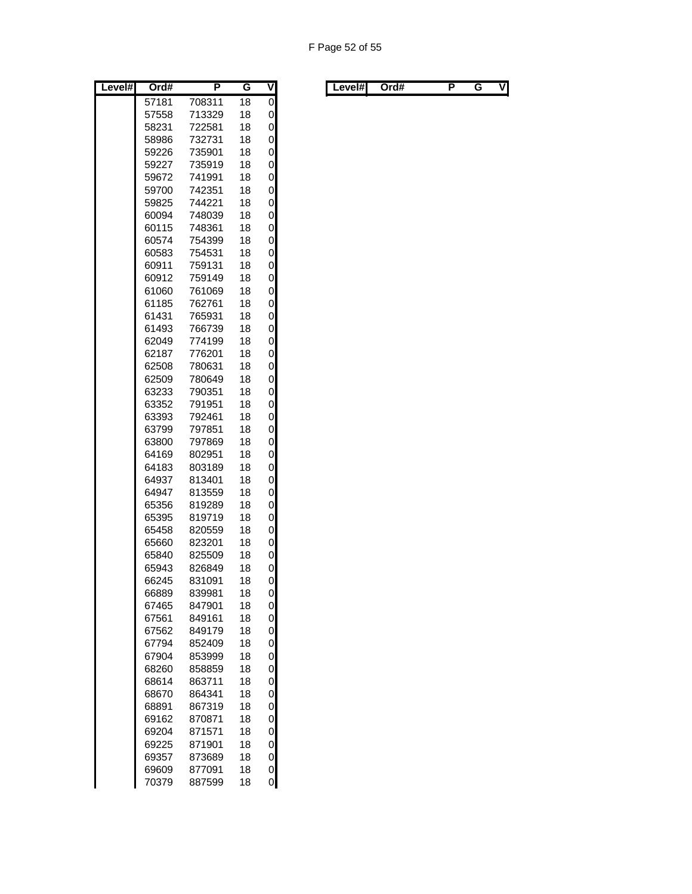| Level# | Ord# | P | G | V |
|---|---|---|---|---|
| | 57181 | 708311 | 18 | 0 |
| | 57558 | 713329 | 18 | 0 |
| | 58231 | 722581 | 18 | 0 |
| | 58986 | 732731 | 18 | 0 |
| | 59226 | 735901 | 18 | 0 |
| | 59227 | 735919 | 18 | 0 |
| | 59672 | 741991 | 18 | 0 |
| | 59700 | 742351 | 18 | 0 |
| | 59825 | 744221 | 18 | 0 |
| | 60094 | 748039 | 18 | 0 |
| | 60115 | 748361 | 18 | 0 |
| | 60574 | 754399 | 18 | 0 |
| | 60583 | 754531 | 18 | 0 |
| | 60911 | 759131 | 18 | 0 |
| | 60912 | 759149 | 18 | 0 |
| | 61060 | 761069 | 18 | 0 |
| | 61185 | 762761 | 18 | 0 |
| | 61431 | 765931 | 18 | 0 |
| | 61493 | 766739 | 18 | 0 |
| | 62049 | 774199 | 18 | 0 |
| | 62187 | 776201 | 18 | 0 |
| | 62508 | 780631 | 18 | 0 |
| | 62509 | 780649 | 18 | 0 |
| | 63233 | 790351 | 18 | 0 |
| | 63352 | 791951 | 18 | 0 |
| | 63393 | 792461 | 18 | 0 |
| | 63799 | 797851 | 18 | 0 |
| | 63800 | 797869 | 18 | 0 |
| | 64169 | 802951 | 18 | 0 |
| | 64183 | 803189 | 18 | 0 |
| | 64937 | 813401 | 18 | 0 |
| | 64947 | 813559 | 18 | 0 |
| | 65356 | 819289 | 18 | 0 |
| | 65395 | 819719 | 18 | 0 |
| | 65458 | 820559 | 18 | 0 |
| | 65660 | 823201 | 18 | 0 |
| | 65840 | 825509 | 18 | 0 |
| | 65943 | 826849 | 18 | 0 |
| | 66245 | 831091 | 18 | 0 |
| | 66889 | 839981 | 18 | 0 |
| | 67465 | 847901 | 18 | 0 |
| | 67561 | 849161 | 18 | 0 |
| | 67562 | 849179 | 18 | 0 |
| | 67794 | 852409 | 18 | 0 |
| | 67904 | 853999 | 18 | 0 |
| | 68260 | 858859 | 18 | 0 |
| | 68614 | 863711 | 18 | 0 |
| | 68670 | 864341 | 18 | 0 |
| | 68891 | 867319 | 18 | 0 |
| | 69162 | 870871 | 18 | 0 |
| | 69204 | 871571 | 18 | 0 |
| | 69225 | 871901 | 18 | 0 |
| | 69357 | 873689 | 18 | 0 |
| | 69609 | 877091 | 18 | 0 |
| | 70379 | 887599 | 18 | 0 |

| Level# | Ord# | P | G | V |
|---|---|---|---|---|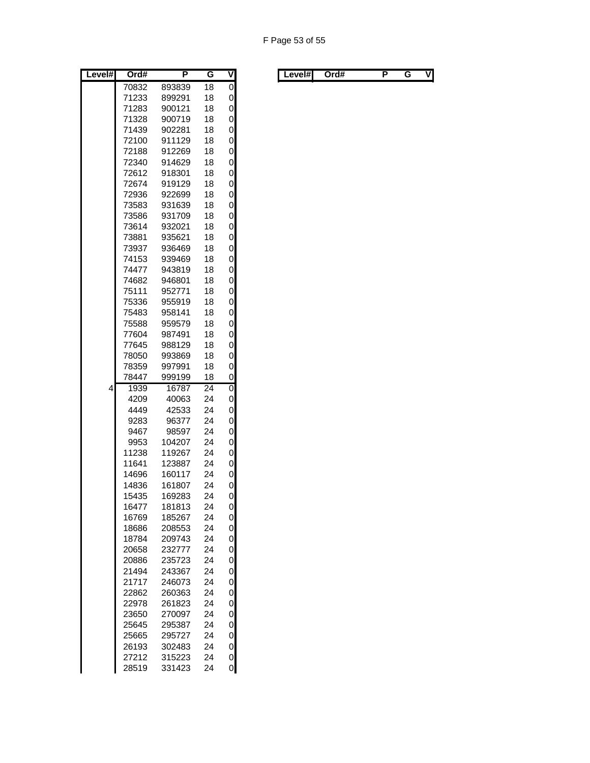| Level# | Ord# | P | G | V |
|---|---|---|---|---|
| | 70832 | 893839 | 18 | 0 |
| | 71233 | 899291 | 18 | 0 |
| | 71283 | 900121 | 18 | 0 |
| | 71328 | 900719 | 18 | 0 |
| | 71439 | 902281 | 18 | 0 |
| | 72100 | 911129 | 18 | 0 |
| | 72188 | 912269 | 18 | 0 |
| | 72340 | 914629 | 18 | 0 |
| | 72612 | 918301 | 18 | 0 |
| | 72674 | 919129 | 18 | 0 |
| | 72936 | 922699 | 18 | 0 |
| | 73583 | 931639 | 18 | 0 |
| | 73586 | 931709 | 18 | 0 |
| | 73614 | 932021 | 18 | 0 |
| | 73881 | 935621 | 18 | 0 |
| | 73937 | 936469 | 18 | 0 |
| | 74153 | 939469 | 18 | 0 |
| | 74477 | 943819 | 18 | 0 |
| | 74682 | 946801 | 18 | 0 |
| | 75111 | 952771 | 18 | 0 |
| | 75336 | 955919 | 18 | 0 |
| | 75483 | 958141 | 18 | 0 |
| | 75588 | 959579 | 18 | 0 |
| | 77604 | 987491 | 18 | 0 |
| | 77645 | 988129 | 18 | 0 |
| | 78050 | 993869 | 18 | 0 |
| | 78359 | 997991 | 18 | 0 |
| | 78447 | 999199 | 18 | 0 |
| 4 | 1939 | 16787 | 24 | 0 |
| | 4209 | 40063 | 24 | 0 |
| | 4449 | 42533 | 24 | 0 |
| | 9283 | 96377 | 24 | 0 |
| | 9467 | 98597 | 24 | 0 |
| | 9953 | 104207 | 24 | 0 |
| | 11238 | 119267 | 24 | 0 |
| | 11641 | 123887 | 24 | 0 |
| | 14696 | 160117 | 24 | 0 |
| | 14836 | 161807 | 24 | 0 |
| | 15435 | 169283 | 24 | 0 |
| | 16477 | 181813 | 24 | 0 |
| | 16769 | 185267 | 24 | 0 |
| | 18686 | 208553 | 24 | 0 |
| | 18784 | 209743 | 24 | 0 |
| | 20658 | 232777 | 24 | 0 |
| | 20886 | 235723 | 24 | 0 |
| | 21494 | 243367 | 24 | 0 |
| | 21717 | 246073 | 24 | 0 |
| | 22862 | 260363 | 24 | 0 |
| | 22978 | 261823 | 24 | 0 |
| | 23650 | 270097 | 24 | 0 |
| | 25645 | 295387 | 24 | 0 |
| | 25665 | 295727 | 24 | 0 |
| | 26193 | 302483 | 24 | 0 |
| | 27212 | 315223 | 24 | 0 |
| | 28519 | 331423 | 24 | 0 |

| Level# | Ord# | P | G | V |
|---|---|---|---|---|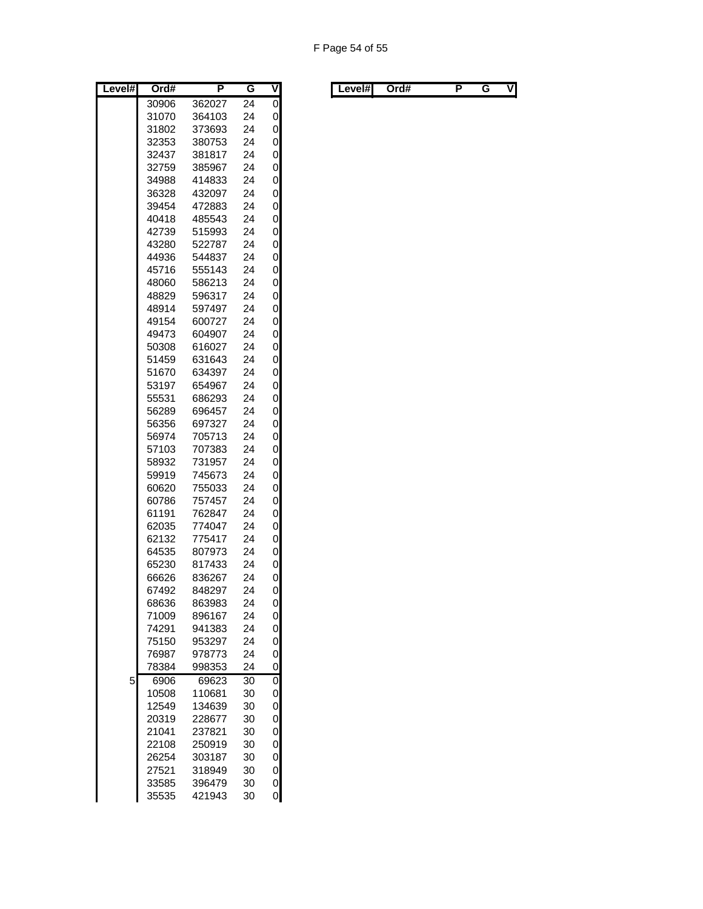| Level# | Ord# | P | G | V |
|---|---|---|---|---|
| | 30906 | 362027 | 24 | 0 |
| | 31070 | 364103 | 24 | 0 |
| | 31802 | 373693 | 24 | 0 |
| | 32353 | 380753 | 24 | 0 |
| | 32437 | 381817 | 24 | 0 |
| | 32759 | 385967 | 24 | 0 |
| | 34988 | 414833 | 24 | 0 |
| | 36328 | 432097 | 24 | 0 |
| | 39454 | 472883 | 24 | 0 |
| | 40418 | 485543 | 24 | 0 |
| | 42739 | 515993 | 24 | 0 |
| | 43280 | 522787 | 24 | 0 |
| | 44936 | 544837 | 24 | 0 |
| | 45716 | 555143 | 24 | 0 |
| | 48060 | 586213 | 24 | 0 |
| | 48829 | 596317 | 24 | 0 |
| | 48914 | 597497 | 24 | 0 |
| | 49154 | 600727 | 24 | 0 |
| | 49473 | 604907 | 24 | 0 |
| | 50308 | 616027 | 24 | 0 |
| | 51459 | 631643 | 24 | 0 |
| | 51670 | 634397 | 24 | 0 |
| | 53197 | 654967 | 24 | 0 |
| | 55531 | 686293 | 24 | 0 |
| | 56289 | 696457 | 24 | 0 |
| | 56356 | 697327 | 24 | 0 |
| | 56974 | 705713 | 24 | 0 |
| | 57103 | 707383 | 24 | 0 |
| | 58932 | 731957 | 24 | 0 |
| | 59919 | 745673 | 24 | 0 |
| | 60620 | 755033 | 24 | 0 |
| | 60786 | 757457 | 24 | 0 |
| | 61191 | 762847 | 24 | 0 |
| | 62035 | 774047 | 24 | 0 |
| | 62132 | 775417 | 24 | 0 |
| | 64535 | 807973 | 24 | 0 |
| | 65230 | 817433 | 24 | 0 |
| | 66626 | 836267 | 24 | 0 |
| | 67492 | 848297 | 24 | 0 |
| | 68636 | 863983 | 24 | 0 |
| | 71009 | 896167 | 24 | 0 |
| | 74291 | 941383 | 24 | 0 |
| | 75150 | 953297 | 24 | 0 |
| | 76987 | 978773 | 24 | 0 |
| | 78384 | 998353 | 24 | 0 |
| 5 | 6906 | 69623 | 30 | 0 |
| | 10508 | 110681 | 30 | 0 |
| | 12549 | 134639 | 30 | 0 |
| | 20319 | 228677 | 30 | 0 |
| | 21041 | 237821 | 30 | 0 |
| | 22108 | 250919 | 30 | 0 |
| | 26254 | 303187 | 30 | 0 |
| | 27521 | 318949 | 30 | 0 |
| | 33585 | 396479 | 30 | 0 |
| | 35535 | 421943 | 30 | 0 |

| Level# | Ord# | P | G | V |
|---|---|---|---|---|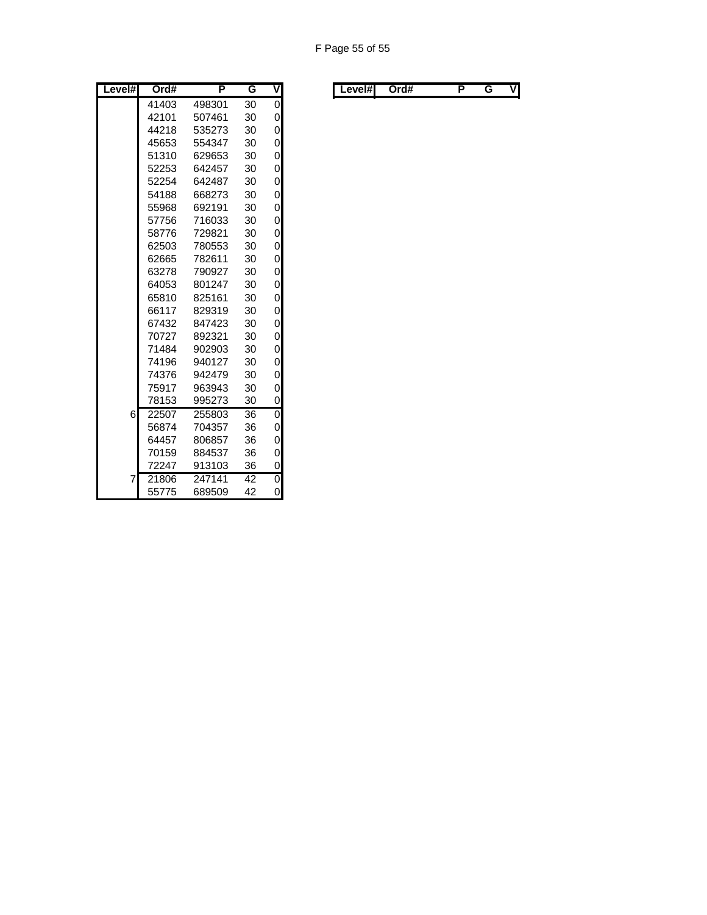| Level# | Ord# | P | G | V |
|---|---|---|---|---|
| | 41403 | 498301 | 30 | 0 |
| | 42101 | 507461 | 30 | 0 |
| | 44218 | 535273 | 30 | 0 |
| | 45653 | 554347 | 30 | 0 |
| | 51310 | 629653 | 30 | 0 |
| | 52253 | 642457 | 30 | 0 |
| | 52254 | 642487 | 30 | 0 |
| | 54188 | 668273 | 30 | 0 |
| | 55968 | 692191 | 30 | 0 |
| | 57756 | 716033 | 30 | 0 |
| | 58776 | 729821 | 30 | 0 |
| | 62503 | 780553 | 30 | 0 |
| | 62665 | 782611 | 30 | 0 |
| | 63278 | 790927 | 30 | 0 |
| | 64053 | 801247 | 30 | 0 |
| | 65810 | 825161 | 30 | 0 |
| | 66117 | 829319 | 30 | 0 |
| | 67432 | 847423 | 30 | 0 |
| | 70727 | 892321 | 30 | 0 |
| | 71484 | 902903 | 30 | 0 |
| | 74196 | 940127 | 30 | 0 |
| | 74376 | 942479 | 30 | 0 |
| | 75917 | 963943 | 30 | 0 |
| | 78153 | 995273 | 30 | 0 |
| 6 | 22507 | 255803 | 36 | 0 |
| | 56874 | 704357 | 36 | 0 |
| | 64457 | 806857 | 36 | 0 |
| | 70159 | 884537 | 36 | 0 |
| | 72247 | 913103 | 36 | 0 |
| 7 | 21806 | 247141 | 42 | 0 |
| | 55775 | 689509 | 42 | 0 |

| Level# | Ord# | P | G | V |
|---|---|---|---|---|